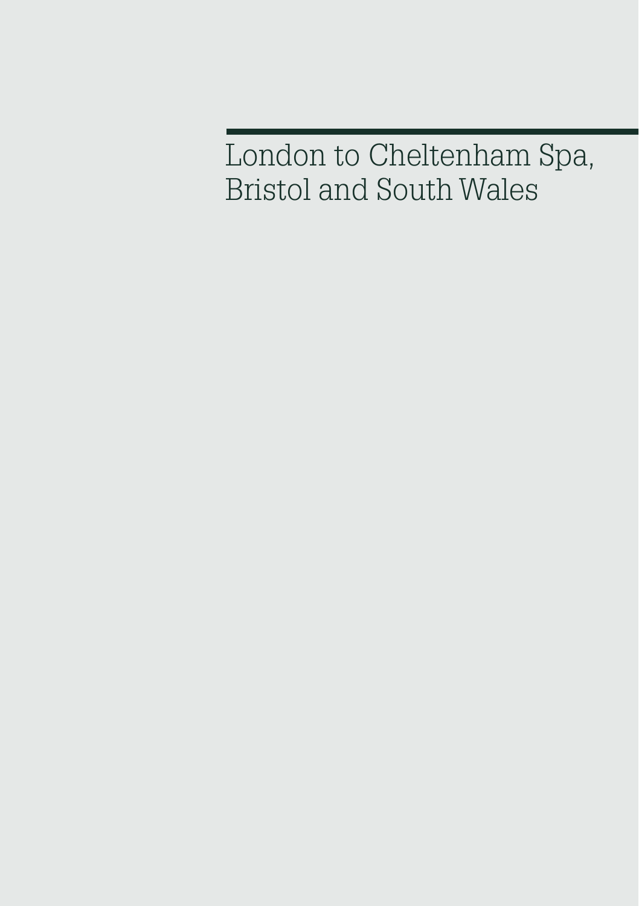# London to Cheltenham Spa, Bristol and South Wales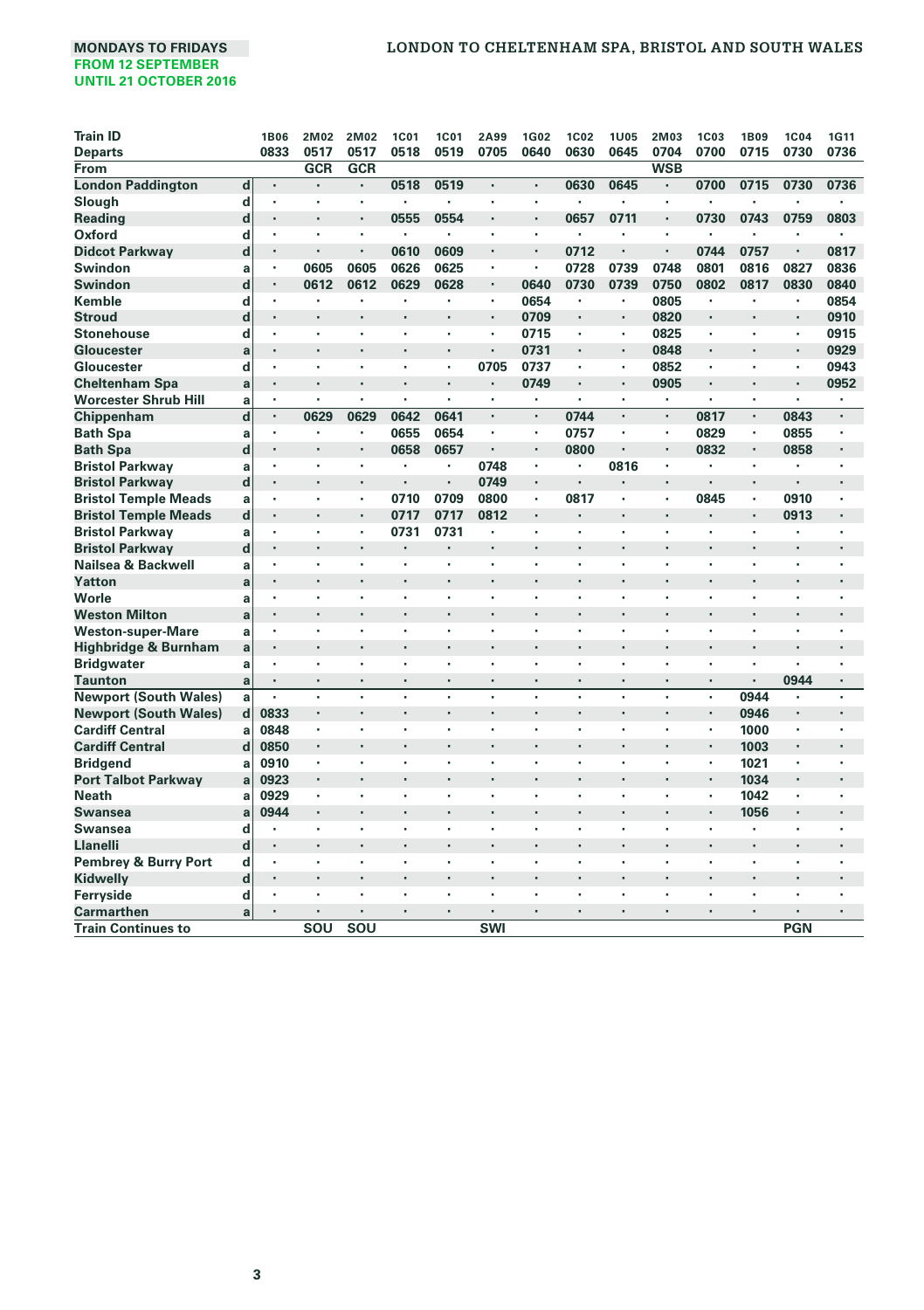MONDAYS TO FRIDAYS
FROM 12 SEPTEMBER
UNTIL 21 OCTOBER 2016

# LONDON TO CHELTENHAM SPA, BRISTOL AND SOUTH WALES

| Train ID | | 1B06 | 2M02 | 2M02 | 1C01 | 1C01 | 2A99 | 1G02 | 1C02 | 1U05 | 2M03 | 1C03 | 1B09 | 1C04 | 1G11 |
|---|---|---|---|---|---|---|---|---|---|---|---|---|---|---|---|
| Departs | | 0833 | 0517 | 0517 | 0518 | 0519 | 0705 | 0640 | 0630 | 0645 | 0704 | 0700 | 0715 | 0730 | 0736 |
| From | | | GCR | GCR | | | | | | | WSB | | | | |
| London Paddington | d | · | · | · | 0518 | 0519 | · | · | 0630 | 0645 | · | 0700 | 0715 | 0730 | 0736 |
| Slough | d | · | · | · | · | · | · | · | · | · | · | · | · | · | · |
| Reading | d | · | · | · | 0555 | 0554 | · | · | 0657 | 0711 | · | 0730 | 0743 | 0759 | 0803 |
| Oxford | d | · | · | · | · | · | · | · | · | · | · | · | · | · | · |
| Didcot Parkway | d | · | · | · | 0610 | 0609 | · | · | 0712 | · | · | 0744 | 0757 | · | 0817 |
| Swindon | a | · | 0605 | 0605 | 0626 | 0625 | · | · | 0728 | 0739 | 0748 | 0801 | 0816 | 0827 | 0836 |
| Swindon | d | · | 0612 | 0612 | 0629 | 0628 | · | 0640 | 0730 | 0739 | 0750 | 0802 | 0817 | 0830 | 0840 |
| Kemble | d | · | · | · | · | · | · | 0654 | · | · | 0805 | · | · | · | 0854 |
| Stroud | d | · | · | · | · | · | · | 0709 | · | · | 0820 | · | · | · | 0910 |
| Stonehouse | d | · | · | · | · | · | · | 0715 | · | · | 0825 | · | · | · | 0915 |
| Gloucester | a | · | · | · | · | · | · | 0731 | · | · | 0848 | · | · | · | 0929 |
| Gloucester | d | · | · | · | · | · | 0705 | 0737 | · | · | 0852 | · | · | · | 0943 |
| Cheltenham Spa | a | · | · | · | · | · | · | 0749 | · | · | 0905 | · | · | · | 0952 |
| Worcester Shrub Hill | a | · | · | · | · | · | · | · | · | · | · | · | · | · | · |
| Chippenham | d | · | 0629 | 0629 | 0642 | 0641 | · | · | 0744 | · | · | 0817 | · | 0843 | · |
| Bath Spa | a | · | · | · | 0655 | 0654 | · | · | 0757 | · | · | 0829 | · | 0855 | · |
| Bath Spa | d | · | · | · | 0658 | 0657 | · | · | 0800 | · | · | 0832 | · | 0858 | · |
| Bristol Parkway | a | · | · | · | · | · | 0748 | · | · | 0816 | · | · | · | · | · |
| Bristol Parkway | d | · | · | · | · | · | 0749 | · | · | · | · | · | · | · | · |
| Bristol Temple Meads | a | · | · | · | 0710 | 0709 | 0800 | · | 0817 | · | · | 0845 | · | 0910 | · |
| Bristol Temple Meads | d | · | · | · | 0717 | 0717 | 0812 | · | · | · | · | · | · | 0913 | · |
| Bristol Parkway | a | · | · | · | 0731 | 0731 | · | · | · | · | · | · | · | · | · |
| Bristol Parkway | d | · | · | · | · | · | · | · | · | · | · | · | · | · | · |
| Nailsea & Backwell | a | · | · | · | · | · | · | · | · | · | · | · | · | · | · |
| Yatton | a | · | · | · | · | · | · | · | · | · | · | · | · | · | · |
| Worle | a | · | · | · | · | · | · | · | · | · | · | · | · | · | · |
| Weston Milton | a | · | · | · | · | · | · | · | · | · | · | · | · | · | · |
| Weston-super-Mare | a | · | · | · | · | · | · | · | · | · | · | · | · | · | · |
| Highbridge & Burnham | a | · | · | · | · | · | · | · | · | · | · | · | · | · | · |
| Bridgwater | a | · | · | · | · | · | · | · | · | · | · | · | · | · | · |
| Taunton | a | · | · | · | · | · | · | · | · | · | · | · | · | 0944 | · |
| Newport (South Wales) | a | · | · | · | · | · | · | · | · | · | · | · | 0944 | · | · |
| Newport (South Wales) | d | 0833 | · | · | · | · | · | · | · | · | · | · | 0946 | · | · |
| Cardiff Central | a | 0848 | · | · | · | · | · | · | · | · | · | · | 1000 | · | · |
| Cardiff Central | d | 0850 | · | · | · | · | · | · | · | · | · | · | 1003 | · | · |
| Bridgend | a | 0910 | · | · | · | · | · | · | · | · | · | · | 1021 | · | · |
| Port Talbot Parkway | a | 0923 | · | · | · | · | · | · | · | · | · | · | 1034 | · | · |
| Neath | a | 0929 | · | · | · | · | · | · | · | · | · | · | 1042 | · | · |
| Swansea | a | 0944 | · | · | · | · | · | · | · | · | · | · | 1056 | · | · |
| Swansea | d | · | · | · | · | · | · | · | · | · | · | · | · | · | · |
| Llanelli | d | · | · | · | · | · | · | · | · | · | · | · | · | · | · |
| Pembrey & Burry Port | d | · | · | · | · | · | · | · | · | · | · | · | · | · | · |
| Kidwelly | d | · | · | · | · | · | · | · | · | · | · | · | · | · | · |
| Ferryside | d | · | · | · | · | · | · | · | · | · | · | · | · | · | · |
| Carmarthen | a | · | · | · | · | · | · | · | · | · | · | · | · | · | · |
| Train Continues to | | | SOU | SOU | | | SWI | | | | | | | PGN | |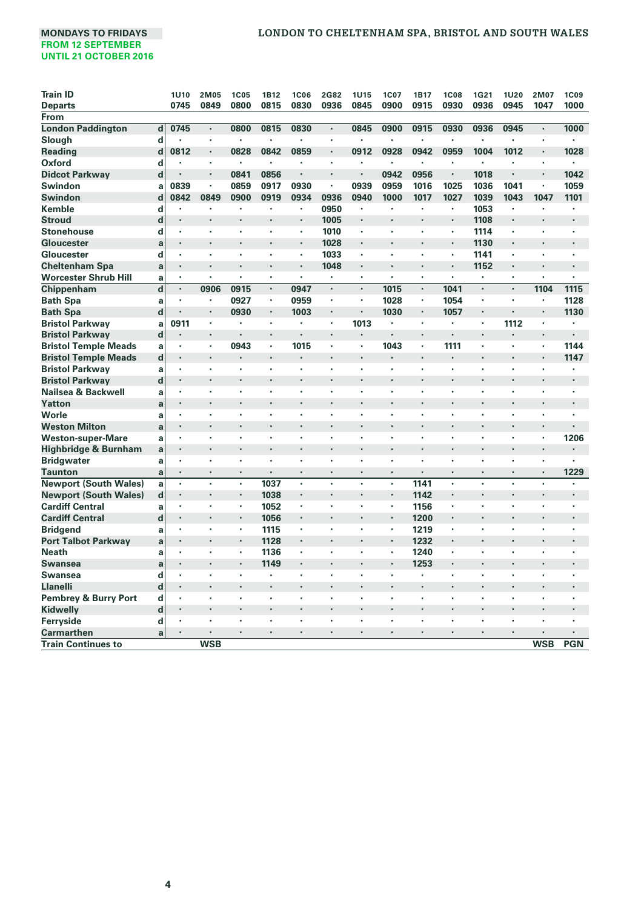MONDAYS TO FRIDAYS
FROM 12 SEPTEMBER
UNTIL 21 OCTOBER 2016

## LONDON TO CHELTENHAM SPA, BRISTOL AND SOUTH WALES

| Train ID | | 1U10 | 2M05 | 1C05 | 1B12 | 1C06 | 2G82 | 1U15 | 1C07 | 1B17 | 1C08 | 1G21 | 1U20 | 2M07 | 1C09 |
|---|---|---|---|---|---|---|---|---|---|---|---|---|---|---|---|
| Departs | | 0745 | 0849 | 0800 | 0815 | 0830 | 0936 | 0845 | 0900 | 0915 | 0930 | 0936 | 0945 | 1047 | 1000 |
| From | | | | | | | | | | | | | | | |
| London Paddington | d | 0745 | · | 0800 | 0815 | 0830 | · | 0845 | 0900 | 0915 | 0930 | 0936 | 0945 | · | 1000 |
| Slough | d | · | · | · | · | · | · | · | · | · | · | · | · | · | · |
| Reading | d | 0812 | · | 0828 | 0842 | 0859 | · | 0912 | 0928 | 0942 | 0959 | 1004 | 1012 | · | 1028 |
| Oxford | d | · | · | · | · | · | · | · | · | · | · | · | · | · | · |
| Didcot Parkway | d | · | · | 0841 | 0856 | · | · | · | 0942 | 0956 | · | 1018 | · | · | 1042 |
| Swindon | a | 0839 | · | 0859 | 0917 | 0930 | · | 0939 | 0959 | 1016 | 1025 | 1036 | 1041 | · | 1059 |
| Swindon | d | 0842 | 0849 | 0900 | 0919 | 0934 | 0936 | 0940 | 1000 | 1017 | 1027 | 1039 | 1043 | 1047 | 1101 |
| Kemble | d | · | · | · | · | · | 0950 | · | · | · | · | 1053 | · | · | · |
| Stroud | d | · | · | · | · | · | 1005 | · | · | · | · | 1108 | · | · | · |
| Stonehouse | d | · | · | · | · | · | 1010 | · | · | · | · | 1114 | · | · | · |
| Gloucester | a | · | · | · | · | · | 1028 | · | · | · | · | 1130 | · | · | · |
| Gloucester | d | · | · | · | · | · | 1033 | · | · | · | · | 1141 | · | · | · |
| Cheltenham Spa | a | · | · | · | · | · | 1048 | · | · | · | · | 1152 | · | · | · |
| Worcester Shrub Hill | a | · | · | · | · | · | · | · | · | · | · | · | · | · | · |
| Chippenham | d | · | 0906 | 0915 | · | 0947 | · | · | 1015 | · | 1041 | · | · | 1104 | 1115 |
| Bath Spa | a | · | · | 0927 | · | 0959 | · | · | 1028 | · | 1054 | · | · | · | 1128 |
| Bath Spa | d | · | · | 0930 | · | 1003 | · | · | 1030 | · | 1057 | · | · | · | 1130 |
| Bristol Parkway | a | 0911 | · | · | · | · | · | 1013 | · | · | · | · | 1112 | · | · |
| Bristol Parkway | d | · | · | · | · | · | · | · | · | · | · | · | · | · | · |
| Bristol Temple Meads | a | · | · | 0943 | · | 1015 | · | · | 1043 | · | 1111 | · | · | · | 1144 |
| Bristol Temple Meads | d | · | · | · | · | · | · | · | · | · | · | · | · | · | 1147 |
| Bristol Parkway | a | · | · | · | · | · | · | · | · | · | · | · | · | · | · |
| Bristol Parkway | d | · | · | · | · | · | · | · | · | · | · | · | · | · | · |
| Nailsea & Backwell | a | · | · | · | · | · | · | · | · | · | · | · | · | · | · |
| Yatton | a | · | · | · | · | · | · | · | · | · | · | · | · | · | · |
| Worle | a | · | · | · | · | · | · | · | · | · | · | · | · | · | · |
| Weston Milton | a | · | · | · | · | · | · | · | · | · | · | · | · | · | · |
| Weston-super-Mare | a | · | · | · | · | · | · | · | · | · | · | · | · | · | 1206 |
| Highbridge & Burnham | a | · | · | · | · | · | · | · | · | · | · | · | · | · | · |
| Bridgwater | a | · | · | · | · | · | · | · | · | · | · | · | · | · | · |
| Taunton | a | · | · | · | · | · | · | · | · | · | · | · | · | · | 1229 |
| Newport (South Wales) | a | · | · | · | 1037 | · | · | · | · | 1141 | · | · | · | · | · |
| Newport (South Wales) | d | · | · | · | 1038 | · | · | · | · | 1142 | · | · | · | · | · |
| Cardiff Central | a | · | · | · | 1052 | · | · | · | · | 1156 | · | · | · | · | · |
| Cardiff Central | d | · | · | · | 1056 | · | · | · | · | 1200 | · | · | · | · | · |
| Bridgend | a | · | · | · | 1115 | · | · | · | · | 1219 | · | · | · | · | · |
| Port Talbot Parkway | a | · | · | · | 1128 | · | · | · | · | 1232 | · | · | · | · | · |
| Neath | a | · | · | · | 1136 | · | · | · | · | 1240 | · | · | · | · | · |
| Swansea | a | · | · | · | 1149 | · | · | · | · | 1253 | · | · | · | · | · |
| Swansea | d | · | · | · | · | · | · | · | · | · | · | · | · | · | · |
| Llanelli | d | · | · | · | · | · | · | · | · | · | · | · | · | · | · |
| Pembrey & Burry Port | d | · | · | · | · | · | · | · | · | · | · | · | · | · | · |
| Kidwelly | d | · | · | · | · | · | · | · | · | · | · | · | · | · | · |
| Ferryside | d | · | · | · | · | · | · | · | · | · | · | · | · | · | · |
| Carmarthen | a | · | · | · | · | · | · | · | · | · | · | · | · | · | · |
| Train Continues to | | | WSB | | | | | | | | | | | WSB | PGN |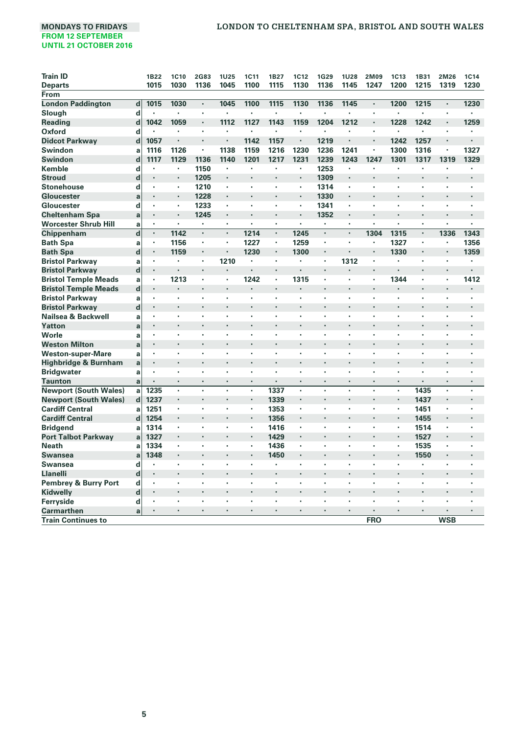MONDAYS TO FRIDAYS
FROM 12 SEPTEMBER
UNTIL 21 OCTOBER 2016

# LONDON TO CHELTENHAM SPA, BRISTOL AND SOUTH WALES

| Train ID | | 1B22 | 1C10 | 2G83 | 1U25 | 1C11 | 1B27 | 1C12 | 1G29 | 1U28 | 2M09 | 1C13 | 1B31 | 2M26 | 1C14 |
|---|---|---|---|---|---|---|---|---|---|---|---|---|---|---|---|
| Departs | | 1015 | 1030 | 1136 | 1045 | 1100 | 1115 | 1130 | 1136 | 1145 | 1247 | 1200 | 1215 | 1319 | 1230 |
| From | | | | | | | | | | | | | | | |
| London Paddington | d | 1015 | 1030 | · | 1045 | 1100 | 1115 | 1130 | 1136 | 1145 | · | 1200 | 1215 | · | 1230 |
| Slough | d | · | · | · | · | · | · | · | · | · | · | · | · | · | · |
| Reading | d | 1042 | 1059 | · | 1112 | 1127 | 1143 | 1159 | 1204 | 1212 | · | 1228 | 1242 | · | 1259 |
| Oxford | d | · | · | · | · | · | · | · | · | · | · | · | · | · | · |
| Didcot Parkway | d | 1057 | · | · | · | 1142 | 1157 | · | 1219 | · | · | 1242 | 1257 | · | · |
| Swindon | a | 1116 | 1126 | · | 1138 | 1159 | 1216 | 1230 | 1236 | 1241 | · | 1300 | 1316 | · | 1327 |
| Swindon | d | 1117 | 1129 | 1136 | 1140 | 1201 | 1217 | 1231 | 1239 | 1243 | 1247 | 1301 | 1317 | 1319 | 1329 |
| Kemble | d | · | · | 1150 | · | · | · | · | 1253 | · | · | · | · | · | · |
| Stroud | d | · | · | 1205 | · | · | · | · | 1309 | · | · | · | · | · | · |
| Stonehouse | d | · | · | 1210 | · | · | · | · | 1314 | · | · | · | · | · | · |
| Gloucester | a | · | · | 1228 | · | · | · | · | 1330 | · | · | · | · | · | · |
| Gloucester | d | · | · | 1233 | · | · | · | · | 1341 | · | · | · | · | · | · |
| Cheltenham Spa | a | · | · | 1245 | · | · | · | · | 1352 | · | · | · | · | · | · |
| Worcester Shrub Hill | a | · | · | · | · | · | · | · | · | · | · | · | · | · | · |
| Chippenham | d | · | 1142 | · | · | 1214 | · | 1245 | · | · | 1304 | 1315 | · | 1336 | 1343 |
| Bath Spa | a | · | 1156 | · | · | 1227 | · | 1259 | · | · | · | 1327 | · | · | 1356 |
| Bath Spa | d | · | 1159 | · | · | 1230 | · | 1300 | · | · | · | 1330 | · | · | 1359 |
| Bristol Parkway | a | · | · | · | 1210 | · | · | · | · | 1312 | · | · | · | · | · |
| Bristol Parkway | d | · | · | · | · | · | · | · | · | · | · | · | · | · | · |
| Bristol Temple Meads | a | · | 1213 | · | · | 1242 | · | 1315 | · | · | · | 1344 | · | · | 1412 |
| Bristol Temple Meads | d | · | · | · | · | · | · | · | · | · | · | · | · | · | · |
| Bristol Parkway | a | · | · | · | · | · | · | · | · | · | · | · | · | · | · |
| Bristol Parkway | d | · | · | · | · | · | · | · | · | · | · | · | · | · | · |
| Nailsea & Backwell | a | · | · | · | · | · | · | · | · | · | · | · | · | · | · |
| Yatton | a | · | · | · | · | · | · | · | · | · | · | · | · | · | · |
| Worle | a | · | · | · | · | · | · | · | · | · | · | · | · | · | · |
| Weston Milton | a | · | · | · | · | · | · | · | · | · | · | · | · | · | · |
| Weston-super-Mare | a | · | · | · | · | · | · | · | · | · | · | · | · | · | · |
| Highbridge & Burnham | a | · | · | · | · | · | · | · | · | · | · | · | · | · | · |
| Bridgwater | a | · | · | · | · | · | · | · | · | · | · | · | · | · | · |
| Taunton | a | · | · | · | · | · | · | · | · | · | · | · | · | · | · |
| Newport (South Wales) | a | 1235 | · | · | · | · | 1337 | · | · | · | · | · | 1435 | · | · |
| Newport (South Wales) | d | 1237 | · | · | · | · | 1339 | · | · | · | · | · | 1437 | · | · |
| Cardiff Central | a | 1251 | · | · | · | · | 1353 | · | · | · | · | · | 1451 | · | · |
| Cardiff Central | d | 1254 | · | · | · | · | 1356 | · | · | · | · | · | 1455 | · | · |
| Bridgend | a | 1314 | · | · | · | · | 1416 | · | · | · | · | · | 1514 | · | · |
| Port Talbot Parkway | a | 1327 | · | · | · | · | 1429 | · | · | · | · | · | 1527 | · | · |
| Neath | a | 1334 | · | · | · | · | 1436 | · | · | · | · | · | 1535 | · | · |
| Swansea | a | 1348 | · | · | · | · | 1450 | · | · | · | · | · | 1550 | · | · |
| Swansea | d | · | · | · | · | · | · | · | · | · | · | · | · | · | · |
| Llanelli | d | · | · | · | · | · | · | · | · | · | · | · | · | · | · |
| Pembrey & Burry Port | d | · | · | · | · | · | · | · | · | · | · | · | · | · | · |
| Kidwelly | d | · | · | · | · | · | · | · | · | · | · | · | · | · | · |
| Ferryside | d | · | · | · | · | · | · | · | · | · | · | · | · | · | · |
| Carmarthen | a | · | · | · | · | · | · | · | · | · | · | · | · | · | · |
| Train Continues to | | | | | | | | | | | FRO | | | WSB | |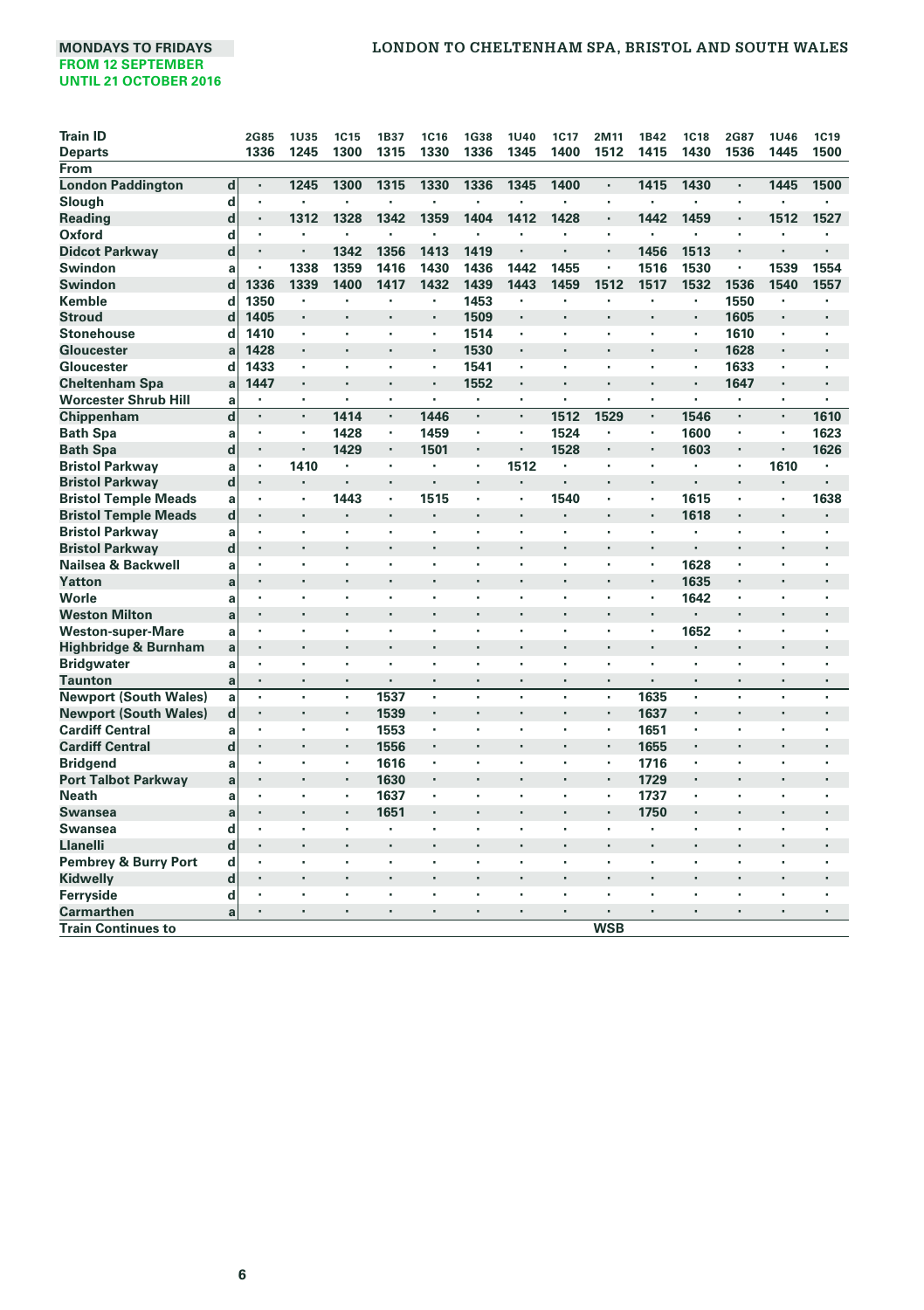MONDAYS TO FRIDAYS
FROM 12 SEPTEMBER
UNTIL 21 OCTOBER 2016

# LONDON TO CHELTENHAM SPA, BRISTOL AND SOUTH WALES

| Train ID | | 2G85 | 1U35 | 1C15 | 1B37 | 1C16 | 1G38 | 1U40 | 1C17 | 2M11 | 1B42 | 1C18 | 2G87 | 1U46 | 1C19 |
|---|---|---|---|---|---|---|---|---|---|---|---|---|---|---|---|
| Departs | | 1336 | 1245 | 1300 | 1315 | 1330 | 1336 | 1345 | 1400 | 1512 | 1415 | 1430 | 1536 | 1445 | 1500 |
| From | | | | | | | | | | | | | | | |
| London Paddington | d | · | 1245 | 1300 | 1315 | 1330 | 1336 | 1345 | 1400 | · | 1415 | 1430 | · | 1445 | 1500 |
| Slough | d | · | · | · | · | · | · | · | · | · | · | · | · | · | · |
| Reading | d | · | 1312 | 1328 | 1342 | 1359 | 1404 | 1412 | 1428 | · | 1442 | 1459 | · | 1512 | 1527 |
| Oxford | d | · | · | · | · | · | · | · | · | · | · | · | · | · | · |
| Didcot Parkway | d | · | · | 1342 | 1356 | 1413 | 1419 | · | · | · | 1456 | 1513 | · | · | · |
| Swindon | a | · | 1338 | 1359 | 1416 | 1430 | 1436 | 1442 | 1455 | · | 1516 | 1530 | · | 1539 | 1554 |
| Swindon | d | 1336 | 1339 | 1400 | 1417 | 1432 | 1439 | 1443 | 1459 | 1512 | 1517 | 1532 | 1536 | 1540 | 1557 |
| Kemble | d | 1350 | · | · | · | · | 1453 | · | · | · | · | · | 1550 | · | · |
| Stroud | d | 1405 | · | · | · | · | 1509 | · | · | · | · | · | 1605 | · | · |
| Stonehouse | d | 1410 | · | · | · | · | 1514 | · | · | · | · | · | 1610 | · | · |
| Gloucester | a | 1428 | · | · | · | · | 1530 | · | · | · | · | · | 1628 | · | · |
| Gloucester | d | 1433 | · | · | · | · | 1541 | · | · | · | · | · | 1633 | · | · |
| Cheltenham Spa | a | 1447 | · | · | · | · | 1552 | · | · | · | · | · | 1647 | · | · |
| Worcester Shrub Hill | a | · | · | · | · | · | · | · | · | · | · | · | · | · | · |
| Chippenham | d | · | · | 1414 | · | 1446 | · | · | 1512 | 1529 | · | 1546 | · | · | 1610 |
| Bath Spa | a | · | · | 1428 | · | 1459 | · | · | 1524 | · | · | 1600 | · | · | 1623 |
| Bath Spa | d | · | · | 1429 | · | 1501 | · | · | 1528 | · | · | 1603 | · | · | 1626 |
| Bristol Parkway | a | · | 1410 | · | · | · | · | 1512 | · | · | · | · | · | 1610 | · |
| Bristol Parkway | d | · | · | · | · | · | · | · | · | · | · | · | · | · | · |
| Bristol Temple Meads | a | · | · | 1443 | · | 1515 | · | · | 1540 | · | · | 1615 | · | · | 1638 |
| Bristol Temple Meads | d | · | · | · | · | · | · | · | · | · | · | 1618 | · | · | · |
| Bristol Parkway | a | · | · | · | · | · | · | · | · | · | · | · | · | · | · |
| Bristol Parkway | d | · | · | · | · | · | · | · | · | · | · | · | · | · | · |
| Nailsea & Backwell | a | · | · | · | · | · | · | · | · | · | · | 1628 | · | · | · |
| Yatton | a | · | · | · | · | · | · | · | · | · | · | 1635 | · | · | · |
| Worle | a | · | · | · | · | · | · | · | · | · | · | 1642 | · | · | · |
| Weston Milton | a | · | · | · | · | · | · | · | · | · | · | · | · | · | · |
| Weston-super-Mare | a | · | · | · | · | · | · | · | · | · | · | 1652 | · | · | · |
| Highbridge & Burnham | a | · | · | · | · | · | · | · | · | · | · | · | · | · | · |
| Bridgwater | a | · | · | · | · | · | · | · | · | · | · | · | · | · | · |
| Taunton | a | · | · | · | · | · | · | · | · | · | · | · | · | · | · |
| Newport (South Wales) | a | · | · | · | 1537 | · | · | · | · | · | 1635 | · | · | · | · |
| Newport (South Wales) | d | · | · | · | 1539 | · | · | · | · | · | 1637 | · | · | · | · |
| Cardiff Central | a | · | · | · | 1553 | · | · | · | · | · | 1651 | · | · | · | · |
| Cardiff Central | d | · | · | · | 1556 | · | · | · | · | · | 1655 | · | · | · | · |
| Bridgend | a | · | · | · | 1616 | · | · | · | · | · | 1716 | · | · | · | · |
| Port Talbot Parkway | a | · | · | · | 1630 | · | · | · | · | · | 1729 | · | · | · | · |
| Neath | a | · | · | · | 1637 | · | · | · | · | · | 1737 | · | · | · | · |
| Swansea | a | · | · | · | 1651 | · | · | · | · | · | 1750 | · | · | · | · |
| Swansea | d | · | · | · | · | · | · | · | · | · | · | · | · | · | · |
| Llanelli | d | · | · | · | · | · | · | · | · | · | · | · | · | · | · |
| Pembrey & Burry Port | d | · | · | · | · | · | · | · | · | · | · | · | · | · | · |
| Kidwelly | d | · | · | · | · | · | · | · | · | · | · | · | · | · | · |
| Ferryside | d | · | · | · | · | · | · | · | · | · | · | · | · | · | · |
| Carmarthen | a | · | · | · | · | · | · | · | · | · | · | · | · | · | · |
| Train Continues to | | | | | | | | | | WSB | | | | | |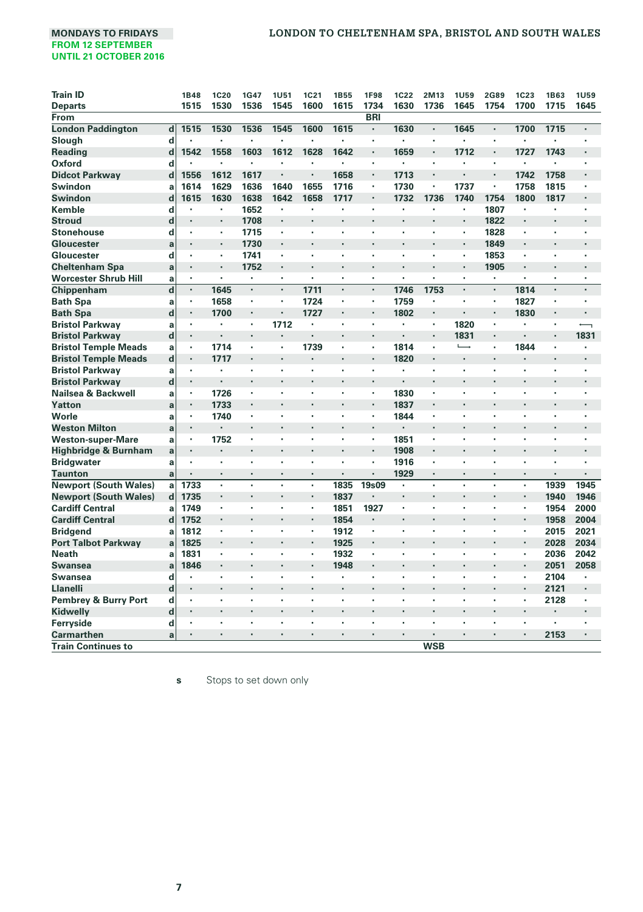MONDAYS TO FRIDAYS
FROM 12 SEPTEMBER
UNTIL 21 OCTOBER 2016

# LONDON TO CHELTENHAM SPA, BRISTOL AND SOUTH WALES

| Train ID | | 1B48 | 1C20 | 1G47 | 1U51 | 1C21 | 1B55 | 1F98 | 1C22 | 2M13 | 1U59 | 2G89 | 1C23 | 1B63 | 1U59 |
|---|---|---|---|---|---|---|---|---|---|---|---|---|---|---|---|
| Departs | | 1515 | 1530 | 1536 | 1545 | 1600 | 1615 | 1734 | 1630 | 1736 | 1645 | 1754 | 1700 | 1715 | 1645 |
| From | | | | | | | | BRI | | | | | | | |
| London Paddington | d | 1515 | 1530 | 1536 | 1545 | 1600 | 1615 | · | 1630 | · | 1645 | · | 1700 | 1715 | · |
| Slough | d | · | · | · | · | · | · | · | · | · | · | · | · | · | · |
| Reading | d | 1542 | 1558 | 1603 | 1612 | 1628 | 1642 | · | 1659 | · | 1712 | · | 1727 | 1743 | · |
| Oxford | d | · | · | · | · | · | · | · | · | · | · | · | · | · | · |
| Didcot Parkway | d | 1556 | 1612 | 1617 | · | · | 1658 | · | 1713 | · | · | · | 1742 | 1758 | · |
| Swindon | a | 1614 | 1629 | 1636 | 1640 | 1655 | 1716 | · | 1730 | · | 1737 | · | 1758 | 1815 | · |
| Swindon | d | 1615 | 1630 | 1638 | 1642 | 1658 | 1717 | · | 1732 | 1736 | 1740 | 1754 | 1800 | 1817 | · |
| Kemble | d | · | · | 1652 | · | · | · | · | · | · | · | 1807 | · | · | · |
| Stroud | d | · | · | 1708 | · | · | · | · | · | · | · | 1822 | · | · | · |
| Stonehouse | d | · | · | 1715 | · | · | · | · | · | · | · | 1828 | · | · | · |
| Gloucester | a | · | · | 1730 | · | · | · | · | · | · | · | 1849 | · | · | · |
| Gloucester | d | · | · | 1741 | · | · | · | · | · | · | · | 1853 | · | · | · |
| Cheltenham Spa | a | · | · | 1752 | · | · | · | · | · | · | · | 1905 | · | · | · |
| Worcester Shrub Hill | a | · | · | · | · | · | · | · | · | · | · | · | · | · | · |
| Chippenham | d | · | 1645 | · | · | 1711 | · | · | 1746 | 1753 | · | · | 1814 | · | · |
| Bath Spa | a | · | 1658 | · | · | 1724 | · | · | 1759 | · | · | · | 1827 | · | · |
| Bath Spa | d | · | 1700 | · | · | 1727 | · | · | 1802 | · | · | · | 1830 | · | · |
| Bristol Parkway | a | · | · | · | 1712 | · | · | · | · | · | 1820 | · | · | · | ⟵ |
| Bristol Parkway | d | · | · | · | · | · | · | · | · | · | 1831 | · | · | · | 1831 |
| Bristol Temple Meads | a | · | 1714 | · | · | 1739 | · | · | 1814 | · | ⟶ | · | 1844 | · | · |
| Bristol Temple Meads | d | · | 1717 | · | · | · | · | · | 1820 | · | · | · | · | · | · |
| Bristol Parkway | a | · | · | · | · | · | · | · | · | · | · | · | · | · | · |
| Bristol Parkway | d | · | · | · | · | · | · | · | · | · | · | · | · | · | · |
| Nailsea & Backwell | a | · | 1726 | · | · | · | · | · | 1830 | · | · | · | · | · | · |
| Yatton | a | · | 1733 | · | · | · | · | · | 1837 | · | · | · | · | · | · |
| Worle | a | · | 1740 | · | · | · | · | · | 1844 | · | · | · | · | · | · |
| Weston Milton | a | · | · | · | · | · | · | · | · | · | · | · | · | · | · |
| Weston-super-Mare | a | · | 1752 | · | · | · | · | · | 1851 | · | · | · | · | · | · |
| Highbridge & Burnham | a | · | · | · | · | · | · | · | 1908 | · | · | · | · | · | · |
| Bridgwater | a | · | · | · | · | · | · | · | 1916 | · | · | · | · | · | · |
| Taunton | a | · | · | · | · | · | · | · | 1929 | · | · | · | · | · | · |
| Newport (South Wales) | a | 1733 | · | · | · | · | 1835 | 19s09 | · | · | · | · | · | 1939 | 1945 |
| Newport (South Wales) | d | 1735 | · | · | · | · | 1837 | · | · | · | · | · | · | 1940 | 1946 |
| Cardiff Central | a | 1749 | · | · | · | · | 1851 | 1927 | · | · | · | · | · | 1954 | 2000 |
| Cardiff Central | d | 1752 | · | · | · | · | 1854 | · | · | · | · | · | · | 1958 | 2004 |
| Bridgend | a | 1812 | · | · | · | · | 1912 | · | · | · | · | · | · | 2015 | 2021 |
| Port Talbot Parkway | a | 1825 | · | · | · | · | 1925 | · | · | · | · | · | · | 2028 | 2034 |
| Neath | a | 1831 | · | · | · | · | 1932 | · | · | · | · | · | · | 2036 | 2042 |
| Swansea | a | 1846 | · | · | · | · | 1948 | · | · | · | · | · | · | 2051 | 2058 |
| Swansea | d | · | · | · | · | · | · | · | · | · | · | · | · | 2104 | · |
| Llanelli | d | · | · | · | · | · | · | · | · | · | · | · | · | 2121 | · |
| Pembrey & Burry Port | d | · | · | · | · | · | · | · | · | · | · | · | · | 2128 | · |
| Kidwelly | d | · | · | · | · | · | · | · | · | · | · | · | · | · | · |
| Ferryside | d | · | · | · | · | · | · | · | · | · | · | · | · | · | · |
| Carmarthen | a | · | · | · | · | · | · | · | · | · | · | · | · | 2153 | · |
| Train Continues to | | | | | | | | | | WSB | | | | | |

**s** Stops to set down only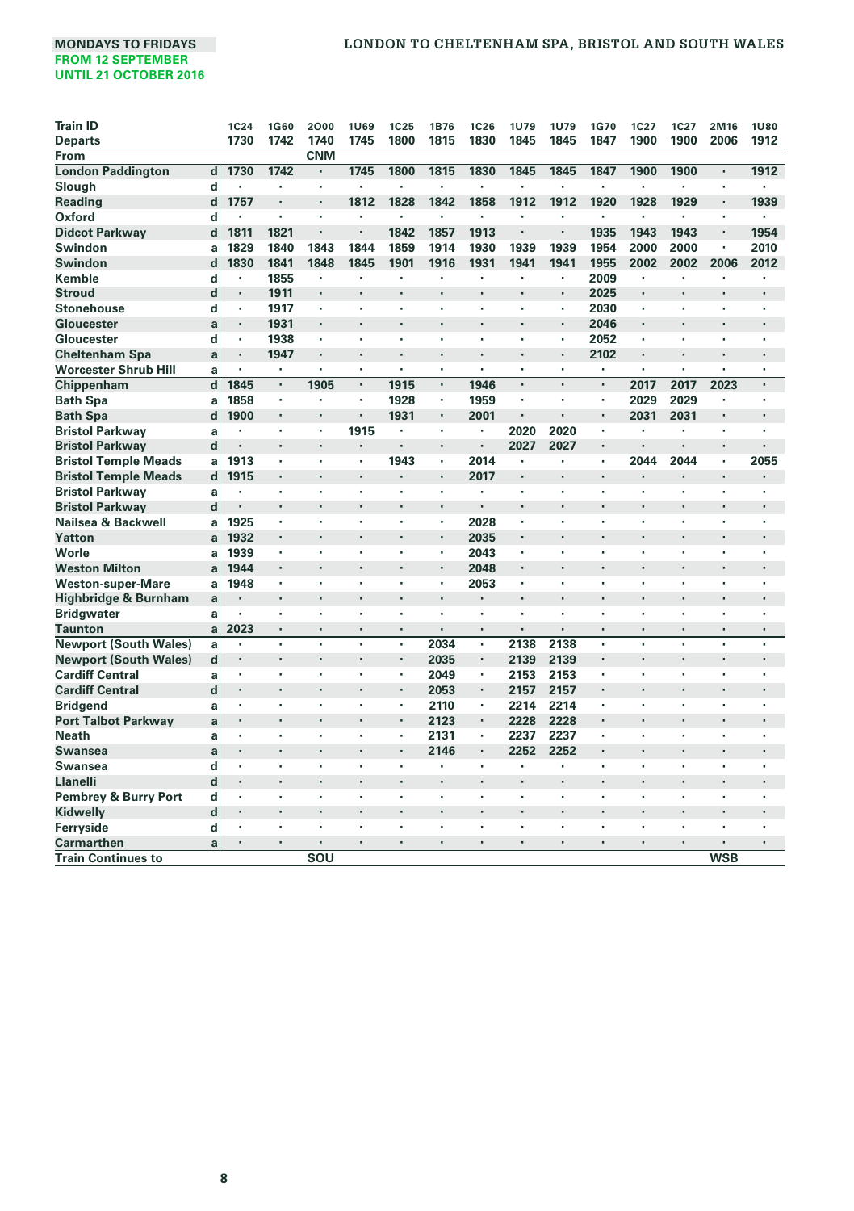**MONDAYS TO FRIDAYS**
**FROM 12 SEPTEMBER**
**UNTIL 21 OCTOBER 2016**

## LONDON TO CHELTENHAM SPA, BRISTOL AND SOUTH WALES

| Train ID | | 1C24 | 1G60 | 2O00 | 1U69 | 1C25 | 1B76 | 1C26 | 1U79 | 1U79 | 1G70 | 1C27 | 1C27 | 2M16 | 1U80 |
|---|---|---|---|---|---|---|---|---|---|---|---|---|---|---|---|
| Departs | | 1730 | 1742 | 1740 | 1745 | 1800 | 1815 | 1830 | 1845 | 1845 | 1847 | 1900 | 1900 | 2006 | 1912 |
| From | | | | CNM | | | | | | | | | | | |
| London Paddington | d | 1730 | 1742 | · | 1745 | 1800 | 1815 | 1830 | 1845 | 1845 | 1847 | 1900 | 1900 | · | 1912 |
| Slough | d | · | · | · | · | · | · | · | · | · | · | · | · | · | · |
| Reading | d | 1757 | · | · | 1812 | 1828 | 1842 | 1858 | 1912 | 1912 | 1920 | 1928 | 1929 | · | 1939 |
| Oxford | d | · | · | · | · | · | · | · | · | · | · | · | · | · | · |
| Didcot Parkway | d | 1811 | 1821 | · | · | 1842 | 1857 | 1913 | · | · | 1935 | 1943 | 1943 | · | 1954 |
| Swindon | a | 1829 | 1840 | 1843 | 1844 | 1859 | 1914 | 1930 | 1939 | 1939 | 1954 | 2000 | 2000 | · | 2010 |
| Swindon | d | 1830 | 1841 | 1848 | 1845 | 1901 | 1916 | 1931 | 1941 | 1941 | 1955 | 2002 | 2002 | 2006 | 2012 |
| Kemble | d | · | 1855 | · | · | · | · | · | · | · | 2009 | · | · | · | · |
| Stroud | d | · | 1911 | · | · | · | · | · | · | · | 2025 | · | · | · | · |
| Stonehouse | d | · | 1917 | · | · | · | · | · | · | · | 2030 | · | · | · | · |
| Gloucester | a | · | 1931 | · | · | · | · | · | · | · | 2046 | · | · | · | · |
| Gloucester | d | · | 1938 | · | · | · | · | · | · | · | 2052 | · | · | · | · |
| Cheltenham Spa | a | · | 1947 | · | · | · | · | · | · | · | 2102 | · | · | · | · |
| Worcester Shrub Hill | a | · | · | · | · | · | · | · | · | · | · | · | · | · | · |
| Chippenham | d | 1845 | · | 1905 | · | 1915 | · | 1946 | · | · | · | 2017 | 2017 | 2023 | · |
| Bath Spa | a | 1858 | · | · | · | 1928 | · | 1959 | · | · | · | 2029 | 2029 | · | · |
| Bath Spa | d | 1900 | · | · | · | 1931 | · | 2001 | · | · | · | 2031 | 2031 | · | · |
| Bristol Parkway | a | · | · | · | 1915 | · | · | · | 2020 | 2020 | · | · | · | · | · |
| Bristol Parkway | d | · | · | · | · | · | · | · | 2027 | 2027 | · | · | · | · | · |
| Bristol Temple Meads | a | 1913 | · | · | · | 1943 | · | 2014 | · | · | · | 2044 | 2044 | · | 2055 |
| Bristol Temple Meads | d | 1915 | · | · | · | · | · | 2017 | · | · | · | · | · | · | · |
| Bristol Parkway | a | · | · | · | · | · | · | · | · | · | · | · | · | · | · |
| Bristol Parkway | d | · | · | · | · | · | · | · | · | · | · | · | · | · | · |
| Nailsea & Backwell | a | 1925 | · | · | · | · | · | 2028 | · | · | · | · | · | · | · |
| Yatton | a | 1932 | · | · | · | · | · | 2035 | · | · | · | · | · | · | · |
| Worle | a | 1939 | · | · | · | · | · | 2043 | · | · | · | · | · | · | · |
| Weston Milton | a | 1944 | · | · | · | · | · | 2048 | · | · | · | · | · | · | · |
| Weston-super-Mare | a | 1948 | · | · | · | · | · | 2053 | · | · | · | · | · | · | · |
| Highbridge & Burnham | a | · | · | · | · | · | · | · | · | · | · | · | · | · | · |
| Bridgwater | a | · | · | · | · | · | · | · | · | · | · | · | · | · | · |
| Taunton | a | 2023 | · | · | · | · | · | · | · | · | · | · | · | · | · |
| Newport (South Wales) | a | · | · | · | · | · | 2034 | · | 2138 | 2138 | · | · | · | · | · |
| Newport (South Wales) | d | · | · | · | · | · | 2035 | · | 2139 | 2139 | · | · | · | · | · |
| Cardiff Central | a | · | · | · | · | · | 2049 | · | 2153 | 2153 | · | · | · | · | · |
| Cardiff Central | d | · | · | · | · | · | 2053 | · | 2157 | 2157 | · | · | · | · | · |
| Bridgend | a | · | · | · | · | · | 2110 | · | 2214 | 2214 | · | · | · | · | · |
| Port Talbot Parkway | a | · | · | · | · | · | 2123 | · | 2228 | 2228 | · | · | · | · | · |
| Neath | a | · | · | · | · | · | 2131 | · | 2237 | 2237 | · | · | · | · | · |
| Swansea | a | · | · | · | · | · | 2146 | · | 2252 | 2252 | · | · | · | · | · |
| Swansea | d | · | · | · | · | · | · | · | · | · | · | · | · | · | · |
| Llanelli | d | · | · | · | · | · | · | · | · | · | · | · | · | · | · |
| Pembrey & Burry Port | d | · | · | · | · | · | · | · | · | · | · | · | · | · | · |
| Kidwelly | d | · | · | · | · | · | · | · | · | · | · | · | · | · | · |
| Ferryside | d | · | · | · | · | · | · | · | · | · | · | · | · | · | · |
| Carmarthen | a | · | · | · | · | · | · | · | · | · | · | · | · | · | · |
| Train Continues to | | | | SOU | | | | | | | | | | WSB | |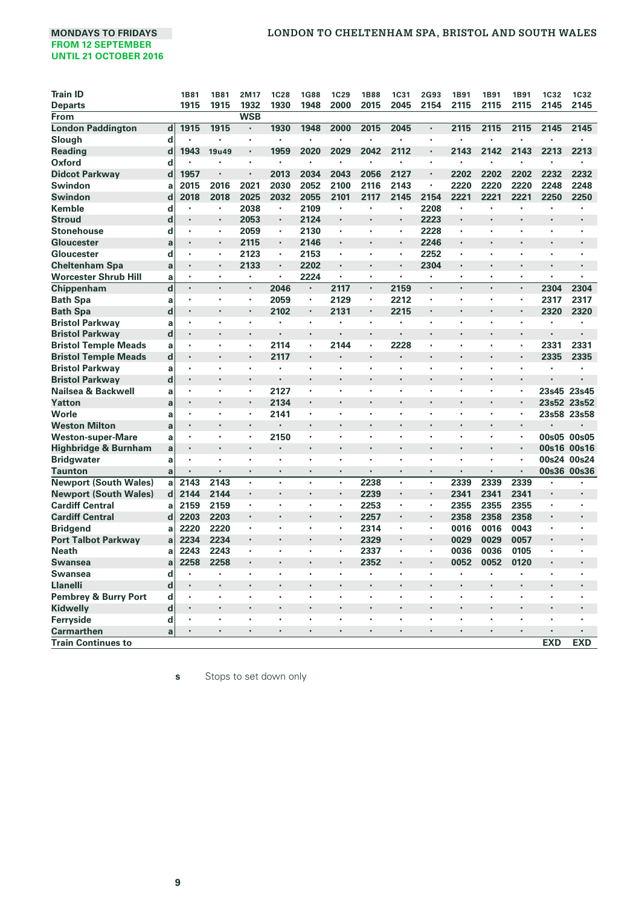**MONDAYS TO FRIDAYS**
**FROM 12 SEPTEMBER**
**UNTIL 21 OCTOBER 2016**

# LONDON TO CHELTENHAM SPA, BRISTOL AND SOUTH WALES

| Train ID | | 1B81 | 1B81 | 2M17 | 1C28 | 1G88 | 1C29 | 1B88 | 1C31 | 2G93 | 1B91 | 1B91 | 1B91 | 1C32 | 1C32 |
|---|---|---|---|---|---|---|---|---|---|---|---|---|---|---|---|
| Departs | | 1915 | 1915 | 1932 | 1930 | 1948 | 2000 | 2015 | 2045 | 2154 | 2115 | 2115 | 2115 | 2145 | 2145 |
| From | | | | WSB | | | | | | | | | | | |
| London Paddington | d | 1915 | 1915 | · | 1930 | 1948 | 2000 | 2015 | 2045 | · | 2115 | 2115 | 2115 | 2145 | 2145 |
| Slough | d | · | · | · | · | · | · | · | · | · | · | · | · | · | · |
| Reading | d | 1943 | 19u49 | · | 1959 | 2020 | 2029 | 2042 | 2112 | · | 2143 | 2142 | 2143 | 2213 | 2213 |
| Oxford | d | · | · | · | · | · | · | · | · | · | · | · | · | · | · |
| Didcot Parkway | d | 1957 | · | · | 2013 | 2034 | 2043 | 2056 | 2127 | · | 2202 | 2202 | 2202 | 2232 | 2232 |
| Swindon | a | 2015 | 2016 | 2021 | 2030 | 2052 | 2100 | 2116 | 2143 | · | 2220 | 2220 | 2220 | 2248 | 2248 |
| Swindon | d | 2018 | 2018 | 2025 | 2032 | 2055 | 2101 | 2117 | 2145 | 2154 | 2221 | 2221 | 2221 | 2250 | 2250 |
| Kemble | d | · | · | 2038 | · | 2109 | · | · | · | 2208 | · | · | · | · | · |
| Stroud | d | · | · | 2053 | · | 2124 | · | · | · | 2223 | · | · | · | · | · |
| Stonehouse | d | · | · | 2059 | · | 2130 | · | · | · | 2228 | · | · | · | · | · |
| Gloucester | a | · | · | 2115 | · | 2146 | · | · | · | 2246 | · | · | · | · | · |
| Gloucester | d | · | · | 2123 | · | 2153 | · | · | · | 2252 | · | · | · | · | · |
| Cheltenham Spa | a | · | · | 2133 | · | 2202 | · | · | · | 2304 | · | · | · | · | · |
| Worcester Shrub Hill | a | · | · | · | · | 2224 | · | · | · | · | · | · | · | · | · |
| Chippenham | d | · | · | · | 2046 | · | 2117 | · | 2159 | · | · | · | · | 2304 | 2304 |
| Bath Spa | a | · | · | · | 2059 | · | 2129 | · | 2212 | · | · | · | · | 2317 | 2317 |
| Bath Spa | d | · | · | · | 2102 | · | 2131 | · | 2215 | · | · | · | · | 2320 | 2320 |
| Bristol Parkway | a | · | · | · | · | · | · | · | · | · | · | · | · | · | · |
| Bristol Parkway | d | · | · | · | · | · | · | · | · | · | · | · | · | · | · |
| Bristol Temple Meads | a | · | · | · | 2114 | · | 2144 | · | 2228 | · | · | · | · | 2331 | 2331 |
| Bristol Temple Meads | d | · | · | · | 2117 | · | · | · | · | · | · | · | · | 2335 | 2335 |
| Bristol Parkway | a | · | · | · | · | · | · | · | · | · | · | · | · | · | · |
| Bristol Parkway | d | · | · | · | · | · | · | · | · | · | · | · | · | · | · |
| Nailsea & Backwell | a | · | · | · | 2127 | · | · | · | · | · | · | · | · | 23s45 | 23s45 |
| Yatton | a | · | · | · | 2134 | · | · | · | · | · | · | · | · | 23s52 | 23s52 |
| Worle | a | · | · | · | 2141 | · | · | · | · | · | · | · | · | 23s58 | 23s58 |
| Weston Milton | a | · | · | · | · | · | · | · | · | · | · | · | · | · | · |
| Weston-super-Mare | a | · | · | · | 2150 | · | · | · | · | · | · | · | · | 00s05 | 00s05 |
| Highbridge & Burnham | a | · | · | · | · | · | · | · | · | · | · | · | · | 00s16 | 00s16 |
| Bridgwater | a | · | · | · | · | · | · | · | · | · | · | · | · | 00s24 | 00s24 |
| Taunton | a | · | · | · | · | · | · | · | · | · | · | · | · | 00s36 | 00s36 |
| Newport (South Wales) | a | 2143 | 2143 | · | · | · | · | 2238 | · | · | 2339 | 2339 | 2339 | · | · |
| Newport (South Wales) | d | 2144 | 2144 | · | · | · | · | 2239 | · | · | 2341 | 2341 | 2341 | · | · |
| Cardiff Central | a | 2159 | 2159 | · | · | · | · | 2253 | · | · | 2355 | 2355 | 2355 | · | · |
| Cardiff Central | d | 2203 | 2203 | · | · | · | · | 2257 | · | · | 2358 | 2358 | 2358 | · | · |
| Bridgend | a | 2220 | 2220 | · | · | · | · | 2314 | · | · | 0016 | 0016 | 0043 | · | · |
| Port Talbot Parkway | a | 2234 | 2234 | · | · | · | · | 2329 | · | · | 0029 | 0029 | 0057 | · | · |
| Neath | a | 2243 | 2243 | · | · | · | · | 2337 | · | · | 0036 | 0036 | 0105 | · | · |
| Swansea | a | 2258 | 2258 | · | · | · | · | 2352 | · | · | 0052 | 0052 | 0120 | · | · |
| Swansea | d | · | · | · | · | · | · | · | · | · | · | · | · | · | · |
| Llanelli | d | · | · | · | · | · | · | · | · | · | · | · | · | · | · |
| Pembrey & Burry Port | d | · | · | · | · | · | · | · | · | · | · | · | · | · | · |
| Kidwelly | d | · | · | · | · | · | · | · | · | · | · | · | · | · | · |
| Ferryside | d | · | · | · | · | · | · | · | · | · | · | · | · | · | · |
| Carmarthen | a | · | · | · | · | · | · | · | · | · | · | · | · | · | · |
| Train Continues to | | | | | | | | | | | | | | EXD | EXD |

**s** Stops to set down only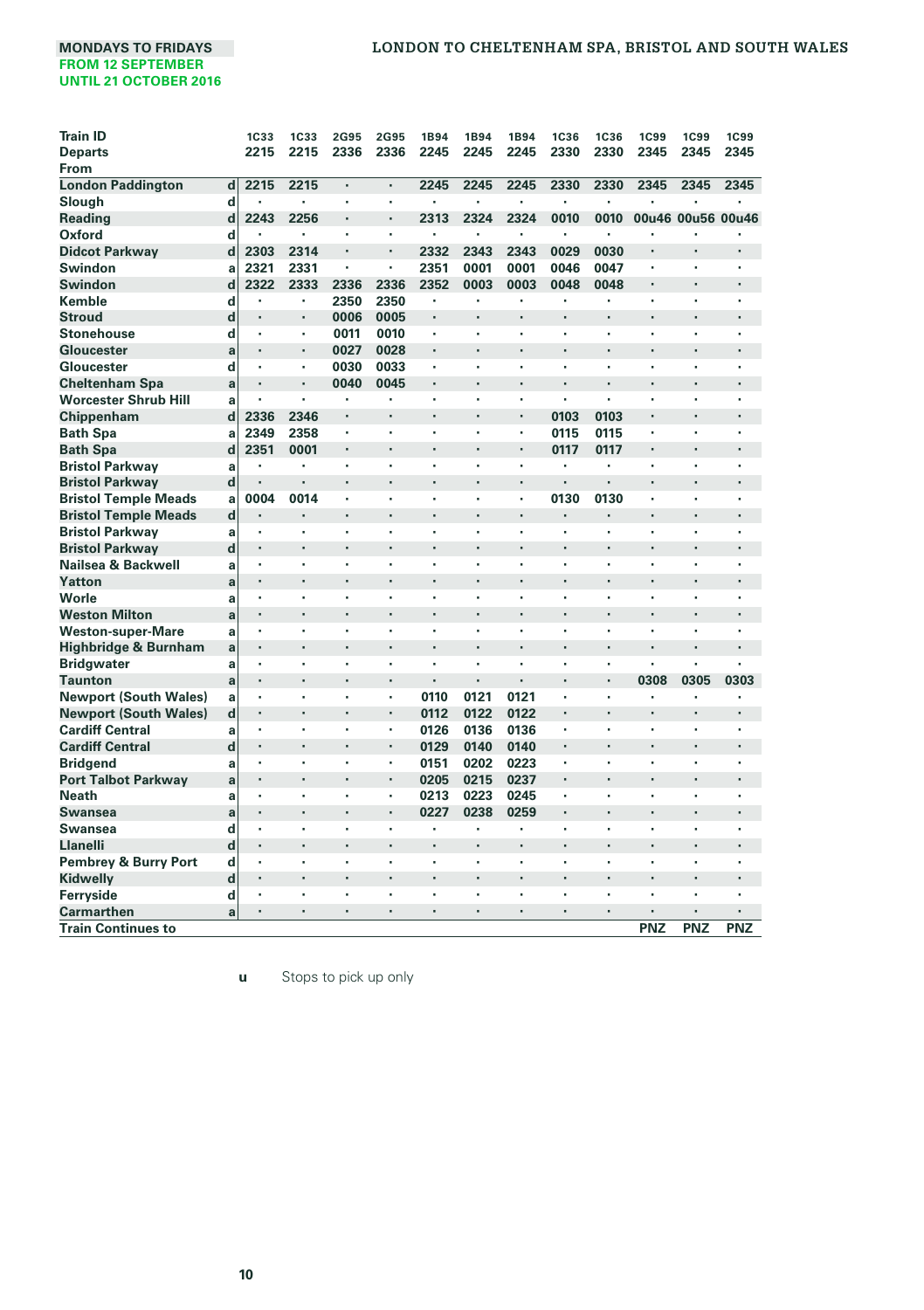MONDAYS TO FRIDAYS
FROM 12 SEPTEMBER
UNTIL 21 OCTOBER 2016

## LONDON TO CHELTENHAM SPA, BRISTOL AND SOUTH WALES

| Train ID | | 1C33 | 1C33 | 2G95 | 2G95 | 1B94 | 1B94 | 1B94 | 1C36 | 1C36 | 1C99 | 1C99 | 1C99 |
|---|---|---|---|---|---|---|---|---|---|---|---|---|---|
| Departs | | 2215 | 2215 | 2336 | 2336 | 2245 | 2245 | 2245 | 2330 | 2330 | 2345 | 2345 | 2345 |
| From | | | | | | | | | | | | | |
| London Paddington | d | 2215 | 2215 | · | · | 2245 | 2245 | 2245 | 2330 | 2330 | 2345 | 2345 | 2345 |
| Slough | d | · | · | · | · | · | · | · | · | · | · | · | · |
| Reading | d | 2243 | 2256 | · | · | 2313 | 2324 | 2324 | 0010 | 0010 | 00u46 | 00u56 | 00u46 |
| Oxford | d | · | · | · | · | · | · | · | · | · | · | · | · |
| Didcot Parkway | d | 2303 | 2314 | · | · | 2332 | 2343 | 2343 | 0029 | 0030 | · | · | · |
| Swindon | a | 2321 | 2331 | · | · | 2351 | 0001 | 0001 | 0046 | 0047 | · | · | · |
| Swindon | d | 2322 | 2333 | 2336 | 2336 | 2352 | 0003 | 0003 | 0048 | 0048 | · | · | · |
| Kemble | d | · | · | 2350 | 2350 | · | · | · | · | · | · | · | · |
| Stroud | d | · | · | 0006 | 0005 | · | · | · | · | · | · | · | · |
| Stonehouse | d | · | · | 0011 | 0010 | · | · | · | · | · | · | · | · |
| Gloucester | a | · | · | 0027 | 0028 | · | · | · | · | · | · | · | · |
| Gloucester | d | · | · | 0030 | 0033 | · | · | · | · | · | · | · | · |
| Cheltenham Spa | a | · | · | 0040 | 0045 | · | · | · | · | · | · | · | · |
| Worcester Shrub Hill | a | · | · | · | · | · | · | · | · | · | · | · | · |
| Chippenham | d | 2336 | 2346 | · | · | · | · | · | 0103 | 0103 | · | · | · |
| Bath Spa | a | 2349 | 2358 | · | · | · | · | · | 0115 | 0115 | · | · | · |
| Bath Spa | d | 2351 | 0001 | · | · | · | · | · | 0117 | 0117 | · | · | · |
| Bristol Parkway | a | · | · | · | · | · | · | · | · | · | · | · | · |
| Bristol Parkway | d | · | · | · | · | · | · | · | · | · | · | · | · |
| Bristol Temple Meads | a | 0004 | 0014 | · | · | · | · | · | 0130 | 0130 | · | · | · |
| Bristol Temple Meads | d | · | · | · | · | · | · | · | · | · | · | · | · |
| Bristol Parkway | a | · | · | · | · | · | · | · | · | · | · | · | · |
| Bristol Parkway | d | · | · | · | · | · | · | · | · | · | · | · | · |
| Nailsea & Backwell | a | · | · | · | · | · | · | · | · | · | · | · | · |
| Yatton | a | · | · | · | · | · | · | · | · | · | · | · | · |
| Worle | a | · | · | · | · | · | · | · | · | · | · | · | · |
| Weston Milton | a | · | · | · | · | · | · | · | · | · | · | · | · |
| Weston-super-Mare | a | · | · | · | · | · | · | · | · | · | · | · | · |
| Highbridge & Burnham | a | · | · | · | · | · | · | · | · | · | · | · | · |
| Bridgwater | a | · | · | · | · | · | · | · | · | · | · | · | · |
| Taunton | a | · | · | · | · | · | · | · | · | · | 0308 | 0305 | 0303 |
| Newport (South Wales) | a | · | · | · | · | 0110 | 0121 | 0121 | · | · | · | · | · |
| Newport (South Wales) | d | · | · | · | · | 0112 | 0122 | 0122 | · | · | · | · | · |
| Cardiff Central | a | · | · | · | · | 0126 | 0136 | 0136 | · | · | · | · | · |
| Cardiff Central | d | · | · | · | · | 0129 | 0140 | 0140 | · | · | · | · | · |
| Bridgend | a | · | · | · | · | 0151 | 0202 | 0223 | · | · | · | · | · |
| Port Talbot Parkway | a | · | · | · | · | 0205 | 0215 | 0237 | · | · | · | · | · |
| Neath | a | · | · | · | · | 0213 | 0223 | 0245 | · | · | · | · | · |
| Swansea | a | · | · | · | · | 0227 | 0238 | 0259 | · | · | · | · | · |
| Swansea | d | · | · | · | · | · | · | · | · | · | · | · | · |
| Llanelli | d | · | · | · | · | · | · | · | · | · | · | · | · |
| Pembrey & Burry Port | d | · | · | · | · | · | · | · | · | · | · | · | · |
| Kidwelly | d | · | · | · | · | · | · | · | · | · | · | · | · |
| Ferryside | d | · | · | · | · | · | · | · | · | · | · | · | · |
| Carmarthen | a | · | · | · | · | · | · | · | · | · | · | · | · |
| Train Continues to | | | | | | | | | | | PNZ | PNZ | PNZ |

**u** Stops to pick up only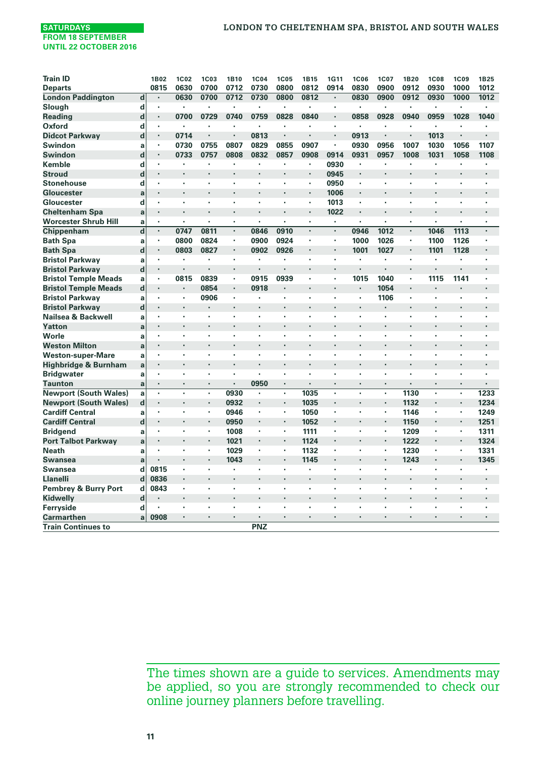SATURDAYS
FROM 18 SEPTEMBER
UNTIL 22 OCTOBER 2016

## LONDON TO CHELTENHAM SPA, BRISTOL AND SOUTH WALES

| Train ID | | 1B02 | 1C02 | 1C03 | 1B10 | 1C04 | 1C05 | 1B15 | 1G11 | 1C06 | 1C07 | 1B20 | 1C08 | 1C09 | 1B25 |
|---|---|---|---|---|---|---|---|---|---|---|---|---|---|---|---|
| Departs | | 0815 | 0630 | 0700 | 0712 | 0730 | 0800 | 0812 | 0914 | 0830 | 0900 | 0912 | 0930 | 1000 | 1012 |
| London Paddington | d | · | 0630 | 0700 | 0712 | 0730 | 0800 | 0812 | · | 0830 | 0900 | 0912 | 0930 | 1000 | 1012 |
| Slough | d | · | · | · | · | · | · | · | · | · | · | · | · | · | · |
| Reading | d | · | 0700 | 0729 | 0740 | 0759 | 0828 | 0840 | · | 0858 | 0928 | 0940 | 0959 | 1028 | 1040 |
| Oxford | d | · | · | · | · | · | · | · | · | · | · | · | · | · | · |
| Didcot Parkway | d | · | 0714 | · | · | 0813 | · | · | · | 0913 | · | · | 1013 | · | · |
| Swindon | a | · | 0730 | 0755 | 0807 | 0829 | 0855 | 0907 | · | 0930 | 0956 | 1007 | 1030 | 1056 | 1107 |
| Swindon | d | · | 0733 | 0757 | 0808 | 0832 | 0857 | 0908 | 0914 | 0931 | 0957 | 1008 | 1031 | 1058 | 1108 |
| Kemble | d | · | · | · | · | · | · | · | 0930 | · | · | · | · | · | · |
| Stroud | d | · | · | · | · | · | · | · | 0945 | · | · | · | · | · | · |
| Stonehouse | d | · | · | · | · | · | · | · | 0950 | · | · | · | · | · | · |
| Gloucester | a | · | · | · | · | · | · | · | 1006 | · | · | · | · | · | · |
| Gloucester | d | · | · | · | · | · | · | · | 1013 | · | · | · | · | · | · |
| Cheltenham Spa | a | · | · | · | · | · | · | · | 1022 | · | · | · | · | · | · |
| Worcester Shrub Hill | a | · | · | · | · | · | · | · | · | · | · | · | · | · | · |
| Chippenham | d | · | 0747 | 0811 | · | 0846 | 0910 | · | · | 0946 | 1012 | · | 1046 | 1113 | · |
| Bath Spa | a | · | 0800 | 0824 | · | 0900 | 0924 | · | · | 1000 | 1026 | · | 1100 | 1126 | · |
| Bath Spa | d | · | 0803 | 0827 | · | 0902 | 0926 | · | · | 1001 | 1027 | · | 1101 | 1128 | · |
| Bristol Parkway | a | · | · | · | · | · | · | · | · | · | · | · | · | · | · |
| Bristol Parkway | d | · | · | · | · | · | · | · | · | · | · | · | · | · | · |
| Bristol Temple Meads | a | · | 0815 | 0839 | · | 0915 | 0939 | · | · | 1015 | 1040 | · | 1115 | 1141 | · |
| Bristol Temple Meads | d | · | · | 0854 | · | 0918 | · | · | · | · | 1054 | · | · | · | · |
| Bristol Parkway | a | · | · | 0906 | · | · | · | · | · | · | 1106 | · | · | · | · |
| Bristol Parkway | d | · | · | · | · | · | · | · | · | · | · | · | · | · | · |
| Nailsea & Backwell | a | · | · | · | · | · | · | · | · | · | · | · | · | · | · |
| Yatton | a | · | · | · | · | · | · | · | · | · | · | · | · | · | · |
| Worle | a | · | · | · | · | · | · | · | · | · | · | · | · | · | · |
| Weston Milton | a | · | · | · | · | · | · | · | · | · | · | · | · | · | · |
| Weston-super-Mare | a | · | · | · | · | · | · | · | · | · | · | · | · | · | · |
| Highbridge & Burnham | a | · | · | · | · | · | · | · | · | · | · | · | · | · | · |
| Bridgwater | a | · | · | · | · | · | · | · | · | · | · | · | · | · | · |
| Taunton | a | · | · | · | · | 0950 | · | · | · | · | · | · | · | · | · |
| Newport (South Wales) | a | · | · | · | 0930 | · | · | 1035 | · | · | · | 1130 | · | · | 1233 |
| Newport (South Wales) | d | · | · | · | 0932 | · | · | 1035 | · | · | · | 1132 | · | · | 1234 |
| Cardiff Central | a | · | · | · | 0946 | · | · | 1050 | · | · | · | 1146 | · | · | 1249 |
| Cardiff Central | d | · | · | · | 0950 | · | · | 1052 | · | · | · | 1150 | · | · | 1251 |
| Bridgend | a | · | · | · | 1008 | · | · | 1111 | · | · | · | 1209 | · | · | 1311 |
| Port Talbot Parkway | a | · | · | · | 1021 | · | · | 1124 | · | · | · | 1222 | · | · | 1324 |
| Neath | a | · | · | · | 1029 | · | · | 1132 | · | · | · | 1230 | · | · | 1331 |
| Swansea | a | · | · | · | 1043 | · | · | 1145 | · | · | · | 1243 | · | · | 1345 |
| Swansea | d | 0815 | · | · | · | · | · | · | · | · | · | · | · | · | · |
| Llanelli | d | 0836 | · | · | · | · | · | · | · | · | · | · | · | · | · |
| Pembrey & Burry Port | d | 0843 | · | · | · | · | · | · | · | · | · | · | · | · | · |
| Kidwelly | d | · | · | · | · | · | · | · | · | · | · | · | · | · | · |
| Ferryside | d | · | · | · | · | · | · | · | · | · | · | · | · | · | · |
| Carmarthen | a | 0908 | · | · | · | · | · | · | · | · | · | · | · | · | · |
| Train Continues to | | | | | | PNZ | | | | | | | | | |

The times shown are a guide to services. Amendments may be applied, so you are strongly recommended to check our online journey planners before travelling.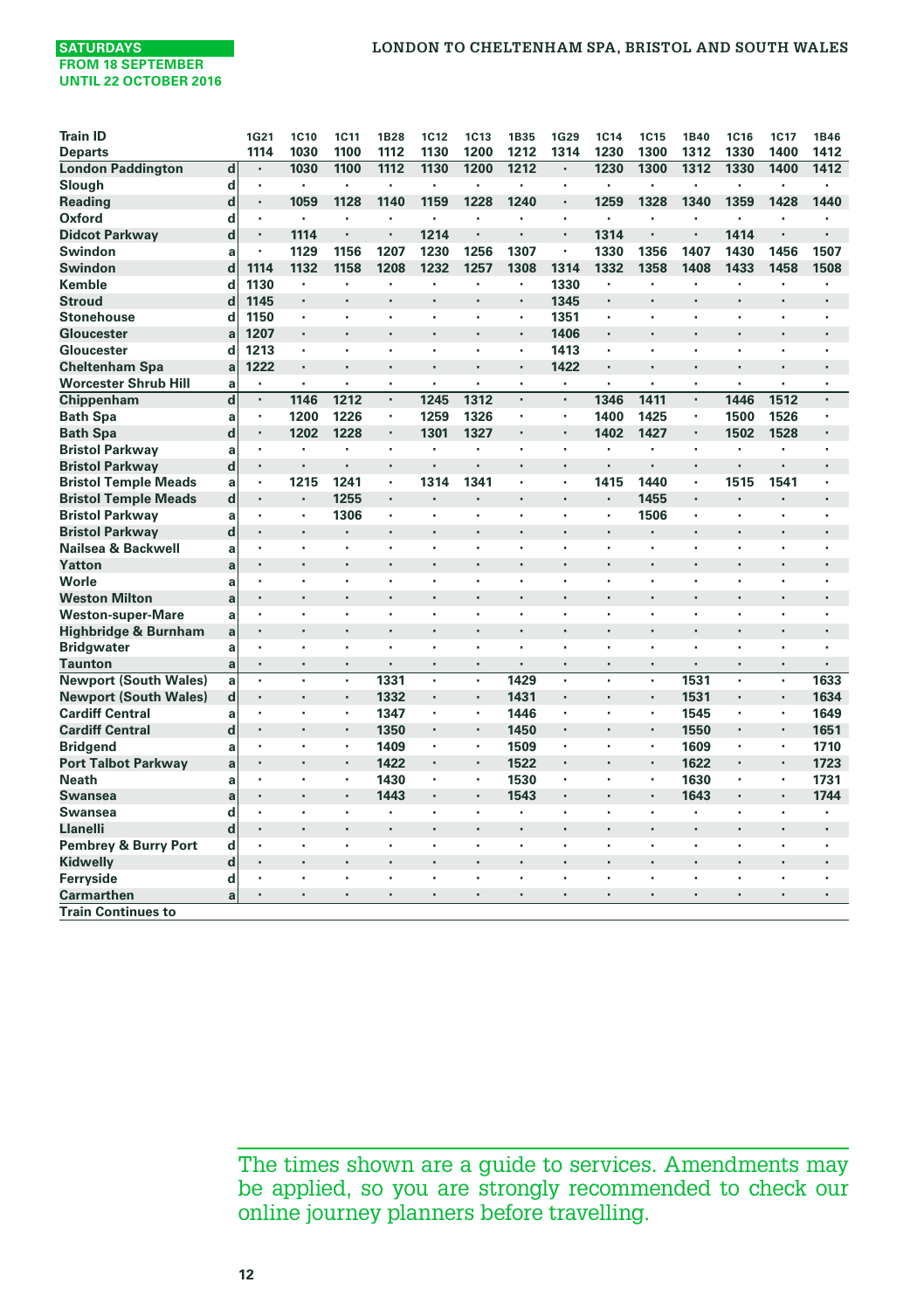SATURDAYS
FROM 18 SEPTEMBER
UNTIL 22 OCTOBER 2016

## LONDON TO CHELTENHAM SPA, BRISTOL AND SOUTH WALES

| Train ID | | 1G21 | 1C10 | 1C11 | 1B28 | 1C12 | 1C13 | 1B35 | 1G29 | 1C14 | 1C15 | 1B40 | 1C16 | 1C17 | 1B46 |
|---|---|---|---|---|---|---|---|---|---|---|---|---|---|---|---|
| Departs | | 1114 | 1030 | 1100 | 1112 | 1130 | 1200 | 1212 | 1314 | 1230 | 1300 | 1312 | 1330 | 1400 | 1412 |
| London Paddington | d | · | 1030 | 1100 | 1112 | 1130 | 1200 | 1212 | · | 1230 | 1300 | 1312 | 1330 | 1400 | 1412 |
| Slough | d | · | · | · | · | · | · | · | · | · | · | · | · | · | · |
| Reading | d | · | 1059 | 1128 | 1140 | 1159 | 1228 | 1240 | · | 1259 | 1328 | 1340 | 1359 | 1428 | 1440 |
| Oxford | d | · | · | · | · | · | · | · | · | · | · | · | · | · | · |
| Didcot Parkway | d | · | 1114 | · | · | 1214 | · | · | · | 1314 | · | · | 1414 | · | · |
| Swindon | a | · | 1129 | 1156 | 1207 | 1230 | 1256 | 1307 | · | 1330 | 1356 | 1407 | 1430 | 1456 | 1507 |
| Swindon | d | 1114 | 1132 | 1158 | 1208 | 1232 | 1257 | 1308 | 1314 | 1332 | 1358 | 1408 | 1433 | 1458 | 1508 |
| Kemble | d | 1130 | · | · | · | · | · | · | 1330 | · | · | · | · | · | · |
| Stroud | d | 1145 | · | · | · | · | · | · | 1345 | · | · | · | · | · | · |
| Stonehouse | d | 1150 | · | · | · | · | · | · | 1351 | · | · | · | · | · | · |
| Gloucester | a | 1207 | · | · | · | · | · | · | 1406 | · | · | · | · | · | · |
| Gloucester | d | 1213 | · | · | · | · | · | · | 1413 | · | · | · | · | · | · |
| Cheltenham Spa | a | 1222 | · | · | · | · | · | · | 1422 | · | · | · | · | · | · |
| Worcester Shrub Hill | a | · | · | · | · | · | · | · | · | · | · | · | · | · | · |
| Chippenham | d | · | 1146 | 1212 | · | 1245 | 1312 | · | · | 1346 | 1411 | · | 1446 | 1512 | · |
| Bath Spa | a | · | 1200 | 1226 | · | 1259 | 1326 | · | · | 1400 | 1425 | · | 1500 | 1526 | · |
| Bath Spa | d | · | 1202 | 1228 | · | 1301 | 1327 | · | · | 1402 | 1427 | · | 1502 | 1528 | · |
| Bristol Parkway | a | · | · | · | · | · | · | · | · | · | · | · | · | · | · |
| Bristol Parkway | d | · | · | · | · | · | · | · | · | · | · | · | · | · | · |
| Bristol Temple Meads | a | · | 1215 | 1241 | · | 1314 | 1341 | · | · | 1415 | 1440 | · | 1515 | 1541 | · |
| Bristol Temple Meads | d | · | · | 1255 | · | · | · | · | · | · | 1455 | · | · | · | · |
| Bristol Parkway | a | · | · | 1306 | · | · | · | · | · | · | 1506 | · | · | · | · |
| Bristol Parkway | d | · | · | · | · | · | · | · | · | · | · | · | · | · | · |
| Nailsea & Backwell | a | · | · | · | · | · | · | · | · | · | · | · | · | · | · |
| Yatton | a | · | · | · | · | · | · | · | · | · | · | · | · | · | · |
| Worle | a | · | · | · | · | · | · | · | · | · | · | · | · | · | · |
| Weston Milton | a | · | · | · | · | · | · | · | · | · | · | · | · | · | · |
| Weston-super-Mare | a | · | · | · | · | · | · | · | · | · | · | · | · | · | · |
| Highbridge & Burnham | a | · | · | · | · | · | · | · | · | · | · | · | · | · | · |
| Bridgwater | a | · | · | · | · | · | · | · | · | · | · | · | · | · | · |
| Taunton | a | · | · | · | · | · | · | · | · | · | · | · | · | · | · |
| Newport (South Wales) | a | · | · | · | 1331 | · | · | 1429 | · | · | · | 1531 | · | · | 1633 |
| Newport (South Wales) | d | · | · | · | 1332 | · | · | 1431 | · | · | · | 1531 | · | · | 1634 |
| Cardiff Central | a | · | · | · | 1347 | · | · | 1446 | · | · | · | 1545 | · | · | 1649 |
| Cardiff Central | d | · | · | · | 1350 | · | · | 1450 | · | · | · | 1550 | · | · | 1651 |
| Bridgend | a | · | · | · | 1409 | · | · | 1509 | · | · | · | 1609 | · | · | 1710 |
| Port Talbot Parkway | a | · | · | · | 1422 | · | · | 1522 | · | · | · | 1622 | · | · | 1723 |
| Neath | a | · | · | · | 1430 | · | · | 1530 | · | · | · | 1630 | · | · | 1731 |
| Swansea | a | · | · | · | 1443 | · | · | 1543 | · | · | · | 1643 | · | · | 1744 |
| Swansea | d | · | · | · | · | · | · | · | · | · | · | · | · | · | · |
| Llanelli | d | · | · | · | · | · | · | · | · | · | · | · | · | · | · |
| Pembrey & Burry Port | d | · | · | · | · | · | · | · | · | · | · | · | · | · | · |
| Kidwelly | d | · | · | · | · | · | · | · | · | · | · | · | · | · | · |
| Ferryside | d | · | · | · | · | · | · | · | · | · | · | · | · | · | · |
| Carmarthen | a | · | · | · | · | · | · | · | · | · | · | · | · | · | · |
| Train Continues to | | | | | | | | | | | | | | | |

The times shown are a guide to services. Amendments may be applied, so you are strongly recommended to check our online journey planners before travelling.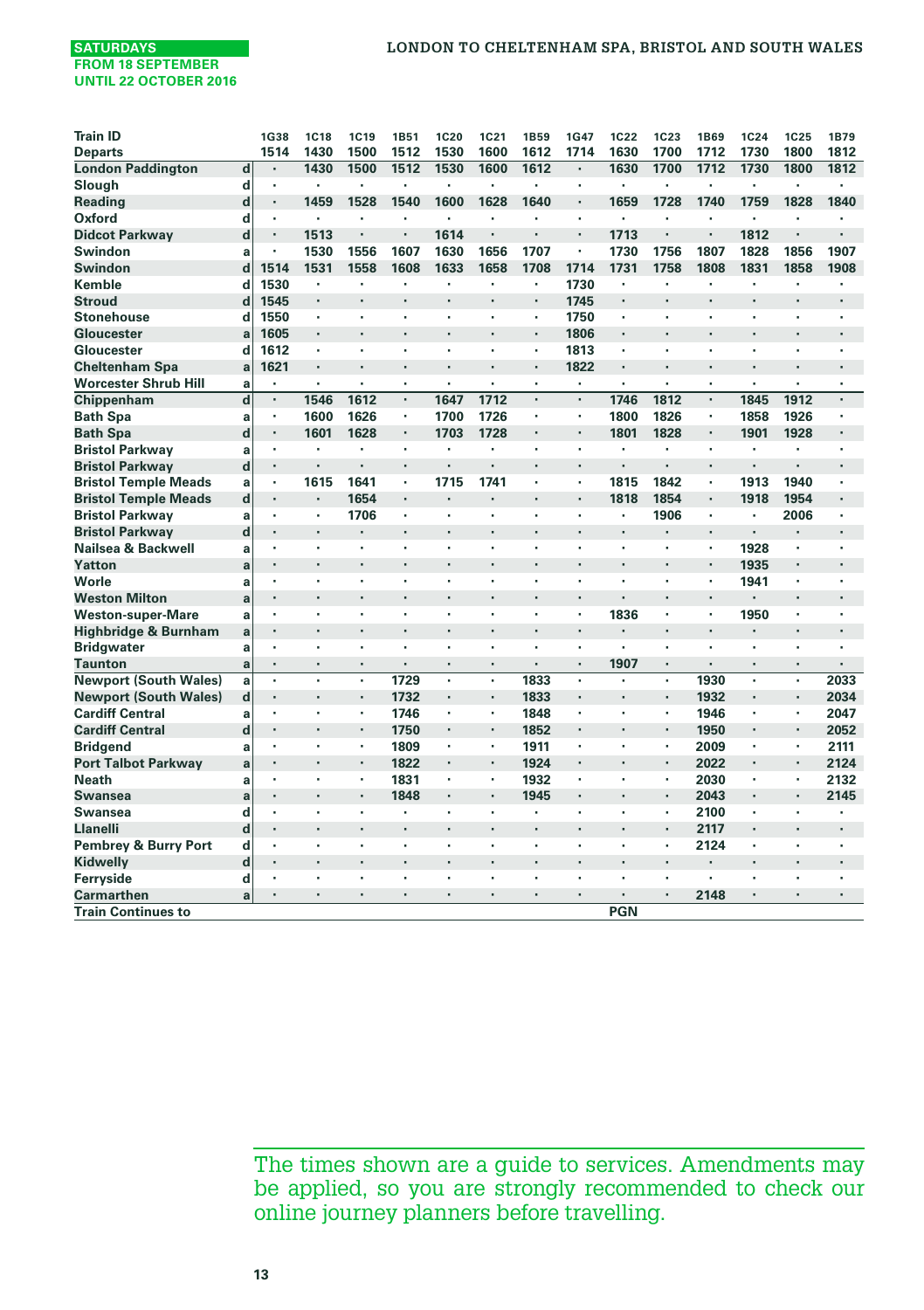**SATURDAYS**
**FROM 18 SEPTEMBER UNTIL 22 OCTOBER 2016**

## LONDON TO CHELTENHAM SPA, BRISTOL AND SOUTH WALES

| Train ID | | 1G38 | 1C18 | 1C19 | 1B51 | 1C20 | 1C21 | 1B59 | 1G47 | 1C22 | 1C23 | 1B69 | 1C24 | 1C25 | 1B79 |
|---|---|---|---|---|---|---|---|---|---|---|---|---|---|---|---|
| Departs | | 1514 | 1430 | 1500 | 1512 | 1530 | 1600 | 1612 | 1714 | 1630 | 1700 | 1712 | 1730 | 1800 | 1812 |
| London Paddington | d | · | 1430 | 1500 | 1512 | 1530 | 1600 | 1612 | · | 1630 | 1700 | 1712 | 1730 | 1800 | 1812 |
| Slough | d | · | · | · | · | · | · | · | · | · | · | · | · | · | · |
| Reading | d | · | 1459 | 1528 | 1540 | 1600 | 1628 | 1640 | · | 1659 | 1728 | 1740 | 1759 | 1828 | 1840 |
| Oxford | d | · | · | · | · | · | · | · | · | · | · | · | · | · | · |
| Didcot Parkway | d | · | 1513 | · | · | 1614 | · | · | · | 1713 | · | · | 1812 | · | · |
| Swindon | a | · | 1530 | 1556 | 1607 | 1630 | 1656 | 1707 | · | 1730 | 1756 | 1807 | 1828 | 1856 | 1907 |
| Swindon | d | 1514 | 1531 | 1558 | 1608 | 1633 | 1658 | 1708 | 1714 | 1731 | 1758 | 1808 | 1831 | 1858 | 1908 |
| Kemble | d | 1530 | · | · | · | · | · | · | 1730 | · | · | · | · | · | · |
| Stroud | d | 1545 | · | · | · | · | · | · | 1745 | · | · | · | · | · | · |
| Stonehouse | d | 1550 | · | · | · | · | · | · | 1750 | · | · | · | · | · | · |
| Gloucester | a | 1605 | · | · | · | · | · | · | 1806 | · | · | · | · | · | · |
| Gloucester | d | 1612 | · | · | · | · | · | · | 1813 | · | · | · | · | · | · |
| Cheltenham Spa | a | 1621 | · | · | · | · | · | · | 1822 | · | · | · | · | · | · |
| Worcester Shrub Hill | a | · | · | · | · | · | · | · | · | · | · | · | · | · | · |
| Chippenham | d | · | 1546 | 1612 | · | 1647 | 1712 | · | · | 1746 | 1812 | · | 1845 | 1912 | · |
| Bath Spa | a | · | 1600 | 1626 | · | 1700 | 1726 | · | · | 1800 | 1826 | · | 1858 | 1926 | · |
| Bath Spa | d | · | 1601 | 1628 | · | 1703 | 1728 | · | · | 1801 | 1828 | · | 1901 | 1928 | · |
| Bristol Parkway | a | · | · | · | · | · | · | · | · | · | · | · | · | · | · |
| Bristol Parkway | d | · | · | · | · | · | · | · | · | · | · | · | · | · | · |
| Bristol Temple Meads | a | · | 1615 | 1641 | · | 1715 | 1741 | · | · | 1815 | 1842 | · | 1913 | 1940 | · |
| Bristol Temple Meads | d | · | · | 1654 | · | · | · | · | · | 1818 | 1854 | · | 1918 | 1954 | · |
| Bristol Parkway | a | · | · | 1706 | · | · | · | · | · | · | 1906 | · | · | 2006 | · |
| Bristol Parkway | d | · | · | · | · | · | · | · | · | · | · | · | · | · | · |
| Nailsea & Backwell | a | · | · | · | · | · | · | · | · | · | · | · | 1928 | · | · |
| Yatton | a | · | · | · | · | · | · | · | · | · | · | · | 1935 | · | · |
| Worle | a | · | · | · | · | · | · | · | · | · | · | · | 1941 | · | · |
| Weston Milton | a | · | · | · | · | · | · | · | · | · | · | · | · | · | · |
| Weston-super-Mare | a | · | · | · | · | · | · | · | · | 1836 | · | · | 1950 | · | · |
| Highbridge & Burnham | a | · | · | · | · | · | · | · | · | · | · | · | · | · | · |
| Bridgwater | a | · | · | · | · | · | · | · | · | · | · | · | · | · | · |
| Taunton | a | · | · | · | · | · | · | · | · | 1907 | · | · | · | · | · |
| Newport (South Wales) | a | · | · | · | 1729 | · | · | 1833 | · | · | · | 1930 | · | · | 2033 |
| Newport (South Wales) | d | · | · | · | 1732 | · | · | 1833 | · | · | · | 1932 | · | · | 2034 |
| Cardiff Central | a | · | · | · | 1746 | · | · | 1848 | · | · | · | 1946 | · | · | 2047 |
| Cardiff Central | d | · | · | · | 1750 | · | · | 1852 | · | · | · | 1950 | · | · | 2052 |
| Bridgend | a | · | · | · | 1809 | · | · | 1911 | · | · | · | 2009 | · | · | 2111 |
| Port Talbot Parkway | a | · | · | · | 1822 | · | · | 1924 | · | · | · | 2022 | · | · | 2124 |
| Neath | a | · | · | · | 1831 | · | · | 1932 | · | · | · | 2030 | · | · | 2132 |
| Swansea | a | · | · | · | 1848 | · | · | 1945 | · | · | · | 2043 | · | · | 2145 |
| Swansea | d | · | · | · | · | · | · | · | · | · | · | 2100 | · | · | · |
| Llanelli | d | · | · | · | · | · | · | · | · | · | · | 2117 | · | · | · |
| Pembrey & Burry Port | d | · | · | · | · | · | · | · | · | · | · | 2124 | · | · | · |
| Kidwelly | d | · | · | · | · | · | · | · | · | · | · | · | · | · | · |
| Ferryside | d | · | · | · | · | · | · | · | · | · | · | · | · | · | · |
| Carmarthen | a | · | · | · | · | · | · | · | · | · | · | 2148 | · | · | · |
| Train Continues to | | | | | | | | | | PGN | | | | | |

The times shown are a guide to services. Amendments may be applied, so you are strongly recommended to check our online journey planners before travelling.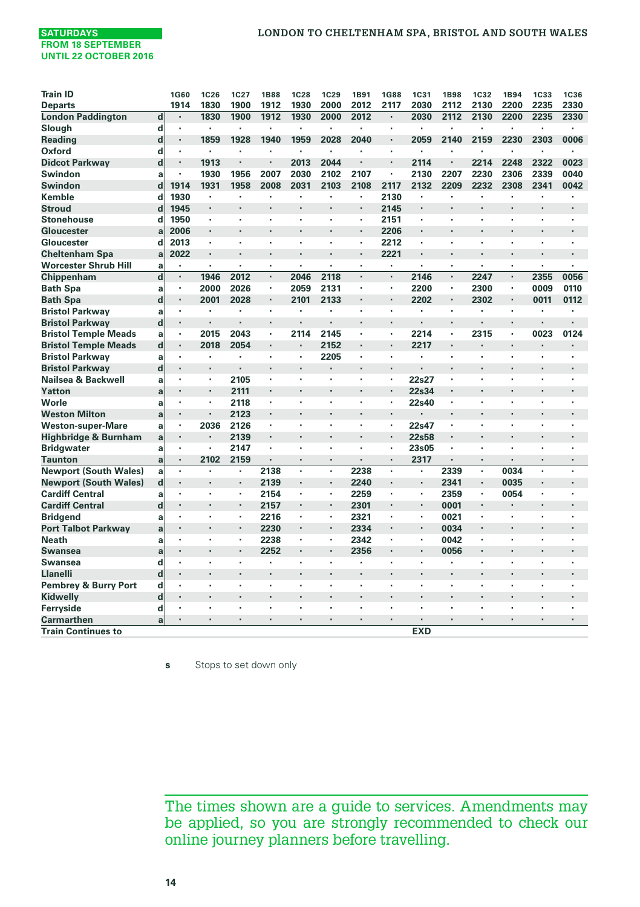SATURDAYS
FROM 18 SEPTEMBER
UNTIL 22 OCTOBER 2016

# LONDON TO CHELTENHAM SPA, BRISTOL AND SOUTH WALES

| Train ID | | 1G60 | 1C26 | 1C27 | 1B88 | 1C28 | 1C29 | 1B91 | 1G88 | 1C31 | 1B98 | 1C32 | 1B94 | 1C33 | 1C36 |
|---|---|---|---|---|---|---|---|---|---|---|---|---|---|---|---|
| Departs | | 1914 | 1830 | 1900 | 1912 | 1930 | 2000 | 2012 | 2117 | 2030 | 2112 | 2130 | 2200 | 2235 | 2330 |
| London Paddington | d | · | 1830 | 1900 | 1912 | 1930 | 2000 | 2012 | · | 2030 | 2112 | 2130 | 2200 | 2235 | 2330 |
| Slough | d | · | · | · | · | · | · | · | · | · | · | · | · | · | · |
| Reading | d | · | 1859 | 1928 | 1940 | 1959 | 2028 | 2040 | · | 2059 | 2140 | 2159 | 2230 | 2303 | 0006 |
| Oxford | d | · | · | · | · | · | · | · | · | · | · | · | · | · | · |
| Didcot Parkway | d | · | 1913 | · | · | 2013 | 2044 | · | · | 2114 | · | 2214 | 2248 | 2322 | 0023 |
| Swindon | a | · | 1930 | 1956 | 2007 | 2030 | 2102 | 2107 | · | 2130 | 2207 | 2230 | 2306 | 2339 | 0040 |
| Swindon | d | 1914 | 1931 | 1958 | 2008 | 2031 | 2103 | 2108 | 2117 | 2132 | 2209 | 2232 | 2308 | 2341 | 0042 |
| Kemble | d | 1930 | · | · | · | · | · | · | 2130 | · | · | · | · | · | · |
| Stroud | d | 1945 | · | · | · | · | · | · | 2145 | · | · | · | · | · | · |
| Stonehouse | d | 1950 | · | · | · | · | · | · | 2151 | · | · | · | · | · | · |
| Gloucester | a | 2006 | · | · | · | · | · | · | 2206 | · | · | · | · | · | · |
| Gloucester | d | 2013 | · | · | · | · | · | · | 2212 | · | · | · | · | · | · |
| Cheltenham Spa | a | 2022 | · | · | · | · | · | · | 2221 | · | · | · | · | · | · |
| Worcester Shrub Hill | a | · | · | · | · | · | · | · | · | · | · | · | · | · | · |
| Chippenham | d | · | 1946 | 2012 | · | 2046 | 2118 | · | · | 2146 | · | 2247 | · | 2355 | 0056 |
| Bath Spa | a | · | 2000 | 2026 | · | 2059 | 2131 | · | · | 2200 | · | 2300 | · | 0009 | 0110 |
| Bath Spa | d | · | 2001 | 2028 | · | 2101 | 2133 | · | · | 2202 | · | 2302 | · | 0011 | 0112 |
| Bristol Parkway | a | · | · | · | · | · | · | · | · | · | · | · | · | · | · |
| Bristol Parkway | d | · | · | · | · | · | · | · | · | · | · | · | · | · | · |
| Bristol Temple Meads | a | · | 2015 | 2043 | · | 2114 | 2145 | · | · | 2214 | · | 2315 | · | 0023 | 0124 |
| Bristol Temple Meads | d | · | 2018 | 2054 | · | · | 2152 | · | · | 2217 | · | · | · | · | · |
| Bristol Parkway | a | · | · | · | · | · | 2205 | · | · | · | · | · | · | · | · |
| Bristol Parkway | d | · | · | · | · | · | · | · | · | · | · | · | · | · | · |
| Nailsea & Backwell | a | · | · | 2105 | · | · | · | · | · | 22s27 | · | · | · | · | · |
| Yatton | a | · | · | 2111 | · | · | · | · | · | 22s34 | · | · | · | · | · |
| Worle | a | · | · | 2118 | · | · | · | · | · | 22s40 | · | · | · | · | · |
| Weston Milton | a | · | · | 2123 | · | · | · | · | · | · | · | · | · | · | · |
| Weston-super-Mare | a | · | 2036 | 2126 | · | · | · | · | · | 22s47 | · | · | · | · | · |
| Highbridge & Burnham | a | · | · | 2139 | · | · | · | · | · | 22s58 | · | · | · | · | · |
| Bridgwater | a | · | · | 2147 | · | · | · | · | · | 23s05 | · | · | · | · | · |
| Taunton | a | · | 2102 | 2159 | · | · | · | · | · | 2317 | · | · | · | · | · |
| Newport (South Wales) | a | · | · | · | 2138 | · | · | 2238 | · | · | 2339 | · | 0034 | · | · |
| Newport (South Wales) | d | · | · | · | 2139 | · | · | 2240 | · | · | 2341 | · | 0035 | · | · |
| Cardiff Central | a | · | · | · | 2154 | · | · | 2259 | · | · | 2359 | · | 0054 | · | · |
| Cardiff Central | d | · | · | · | 2157 | · | · | 2301 | · | · | 0001 | · | · | · | · |
| Bridgend | a | · | · | · | 2216 | · | · | 2321 | · | · | 0021 | · | · | · | · |
| Port Talbot Parkway | a | · | · | · | 2230 | · | · | 2334 | · | · | 0034 | · | · | · | · |
| Neath | a | · | · | · | 2238 | · | · | 2342 | · | · | 0042 | · | · | · | · |
| Swansea | a | · | · | · | 2252 | · | · | 2356 | · | · | 0056 | · | · | · | · |
| Swansea | d | · | · | · | · | · | · | · | · | · | · | · | · | · | · |
| Llanelli | d | · | · | · | · | · | · | · | · | · | · | · | · | · | · |
| Pembrey & Burry Port | d | · | · | · | · | · | · | · | · | · | · | · | · | · | · |
| Kidwelly | d | · | · | · | · | · | · | · | · | · | · | · | · | · | · |
| Ferryside | d | · | · | · | · | · | · | · | · | · | · | · | · | · | · |
| Carmarthen | a | · | · | · | · | · | · | · | · | · | · | · | · | · | · |
| Train Continues to | | | | | | | | | | EXD | | | | | |

**s** Stops to set down only

The times shown are a guide to services. Amendments may be applied, so you are strongly recommended to check our online journey planners before travelling.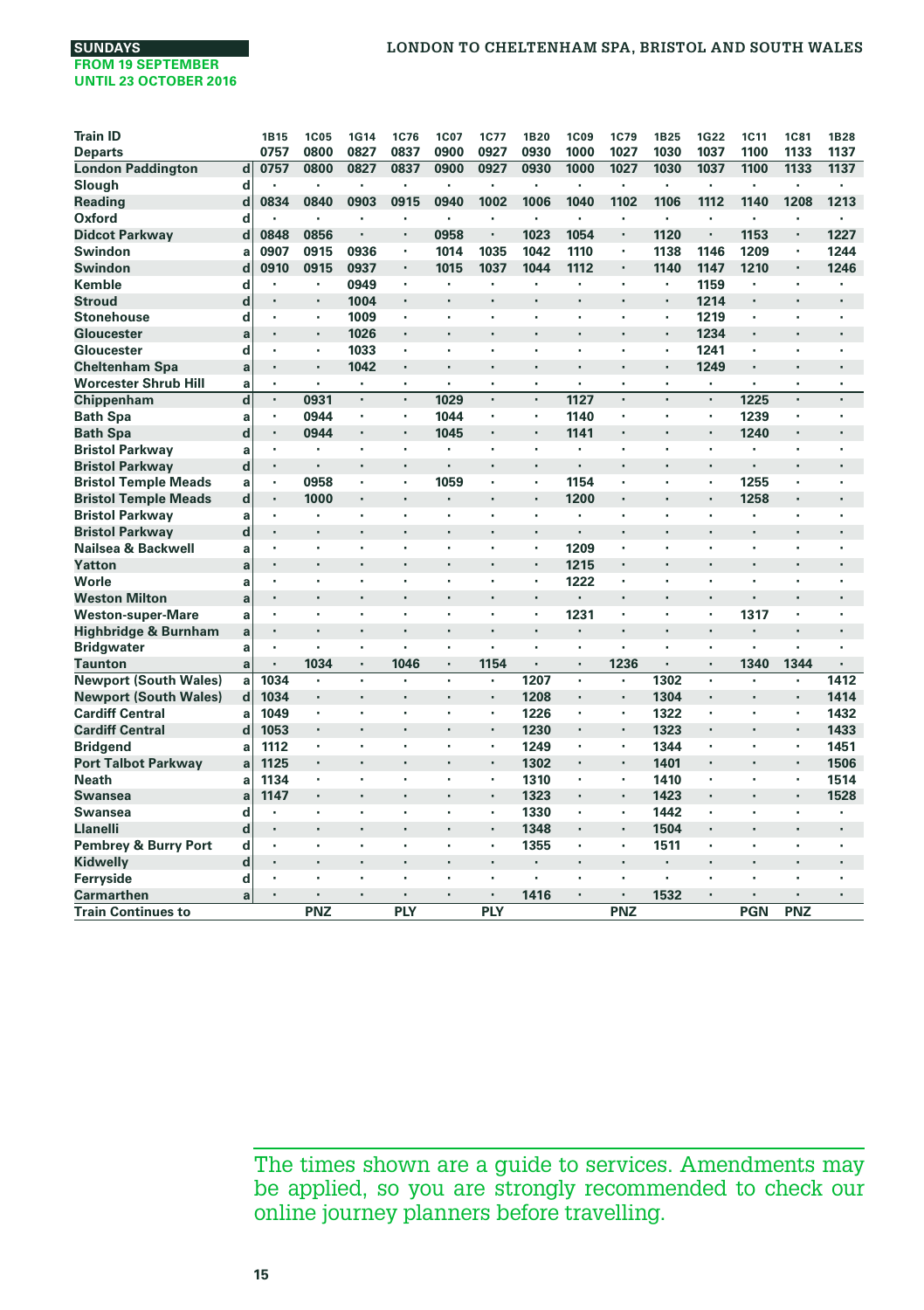**SUNDAYS**
**FROM 19 SEPTEMBER UNTIL 23 OCTOBER 2016**

## LONDON TO CHELTENHAM SPA, BRISTOL AND SOUTH WALES

| Train ID | | 1B15 | 1C05 | 1G14 | 1C76 | 1C07 | 1C77 | 1B20 | 1C09 | 1C79 | 1B25 | 1G22 | 1C11 | 1C81 | 1B28 |
|---|---|---|---|---|---|---|---|---|---|---|---|---|---|---|---|
| Departs | | 0757 | 0800 | 0827 | 0837 | 0900 | 0927 | 0930 | 1000 | 1027 | 1030 | 1037 | 1100 | 1133 | 1137 |
| London Paddington | d | 0757 | 0800 | 0827 | 0837 | 0900 | 0927 | 0930 | 1000 | 1027 | 1030 | 1037 | 1100 | 1133 | 1137 |
| Slough | d | · | · | · | · | · | · | · | · | · | · | · | · | · | · |
| Reading | d | 0834 | 0840 | 0903 | 0915 | 0940 | 1002 | 1006 | 1040 | 1102 | 1106 | 1112 | 1140 | 1208 | 1213 |
| Oxford | d | · | · | · | · | · | · | · | · | · | · | · | · | · | · |
| Didcot Parkway | d | 0848 | 0856 | · | · | 0958 | · | 1023 | 1054 | · | 1120 | · | 1153 | · | 1227 |
| Swindon | a | 0907 | 0915 | 0936 | · | 1014 | 1035 | 1042 | 1110 | · | 1138 | 1146 | 1209 | · | 1244 |
| Swindon | d | 0910 | 0915 | 0937 | · | 1015 | 1037 | 1044 | 1112 | · | 1140 | 1147 | 1210 | · | 1246 |
| Kemble | d | · | · | 0949 | · | · | · | · | · | · | · | 1159 | · | · | · |
| Stroud | d | · | · | 1004 | · | · | · | · | · | · | · | 1214 | · | · | · |
| Stonehouse | d | · | · | 1009 | · | · | · | · | · | · | · | 1219 | · | · | · |
| Gloucester | a | · | · | 1026 | · | · | · | · | · | · | · | 1234 | · | · | · |
| Gloucester | d | · | · | 1033 | · | · | · | · | · | · | · | 1241 | · | · | · |
| Cheltenham Spa | a | · | · | 1042 | · | · | · | · | · | · | · | 1249 | · | · | · |
| Worcester Shrub Hill | a | · | · | · | · | · | · | · | · | · | · | · | · | · | · |
| Chippenham | d | · | 0931 | · | · | 1029 | · | · | 1127 | · | · | · | 1225 | · | · |
| Bath Spa | a | · | 0944 | · | · | 1044 | · | · | 1140 | · | · | · | 1239 | · | · |
| Bath Spa | d | · | 0944 | · | · | 1045 | · | · | 1141 | · | · | · | 1240 | · | · |
| Bristol Parkway | a | · | · | · | · | · | · | · | · | · | · | · | · | · | · |
| Bristol Parkway | d | · | · | · | · | · | · | · | · | · | · | · | · | · | · |
| Bristol Temple Meads | a | · | 0958 | · | · | 1059 | · | · | 1154 | · | · | · | 1255 | · | · |
| Bristol Temple Meads | d | · | 1000 | · | · | · | · | · | 1200 | · | · | · | 1258 | · | · |
| Bristol Parkway | a | · | · | · | · | · | · | · | · | · | · | · | · | · | · |
| Bristol Parkway | d | · | · | · | · | · | · | · | · | · | · | · | · | · | · |
| Nailsea & Backwell | a | · | · | · | · | · | · | · | 1209 | · | · | · | · | · | · |
| Yatton | a | · | · | · | · | · | · | · | 1215 | · | · | · | · | · | · |
| Worle | a | · | · | · | · | · | · | · | 1222 | · | · | · | · | · | · |
| Weston Milton | a | · | · | · | · | · | · | · | · | · | · | · | · | · | · |
| Weston-super-Mare | a | · | · | · | · | · | · | · | 1231 | · | · | · | 1317 | · | · |
| Highbridge & Burnham | a | · | · | · | · | · | · | · | · | · | · | · | · | · | · |
| Bridgwater | a | · | · | · | · | · | · | · | · | · | · | · | · | · | · |
| Taunton | a | · | 1034 | · | 1046 | · | 1154 | · | · | 1236 | · | · | 1340 | 1344 | · |
| Newport (South Wales) | a | 1034 | · | · | · | · | · | 1207 | · | · | 1302 | · | · | · | 1412 |
| Newport (South Wales) | d | 1034 | · | · | · | · | · | 1208 | · | · | 1304 | · | · | · | 1414 |
| Cardiff Central | a | 1049 | · | · | · | · | · | 1226 | · | · | 1322 | · | · | · | 1432 |
| Cardiff Central | d | 1053 | · | · | · | · | · | 1230 | · | · | 1323 | · | · | · | 1433 |
| Bridgend | a | 1112 | · | · | · | · | · | 1249 | · | · | 1344 | · | · | · | 1451 |
| Port Talbot Parkway | a | 1125 | · | · | · | · | · | 1302 | · | · | 1401 | · | · | · | 1506 |
| Neath | a | 1134 | · | · | · | · | · | 1310 | · | · | 1410 | · | · | · | 1514 |
| Swansea | a | 1147 | · | · | · | · | · | 1323 | · | · | 1423 | · | · | · | 1528 |
| Swansea | d | · | · | · | · | · | · | 1330 | · | · | 1442 | · | · | · | · |
| Llanelli | d | · | · | · | · | · | · | 1348 | · | · | 1504 | · | · | · | · |
| Pembrey & Burry Port | d | · | · | · | · | · | · | 1355 | · | · | 1511 | · | · | · | · |
| Kidwelly | d | · | · | · | · | · | · | · | · | · | · | · | · | · | · |
| Ferryside | d | · | · | · | · | · | · | · | · | · | · | · | · | · | · |
| Carmarthen | a | · | · | · | · | · | · | 1416 | · | · | 1532 | · | · | · | · |
| Train Continues to | | | PNZ | | PLY | | PLY | | | PNZ | | | PGN | PNZ | |

The times shown are a guide to services. Amendments may be applied, so you are strongly recommended to check our online journey planners before travelling.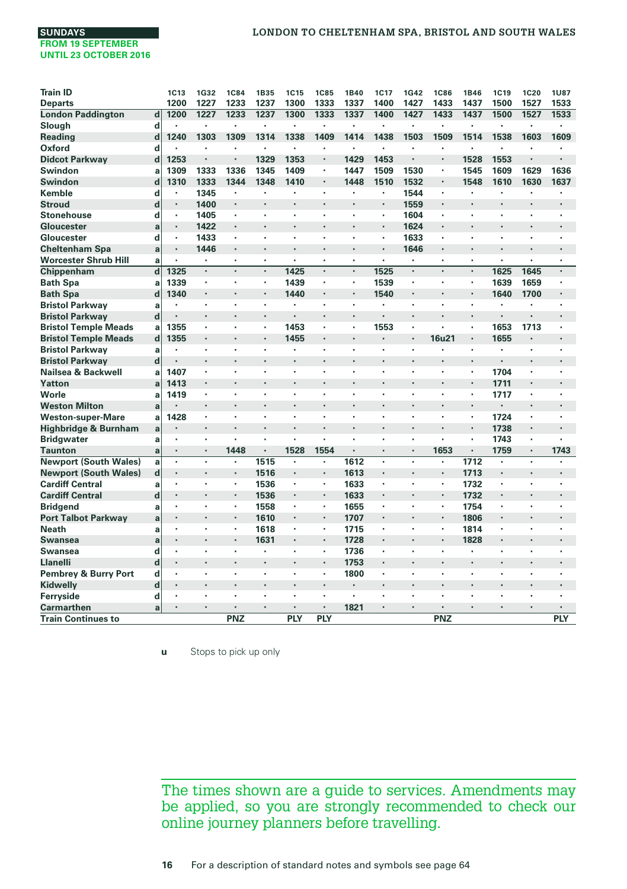**SUNDAYS**
**FROM 19 SEPTEMBER UNTIL 23 OCTOBER 2016**

## LONDON TO CHELTENHAM SPA, BRISTOL AND SOUTH WALES

| Train ID | | 1C13 | 1G32 | 1C84 | 1B35 | 1C15 | 1C85 | 1B40 | 1C17 | 1G42 | 1C86 | 1B46 | 1C19 | 1C20 | 1U87 |
|---|---|---|---|---|---|---|---|---|---|---|---|---|---|---|---|
| Departs | | 1200 | 1227 | 1233 | 1237 | 1300 | 1333 | 1337 | 1400 | 1427 | 1433 | 1437 | 1500 | 1527 | 1533 |
| **London Paddington** | d | 1200 | 1227 | 1233 | 1237 | 1300 | 1333 | 1337 | 1400 | 1427 | 1433 | 1437 | 1500 | 1527 | 1533 |
| Slough | d | · | · | · | · | · | · | · | · | · | · | · | · | · | · |
| Reading | d | 1240 | 1303 | 1309 | 1314 | 1338 | 1409 | 1414 | 1438 | 1503 | 1509 | 1514 | 1538 | 1603 | 1609 |
| Oxford | d | · | · | · | · | · | · | · | · | · | · | · | · | · | · |
| Didcot Parkway | d | 1253 | · | · | 1329 | 1353 | · | 1429 | 1453 | · | · | 1528 | 1553 | · | · |
| Swindon | a | 1309 | 1333 | 1336 | 1345 | 1409 | · | 1447 | 1509 | 1530 | · | 1545 | 1609 | 1629 | 1636 |
| Swindon | d | 1310 | 1333 | 1344 | 1348 | 1410 | · | 1448 | 1510 | 1532 | · | 1548 | 1610 | 1630 | 1637 |
| Kemble | d | · | 1345 | · | · | · | · | · | · | 1544 | · | · | · | · | · |
| Stroud | d | · | 1400 | · | · | · | · | · | · | 1559 | · | · | · | · | · |
| Stonehouse | d | · | 1405 | · | · | · | · | · | · | 1604 | · | · | · | · | · |
| Gloucester | a | · | 1422 | · | · | · | · | · | · | 1624 | · | · | · | · | · |
| Gloucester | d | · | 1433 | · | · | · | · | · | · | 1633 | · | · | · | · | · |
| Cheltenham Spa | a | · | 1446 | · | · | · | · | · | · | 1646 | · | · | · | · | · |
| Worcester Shrub Hill | a | · | · | · | · | · | · | · | · | · | · | · | · | · | · |
| Chippenham | d | 1325 | · | · | · | 1425 | · | · | 1525 | · | · | · | 1625 | 1645 | · |
| Bath Spa | a | 1339 | · | · | · | 1439 | · | · | 1539 | · | · | · | 1639 | 1659 | · |
| Bath Spa | d | 1340 | · | · | · | 1440 | · | · | 1540 | · | · | · | 1640 | 1700 | · |
| Bristol Parkway | a | · | · | · | · | · | · | · | · | · | · | · | · | · | · |
| Bristol Parkway | d | · | · | · | · | · | · | · | · | · | · | · | · | · | · |
| Bristol Temple Meads | a | 1355 | · | · | · | 1453 | · | · | 1553 | · | · | · | 1653 | 1713 | · |
| Bristol Temple Meads | d | 1355 | · | · | · | 1455 | · | · | · | · | 16u21 | · | 1655 | · | · |
| Bristol Parkway | a | · | · | · | · | · | · | · | · | · | · | · | · | · | · |
| Bristol Parkway | d | · | · | · | · | · | · | · | · | · | · | · | · | · | · |
| Nailsea & Backwell | a | 1407 | · | · | · | · | · | · | · | · | · | · | 1704 | · | · |
| Yatton | a | 1413 | · | · | · | · | · | · | · | · | · | · | 1711 | · | · |
| Worle | a | 1419 | · | · | · | · | · | · | · | · | · | · | 1717 | · | · |
| Weston Milton | a | · | · | · | · | · | · | · | · | · | · | · | · | · | · |
| Weston-super-Mare | a | 1428 | · | · | · | · | · | · | · | · | · | · | 1724 | · | · |
| Highbridge & Burnham | a | · | · | · | · | · | · | · | · | · | · | · | 1738 | · | · |
| Bridgwater | a | · | · | · | · | · | · | · | · | · | · | · | 1743 | · | · |
| Taunton | a | · | · | 1448 | · | 1528 | 1554 | · | · | · | 1653 | · | 1759 | · | 1743 |
| Newport (South Wales) | a | · | · | · | 1515 | · | · | 1612 | · | · | · | 1712 | · | · | · |
| Newport (South Wales) | d | · | · | · | 1516 | · | · | 1613 | · | · | · | 1713 | · | · | · |
| Cardiff Central | a | · | · | · | 1536 | · | · | 1633 | · | · | · | 1732 | · | · | · |
| Cardiff Central | d | · | · | · | 1536 | · | · | 1633 | · | · | · | 1732 | · | · | · |
| Bridgend | a | · | · | · | 1558 | · | · | 1655 | · | · | · | 1754 | · | · | · |
| Port Talbot Parkway | a | · | · | · | 1610 | · | · | 1707 | · | · | · | 1806 | · | · | · |
| Neath | a | · | · | · | 1618 | · | · | 1715 | · | · | · | 1814 | · | · | · |
| Swansea | a | · | · | · | 1631 | · | · | 1728 | · | · | · | 1828 | · | · | · |
| Swansea | d | · | · | · | · | · | · | 1736 | · | · | · | · | · | · | · |
| Llanelli | d | · | · | · | · | · | · | 1753 | · | · | · | · | · | · | · |
| Pembrey & Burry Port | d | · | · | · | · | · | · | 1800 | · | · | · | · | · | · | · |
| Kidwelly | d | · | · | · | · | · | · | · | · | · | · | · | · | · | · |
| Ferryside | d | · | · | · | · | · | · | · | · | · | · | · | · | · | · |
| Carmarthen | a | · | · | · | · | · | · | 1821 | · | · | · | · | · | · | · |
| **Train Continues to** | | | | PNZ | | PLY | PLY | | | | PNZ | | | | PLY |

**u** Stops to pick up only

The times shown are a guide to services. Amendments may be applied, so you are strongly recommended to check our online journey planners before travelling.

For a description of standard notes and symbols see page 64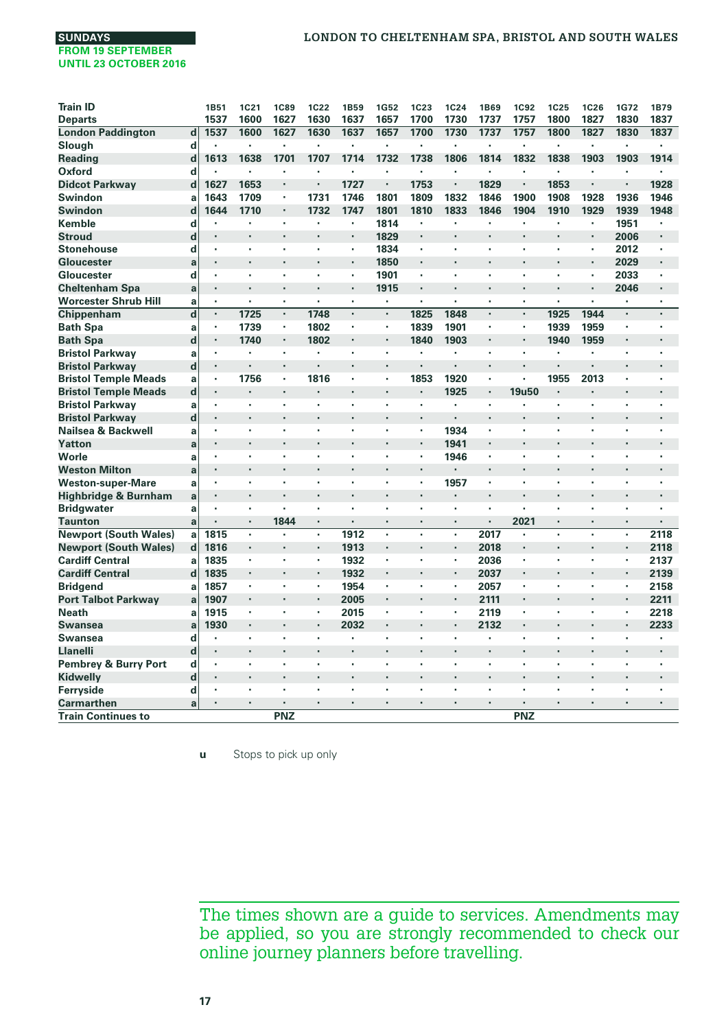**SUNDAYS**
**FROM 19 SEPTEMBER UNTIL 23 OCTOBER 2016**

## LONDON TO CHELTENHAM SPA, BRISTOL AND SOUTH WALES

| Train ID | | 1B51 | 1C21 | 1C89 | 1C22 | 1B59 | 1G52 | 1C23 | 1C24 | 1B69 | 1C92 | 1C25 | 1C26 | 1G72 | 1B79 |
|---|---|---|---|---|---|---|---|---|---|---|---|---|---|---|---|
| Departs | | 1537 | 1600 | 1627 | 1630 | 1637 | 1657 | 1700 | 1730 | 1737 | 1757 | 1800 | 1827 | 1830 | 1837 |
| London Paddington | d | 1537 | 1600 | 1627 | 1630 | 1637 | 1657 | 1700 | 1730 | 1737 | 1757 | 1800 | 1827 | 1830 | 1837 |
| Slough | d | · | · | · | · | · | · | · | · | · | · | · | · | · | · |
| Reading | d | 1613 | 1638 | 1701 | 1707 | 1714 | 1732 | 1738 | 1806 | 1814 | 1832 | 1838 | 1903 | 1903 | 1914 |
| Oxford | d | · | · | · | · | · | · | · | · | · | · | · | · | · | · |
| Didcot Parkway | d | 1627 | 1653 | · | · | 1727 | · | 1753 | · | 1829 | · | 1853 | · | · | 1928 |
| Swindon | a | 1643 | 1709 | · | 1731 | 1746 | 1801 | 1809 | 1832 | 1846 | 1900 | 1908 | 1928 | 1936 | 1946 |
| Swindon | d | 1644 | 1710 | · | 1732 | 1747 | 1801 | 1810 | 1833 | 1846 | 1904 | 1910 | 1929 | 1939 | 1948 |
| Kemble | d | · | · | · | · | · | 1814 | · | · | · | · | · | · | 1951 | · |
| Stroud | d | · | · | · | · | · | 1829 | · | · | · | · | · | · | 2006 | · |
| Stonehouse | d | · | · | · | · | · | 1834 | · | · | · | · | · | · | 2012 | · |
| Gloucester | a | · | · | · | · | · | 1850 | · | · | · | · | · | · | 2029 | · |
| Gloucester | d | · | · | · | · | · | 1901 | · | · | · | · | · | · | 2033 | · |
| Cheltenham Spa | a | · | · | · | · | · | 1915 | · | · | · | · | · | · | 2046 | · |
| Worcester Shrub Hill | a | · | · | · | · | · | · | · | · | · | · | · | · | · | · |
| Chippenham | d | · | 1725 | · | 1748 | · | · | 1825 | 1848 | · | · | 1925 | 1944 | · | · |
| Bath Spa | a | · | 1739 | · | 1802 | · | · | 1839 | 1901 | · | · | 1939 | 1959 | · | · |
| Bath Spa | d | · | 1740 | · | 1802 | · | · | 1840 | 1903 | · | · | 1940 | 1959 | · | · |
| Bristol Parkway | a | · | · | · | · | · | · | · | · | · | · | · | · | · | · |
| Bristol Parkway | d | · | · | · | · | · | · | · | · | · | · | · | · | · | · |
| Bristol Temple Meads | a | · | 1756 | · | 1816 | · | · | 1853 | 1920 | · | · | 1955 | 2013 | · | · |
| Bristol Temple Meads | d | · | · | · | · | · | · | · | 1925 | · | 19u50 | · | · | · | · |
| Bristol Parkway | a | · | · | · | · | · | · | · | · | · | · | · | · | · | · |
| Bristol Parkway | d | · | · | · | · | · | · | · | · | · | · | · | · | · | · |
| Nailsea & Backwell | a | · | · | · | · | · | · | · | 1934 | · | · | · | · | · | · |
| Yatton | a | · | · | · | · | · | · | · | 1941 | · | · | · | · | · | · |
| Worle | a | · | · | · | · | · | · | · | 1946 | · | · | · | · | · | · |
| Weston Milton | a | · | · | · | · | · | · | · | · | · | · | · | · | · | · |
| Weston-super-Mare | a | · | · | · | · | · | · | · | 1957 | · | · | · | · | · | · |
| Highbridge & Burnham | a | · | · | · | · | · | · | · | · | · | · | · | · | · | · |
| Bridgwater | a | · | · | · | · | · | · | · | · | · | · | · | · | · | · |
| Taunton | a | · | · | 1844 | · | · | · | · | · | · | 2021 | · | · | · | · |
| Newport (South Wales) | a | 1815 | · | · | · | 1912 | · | · | · | 2017 | · | · | · | · | 2118 |
| Newport (South Wales) | d | 1816 | · | · | · | 1913 | · | · | · | 2018 | · | · | · | · | 2118 |
| Cardiff Central | a | 1835 | · | · | · | 1932 | · | · | · | 2036 | · | · | · | · | 2137 |
| Cardiff Central | d | 1835 | · | · | · | 1932 | · | · | · | 2037 | · | · | · | · | 2139 |
| Bridgend | a | 1857 | · | · | · | 1954 | · | · | · | 2057 | · | · | · | · | 2158 |
| Port Talbot Parkway | a | 1907 | · | · | · | 2005 | · | · | · | 2111 | · | · | · | · | 2211 |
| Neath | a | 1915 | · | · | · | 2015 | · | · | · | 2119 | · | · | · | · | 2218 |
| Swansea | a | 1930 | · | · | · | 2032 | · | · | · | 2132 | · | · | · | · | 2233 |
| Swansea | d | · | · | · | · | · | · | · | · | · | · | · | · | · | · |
| Llanelli | d | · | · | · | · | · | · | · | · | · | · | · | · | · | · |
| Pembrey & Burry Port | d | · | · | · | · | · | · | · | · | · | · | · | · | · | · |
| Kidwelly | d | · | · | · | · | · | · | · | · | · | · | · | · | · | · |
| Ferryside | d | · | · | · | · | · | · | · | · | · | · | · | · | · | · |
| Carmarthen | a | · | · | · | · | · | · | · | · | · | · | · | · | · | · |
| Train Continues to | | | | PNZ | | | | | | | PNZ | | | | |

**u** Stops to pick up only

The times shown are a guide to services. Amendments may be applied, so you are strongly recommended to check our online journey planners before travelling.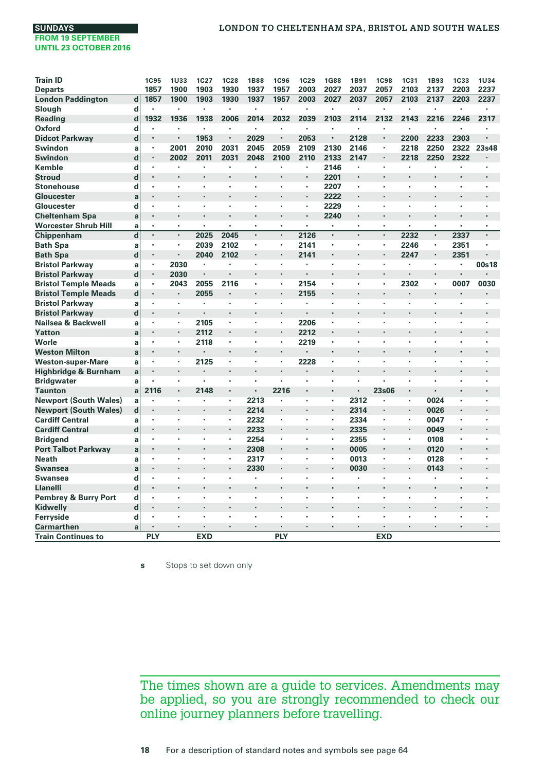**SUNDAYS**
**FROM 19 SEPTEMBER UNTIL 23 OCTOBER 2016**

## LONDON TO CHELTENHAM SPA, BRISTOL AND SOUTH WALES

| Train ID | | 1C95 | 1U33 | 1C27 | 1C28 | 1B88 | 1C96 | 1C29 | 1G88 | 1B91 | 1C98 | 1C31 | 1B93 | 1C33 | 1U34 |
|---|---|---|---|---|---|---|---|---|---|---|---|---|---|---|---|
| Departs | | 1857 | 1900 | 1903 | 1930 | 1937 | 1957 | 2003 | 2027 | 2037 | 2057 | 2103 | 2137 | 2203 | 2237 |
| London Paddington | d | 1857 | 1900 | 1903 | 1930 | 1937 | 1957 | 2003 | 2027 | 2037 | 2057 | 2103 | 2137 | 2203 | 2237 |
| Slough | d | · | · | · | · | · | · | · | · | · | · | · | · | · | · |
| Reading | d | 1932 | 1936 | 1938 | 2006 | 2014 | 2032 | 2039 | 2103 | 2114 | 2132 | 2143 | 2216 | 2246 | 2317 |
| Oxford | d | · | · | · | · | · | · | · | · | · | · | · | · | · | · |
| Didcot Parkway | d | · | · | 1953 | · | 2029 | · | 2053 | · | 2128 | · | 2200 | 2233 | 2303 | · |
| Swindon | a | · | 2001 | 2010 | 2031 | 2045 | 2059 | 2109 | 2130 | 2146 | · | 2218 | 2250 | 2322 | 23s48 |
| Swindon | d | · | 2002 | 2011 | 2031 | 2048 | 2100 | 2110 | 2133 | 2147 | · | 2218 | 2250 | 2322 | · |
| Kemble | d | · | · | · | · | · | · | · | 2146 | · | · | · | · | · | · |
| Stroud | d | · | · | · | · | · | · | · | 2201 | · | · | · | · | · | · |
| Stonehouse | d | · | · | · | · | · | · | · | 2207 | · | · | · | · | · | · |
| Gloucester | a | · | · | · | · | · | · | · | 2222 | · | · | · | · | · | · |
| Gloucester | d | · | · | · | · | · | · | · | 2229 | · | · | · | · | · | · |
| Cheltenham Spa | a | · | · | · | · | · | · | · | 2240 | · | · | · | · | · | · |
| Worcester Shrub Hill | a | · | · | · | · | · | · | · | · | · | · | · | · | · | · |
| Chippenham | d | · | · | 2025 | 2045 | · | · | 2126 | · | · | · | 2232 | · | 2337 | · |
| Bath Spa | a | · | · | 2039 | 2102 | · | · | 2141 | · | · | · | 2246 | · | 2351 | · |
| Bath Spa | d | · | · | 2040 | 2102 | · | · | 2141 | · | · | · | 2247 | · | 2351 | · |
| Bristol Parkway | a | · | 2030 | · | · | · | · | · | · | · | · | · | · | · | 00s18 |
| Bristol Parkway | d | · | 2030 | · | · | · | · | · | · | · | · | · | · | · | · |
| Bristol Temple Meads | a | · | 2043 | 2055 | 2116 | · | · | 2154 | · | · | · | 2302 | · | 0007 | 0030 |
| Bristol Temple Meads | d | · | · | 2055 | · | · | · | 2155 | · | · | · | · | · | · | · |
| Bristol Parkway | a | · | · | · | · | · | · | · | · | · | · | · | · | · | · |
| Bristol Parkway | d | · | · | · | · | · | · | · | · | · | · | · | · | · | · |
| Nailsea & Backwell | a | · | · | 2105 | · | · | · | 2206 | · | · | · | · | · | · | · |
| Yatton | a | · | · | 2112 | · | · | · | 2212 | · | · | · | · | · | · | · |
| Worle | a | · | · | 2118 | · | · | · | 2219 | · | · | · | · | · | · | · |
| Weston Milton | a | · | · | · | · | · | · | · | · | · | · | · | · | · | · |
| Weston-super-Mare | a | · | · | 2125 | · | · | · | 2228 | · | · | · | · | · | · | · |
| Highbridge & Burnham | a | · | · | · | · | · | · | · | · | · | · | · | · | · | · |
| Bridgwater | a | · | · | · | · | · | · | · | · | · | · | · | · | · | · |
| Taunton | a | 2116 | · | 2148 | · | · | 2216 | · | · | · | 23s06 | · | · | · | · |
| Newport (South Wales) | a | · | · | · | · | 2213 | · | · | · | 2312 | · | · | 0024 | · | · |
| Newport (South Wales) | d | · | · | · | · | 2214 | · | · | · | 2314 | · | · | 0026 | · | · |
| Cardiff Central | a | · | · | · | · | 2232 | · | · | · | 2334 | · | · | 0047 | · | · |
| Cardiff Central | d | · | · | · | · | 2233 | · | · | · | 2335 | · | · | 0049 | · | · |
| Bridgend | a | · | · | · | · | 2254 | · | · | · | 2355 | · | · | 0108 | · | · |
| Port Talbot Parkway | a | · | · | · | · | 2308 | · | · | · | 0005 | · | · | 0120 | · | · |
| Neath | a | · | · | · | · | 2317 | · | · | · | 0013 | · | · | 0128 | · | · |
| Swansea | a | · | · | · | · | 2330 | · | · | · | 0030 | · | · | 0143 | · | · |
| Swansea | d | · | · | · | · | · | · | · | · | · | · | · | · | · | · |
| Llanelli | d | · | · | · | · | · | · | · | · | · | · | · | · | · | · |
| Pembrey & Burry Port | d | · | · | · | · | · | · | · | · | · | · | · | · | · | · |
| Kidwelly | d | · | · | · | · | · | · | · | · | · | · | · | · | · | · |
| Ferryside | d | · | · | · | · | · | · | · | · | · | · | · | · | · | · |
| Carmarthen | a | · | · | · | · | · | · | · | · | · | · | · | · | · | · |
| Train Continues to | | PLY | | EXD | | | PLY | | | | EXD | | | | |

**s** Stops to set down only

The times shown are a guide to services. Amendments may be applied, so you are strongly recommended to check our online journey planners before travelling.

For a description of standard notes and symbols see page 64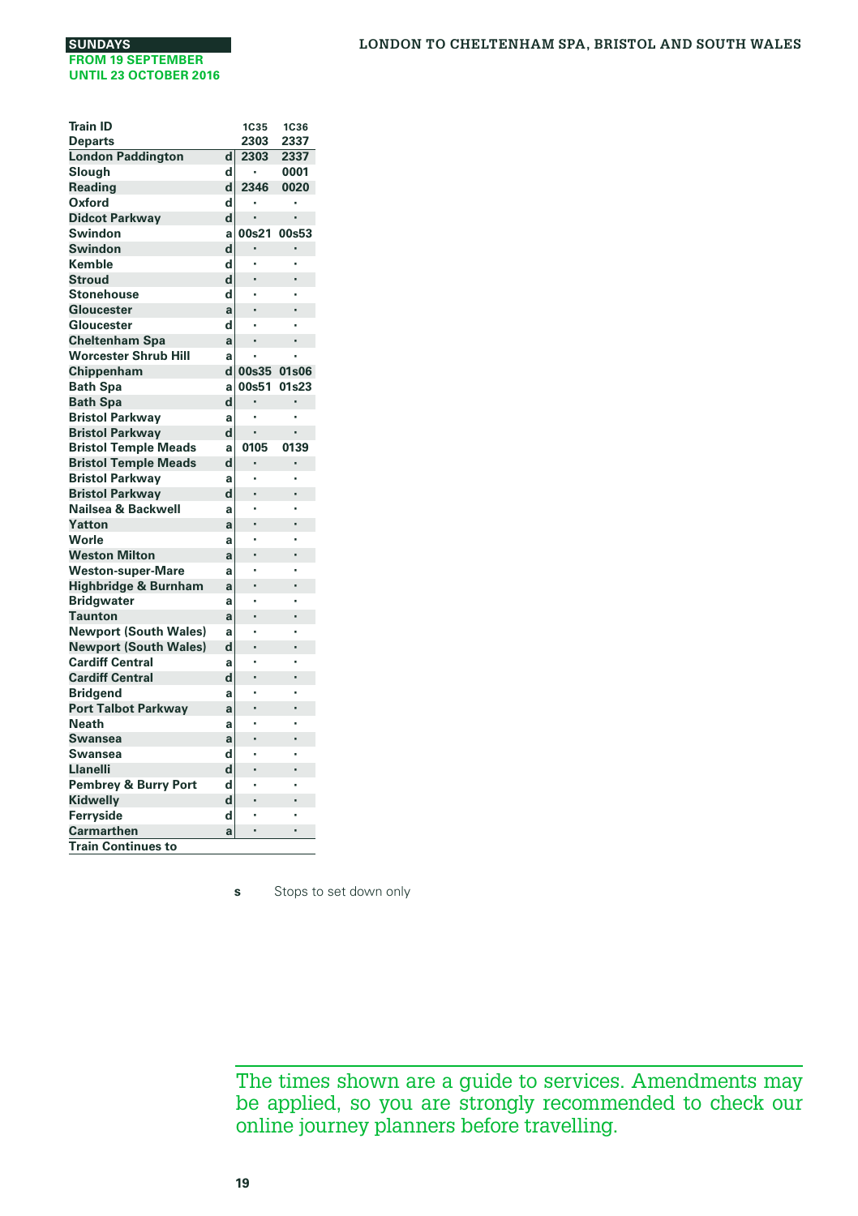**SUNDAYS**
**FROM 19 SEPTEMBER UNTIL 23 OCTOBER 2016**

## LONDON TO CHELTENHAM SPA, BRISTOL AND SOUTH WALES

| Train ID | | 1C35 | 1C36 |
|---|---|---|---|
| Departs | | 2303 | 2337 |
| London Paddington | d | 2303 | 2337 |
| Slough | d | · | 0001 |
| Reading | d | 2346 | 0020 |
| Oxford | d | · | · |
| Didcot Parkway | d | · | · |
| Swindon | a | 00s21 | 00s53 |
| Swindon | d | · | · |
| Kemble | d | · | · |
| Stroud | d | · | · |
| Stonehouse | d | · | · |
| Gloucester | a | · | · |
| Gloucester | d | · | · |
| Cheltenham Spa | a | · | · |
| Worcester Shrub Hill | a | · | · |
| Chippenham | d | 00s35 | 01s06 |
| Bath Spa | a | 00s51 | 01s23 |
| Bath Spa | d | · | · |
| Bristol Parkway | a | · | · |
| Bristol Parkway | d | · | · |
| Bristol Temple Meads | a | 0105 | 0139 |
| Bristol Temple Meads | d | · | · |
| Bristol Parkway | a | · | · |
| Bristol Parkway | d | · | · |
| Nailsea & Backwell | a | · | · |
| Yatton | a | · | · |
| Worle | a | · | · |
| Weston Milton | a | · | · |
| Weston-super-Mare | a | · | · |
| Highbridge & Burnham | a | · | · |
| Bridgwater | a | · | · |
| Taunton | a | · | · |
| Newport (South Wales) | a | · | · |
| Newport (South Wales) | d | · | · |
| Cardiff Central | a | · | · |
| Cardiff Central | d | · | · |
| Bridgend | a | · | · |
| Port Talbot Parkway | a | · | · |
| Neath | a | · | · |
| Swansea | a | · | · |
| Swansea | d | · | · |
| Llanelli | d | · | · |
| Pembrey & Burry Port | d | · | · |
| Kidwelly | d | · | · |
| Ferryside | d | · | · |
| Carmarthen | a | · | · |
| Train Continues to | | | |

**s** Stops to set down only

The times shown are a guide to services. Amendments may be applied, so you are strongly recommended to check our online journey planners before travelling.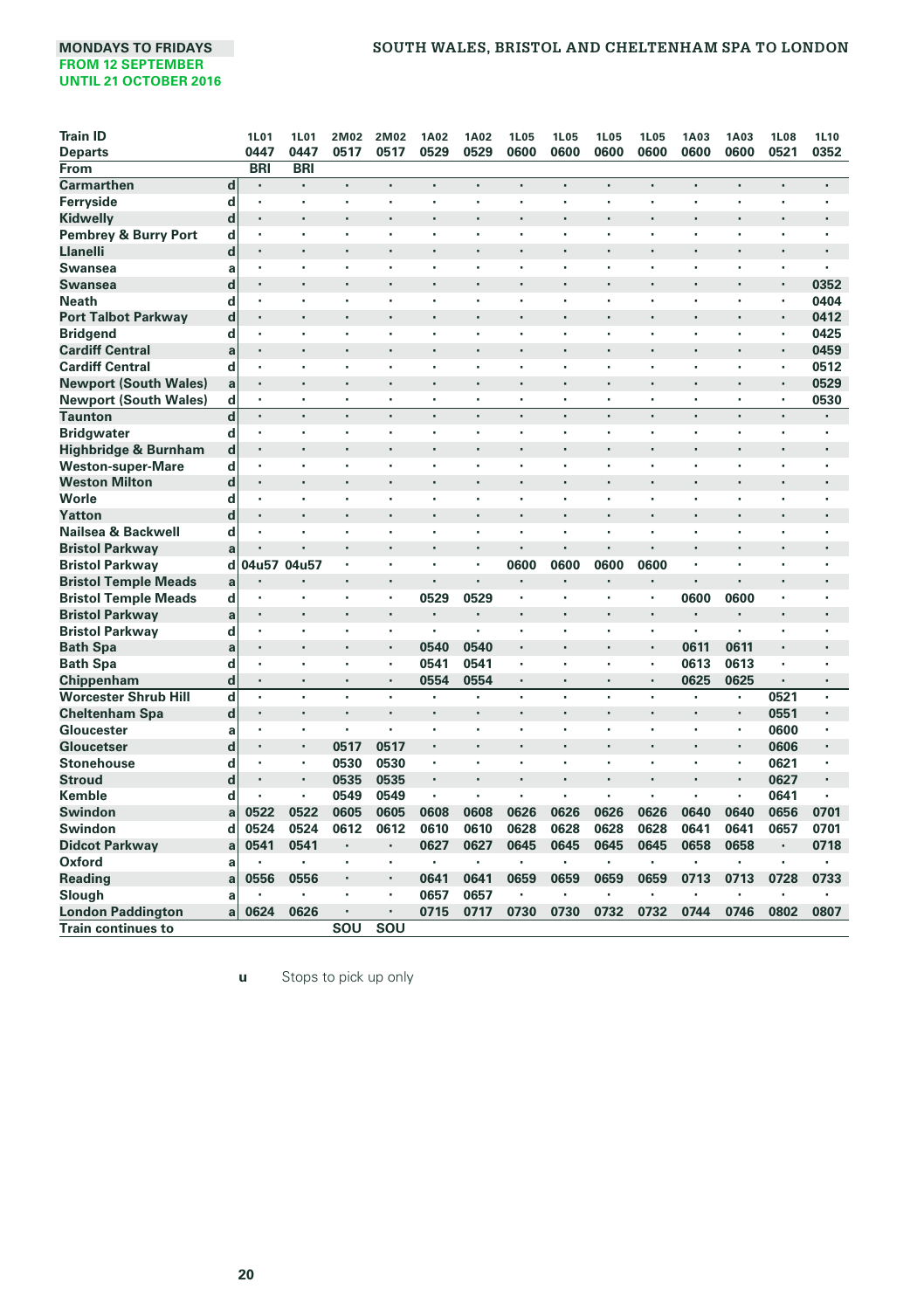MONDAYS TO FRIDAYS
FROM 12 SEPTEMBER
UNTIL 21 OCTOBER 2016

## SOUTH WALES, BRISTOL AND CHELTENHAM SPA TO LONDON

| Train ID | | 1L01 | 1L01 | 2M02 | 2M02 | 1A02 | 1A02 | 1L05 | 1L05 | 1L05 | 1L05 | 1A03 | 1A03 | 1L08 | 1L10 |
|---|---|---|---|---|---|---|---|---|---|---|---|---|---|---|---|
| Departs | | 0447 | 0447 | 0517 | 0517 | 0529 | 0529 | 0600 | 0600 | 0600 | 0600 | 0600 | 0600 | 0521 | 0352 |
| From | | BRI | BRI | | | | | | | | | | | | |
| Carmarthen | d | · | · | · | · | · | · | · | · | · | · | · | · | · | · |
| Ferryside | d | · | · | · | · | · | · | · | · | · | · | · | · | · | · |
| Kidwelly | d | · | · | · | · | · | · | · | · | · | · | · | · | · | · |
| Pembrey & Burry Port | d | · | · | · | · | · | · | · | · | · | · | · | · | · | · |
| Llanelli | d | · | · | · | · | · | · | · | · | · | · | · | · | · | · |
| Swansea | a | · | · | · | · | · | · | · | · | · | · | · | · | · | · |
| Swansea | d | · | · | · | · | · | · | · | · | · | · | · | · | · | 0352 |
| Neath | d | · | · | · | · | · | · | · | · | · | · | · | · | · | 0404 |
| Port Talbot Parkway | d | · | · | · | · | · | · | · | · | · | · | · | · | · | 0412 |
| Bridgend | d | · | · | · | · | · | · | · | · | · | · | · | · | · | 0425 |
| Cardiff Central | a | · | · | · | · | · | · | · | · | · | · | · | · | · | 0459 |
| Cardiff Central | d | · | · | · | · | · | · | · | · | · | · | · | · | · | 0512 |
| Newport (South Wales) | a | · | · | · | · | · | · | · | · | · | · | · | · | · | 0529 |
| Newport (South Wales) | d | · | · | · | · | · | · | · | · | · | · | · | · | · | 0530 |
| Taunton | d | · | · | · | · | · | · | · | · | · | · | · | · | · | · |
| Bridgwater | d | · | · | · | · | · | · | · | · | · | · | · | · | · | · |
| Highbridge & Burnham | d | · | · | · | · | · | · | · | · | · | · | · | · | · | · |
| Weston-super-Mare | d | · | · | · | · | · | · | · | · | · | · | · | · | · | · |
| Weston Milton | d | · | · | · | · | · | · | · | · | · | · | · | · | · | · |
| Worle | d | · | · | · | · | · | · | · | · | · | · | · | · | · | · |
| Yatton | d | · | · | · | · | · | · | · | · | · | · | · | · | · | · |
| Nailsea & Backwell | d | · | · | · | · | · | · | · | · | · | · | · | · | · | · |
| Bristol Parkway | a | · | · | · | · | · | · | · | · | · | · | · | · | · | · |
| Bristol Parkway | d | 04u57 | 04u57 | · | · | · | · | 0600 | 0600 | 0600 | 0600 | · | · | · | · |
| Bristol Temple Meads | a | · | · | · | · | · | · | · | · | · | · | · | · | · | · |
| Bristol Temple Meads | d | · | · | · | · | 0529 | 0529 | · | · | · | · | 0600 | 0600 | · | · |
| Bristol Parkway | a | · | · | · | · | · | · | · | · | · | · | · | · | · | · |
| Bristol Parkway | d | · | · | · | · | · | · | · | · | · | · | · | · | · | · |
| Bath Spa | a | · | · | · | · | 0540 | 0540 | · | · | · | · | 0611 | 0611 | · | · |
| Bath Spa | d | · | · | · | · | 0541 | 0541 | · | · | · | · | 0613 | 0613 | · | · |
| Chippenham | d | · | · | · | · | 0554 | 0554 | · | · | · | · | 0625 | 0625 | · | · |
| Worcester Shrub Hill | d | · | · | · | · | · | · | · | · | · | · | · | · | 0521 | · |
| Cheltenham Spa | d | · | · | · | · | · | · | · | · | · | · | · | · | 0551 | · |
| Gloucester | a | · | · | · | · | · | · | · | · | · | · | · | · | 0600 | · |
| Gloucetser | d | · | · | 0517 | 0517 | · | · | · | · | · | · | · | · | 0606 | · |
| Stonehouse | d | · | · | 0530 | 0530 | · | · | · | · | · | · | · | · | 0621 | · |
| Stroud | d | · | · | 0535 | 0535 | · | · | · | · | · | · | · | · | 0627 | · |
| Kemble | d | · | · | 0549 | 0549 | · | · | · | · | · | · | · | · | 0641 | · |
| Swindon | a | 0522 | 0522 | 0605 | 0605 | 0608 | 0608 | 0626 | 0626 | 0626 | 0626 | 0640 | 0640 | 0656 | 0701 |
| Swindon | d | 0524 | 0524 | 0612 | 0612 | 0610 | 0610 | 0628 | 0628 | 0628 | 0628 | 0641 | 0641 | 0657 | 0701 |
| Didcot Parkway | a | 0541 | 0541 | · | · | 0627 | 0627 | 0645 | 0645 | 0645 | 0645 | 0658 | 0658 | · | 0718 |
| Oxford | a | · | · | · | · | · | · | · | · | · | · | · | · | · | · |
| Reading | a | 0556 | 0556 | · | · | 0641 | 0641 | 0659 | 0659 | 0659 | 0659 | 0713 | 0713 | 0728 | 0733 |
| Slough | a | · | · | · | · | 0657 | 0657 | · | · | · | · | · | · | · | · |
| London Paddington | a | 0624 | 0626 | · | · | 0715 | 0717 | 0730 | 0730 | 0732 | 0732 | 0744 | 0746 | 0802 | 0807 |
| Train continues to | | | | SOU | SOU | | | | | | | | | | |

**u** Stops to pick up only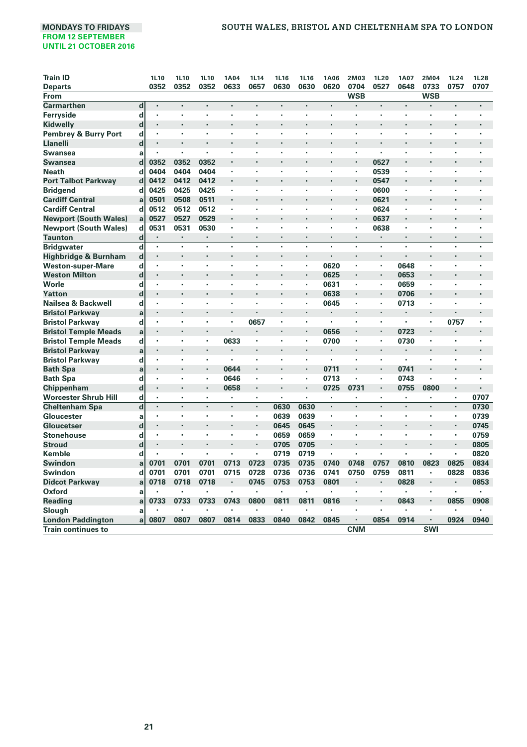MONDAYS TO FRIDAYS
FROM 12 SEPTEMBER
UNTIL 21 OCTOBER 2016

# SOUTH WALES, BRISTOL AND CHELTENHAM SPA TO LONDON

| Train ID | | 1L10 | 1L10 | 1L10 | 1A04 | 1L14 | 1L16 | 1L16 | 1A06 | 2M03 | 1L20 | 1A07 | 2M04 | 1L24 | 1L28 |
|---|---|---|---|---|---|---|---|---|---|---|---|---|---|---|---|
| Departs | | 0352 | 0352 | 0352 | 0633 | 0657 | 0630 | 0630 | 0620 | 0704 | 0527 | 0648 | 0733 | 0757 | 0707 |
| From | | | | | | | | | | WSB | | | WSB | | |
| Carmarthen | d | · | · | · | · | · | · | · | · | · | · | · | · | · | · |
| Ferryside | d | · | · | · | · | · | · | · | · | · | · | · | · | · | · |
| Kidwelly | d | · | · | · | · | · | · | · | · | · | · | · | · | · | · |
| Pembrey & Burry Port | d | · | · | · | · | · | · | · | · | · | · | · | · | · | · |
| Llanelli | d | · | · | · | · | · | · | · | · | · | · | · | · | · | · |
| Swansea | a | · | · | · | · | · | · | · | · | · | · | · | · | · | · |
| Swansea | d | 0352 | 0352 | 0352 | · | · | · | · | · | · | 0527 | · | · | · | · |
| Neath | d | 0404 | 0404 | 0404 | · | · | · | · | · | · | 0539 | · | · | · | · |
| Port Talbot Parkway | d | 0412 | 0412 | 0412 | · | · | · | · | · | · | 0547 | · | · | · | · |
| Bridgend | d | 0425 | 0425 | 0425 | · | · | · | · | · | · | 0600 | · | · | · | · |
| Cardiff Central | a | 0501 | 0508 | 0511 | · | · | · | · | · | · | 0621 | · | · | · | · |
| Cardiff Central | d | 0512 | 0512 | 0512 | · | · | · | · | · | · | 0624 | · | · | · | · |
| Newport (South Wales) | a | 0527 | 0527 | 0529 | · | · | · | · | · | · | 0637 | · | · | · | · |
| Newport (South Wales) | d | 0531 | 0531 | 0530 | · | · | · | · | · | · | 0638 | · | · | · | · |
| Taunton | d | · | · | · | · | · | · | · | · | · | · | · | · | · | · |
| Bridgwater | d | · | · | · | · | · | · | · | · | · | · | · | · | · | · |
| Highbridge & Burnham | d | · | · | · | · | · | · | · | · | · | · | · | · | · | · |
| Weston-super-Mare | d | · | · | · | · | · | · | · | 0620 | · | · | 0648 | · | · | · |
| Weston Milton | d | · | · | · | · | · | · | · | 0625 | · | · | 0653 | · | · | · |
| Worle | d | · | · | · | · | · | · | · | 0631 | · | · | 0659 | · | · | · |
| Yatton | d | · | · | · | · | · | · | · | 0638 | · | · | 0706 | · | · | · |
| Nailsea & Backwell | d | · | · | · | · | · | · | · | 0645 | · | · | 0713 | · | · | · |
| Bristol Parkway | a | · | · | · | · | · | · | · | · | · | · | · | · | · | · |
| Bristol Parkway | d | · | · | · | · | 0657 | · | · | · | · | · | · | · | 0757 | · |
| Bristol Temple Meads | a | · | · | · | · | · | · | · | 0656 | · | · | 0723 | · | · | · |
| Bristol Temple Meads | d | · | · | · | 0633 | · | · | · | 0700 | · | · | 0730 | · | · | · |
| Bristol Parkway | a | · | · | · | · | · | · | · | · | · | · | · | · | · | · |
| Bristol Parkway | d | · | · | · | · | · | · | · | · | · | · | · | · | · | · |
| Bath Spa | a | · | · | · | 0644 | · | · | · | 0711 | · | · | 0741 | · | · | · |
| Bath Spa | d | · | · | · | 0646 | · | · | · | 0713 | · | · | 0743 | · | · | · |
| Chippenham | d | · | · | · | 0658 | · | · | · | 0725 | 0731 | · | 0755 | 0800 | · | · |
| Worcester Shrub Hill | d | · | · | · | · | · | · | · | · | · | · | · | · | · | 0707 |
| Cheltenham Spa | d | · | · | · | · | · | 0630 | 0630 | · | · | · | · | · | · | 0730 |
| Gloucester | a | · | · | · | · | · | 0639 | 0639 | · | · | · | · | · | · | 0739 |
| Gloucetser | d | · | · | · | · | · | 0645 | 0645 | · | · | · | · | · | · | 0745 |
| Stonehouse | d | · | · | · | · | · | 0659 | 0659 | · | · | · | · | · | · | 0759 |
| Stroud | d | · | · | · | · | · | 0705 | 0705 | · | · | · | · | · | · | 0805 |
| Kemble | d | · | · | · | · | · | 0719 | 0719 | · | · | · | · | · | · | 0820 |
| Swindon | a | 0701 | 0701 | 0701 | 0713 | 0723 | 0735 | 0735 | 0740 | 0748 | 0757 | 0810 | 0823 | 0825 | 0834 |
| Swindon | d | 0701 | 0701 | 0701 | 0715 | 0728 | 0736 | 0736 | 0741 | 0750 | 0759 | 0811 | · | 0828 | 0836 |
| Didcot Parkway | a | 0718 | 0718 | 0718 | · | 0745 | 0753 | 0753 | 0801 | · | · | 0828 | · | · | 0853 |
| Oxford | a | · | · | · | · | · | · | · | · | · | · | · | · | · | · |
| Reading | a | 0733 | 0733 | 0733 | 0743 | 0800 | 0811 | 0811 | 0816 | · | · | 0843 | · | 0855 | 0908 |
| Slough | a | · | · | · | · | · | · | · | · | · | · | · | · | · | · |
| London Paddington | a | 0807 | 0807 | 0807 | 0814 | 0833 | 0840 | 0842 | 0845 | · | 0854 | 0914 | · | 0924 | 0940 |
| Train continues to | | | | | | | | | | CNM | | | SWI | | |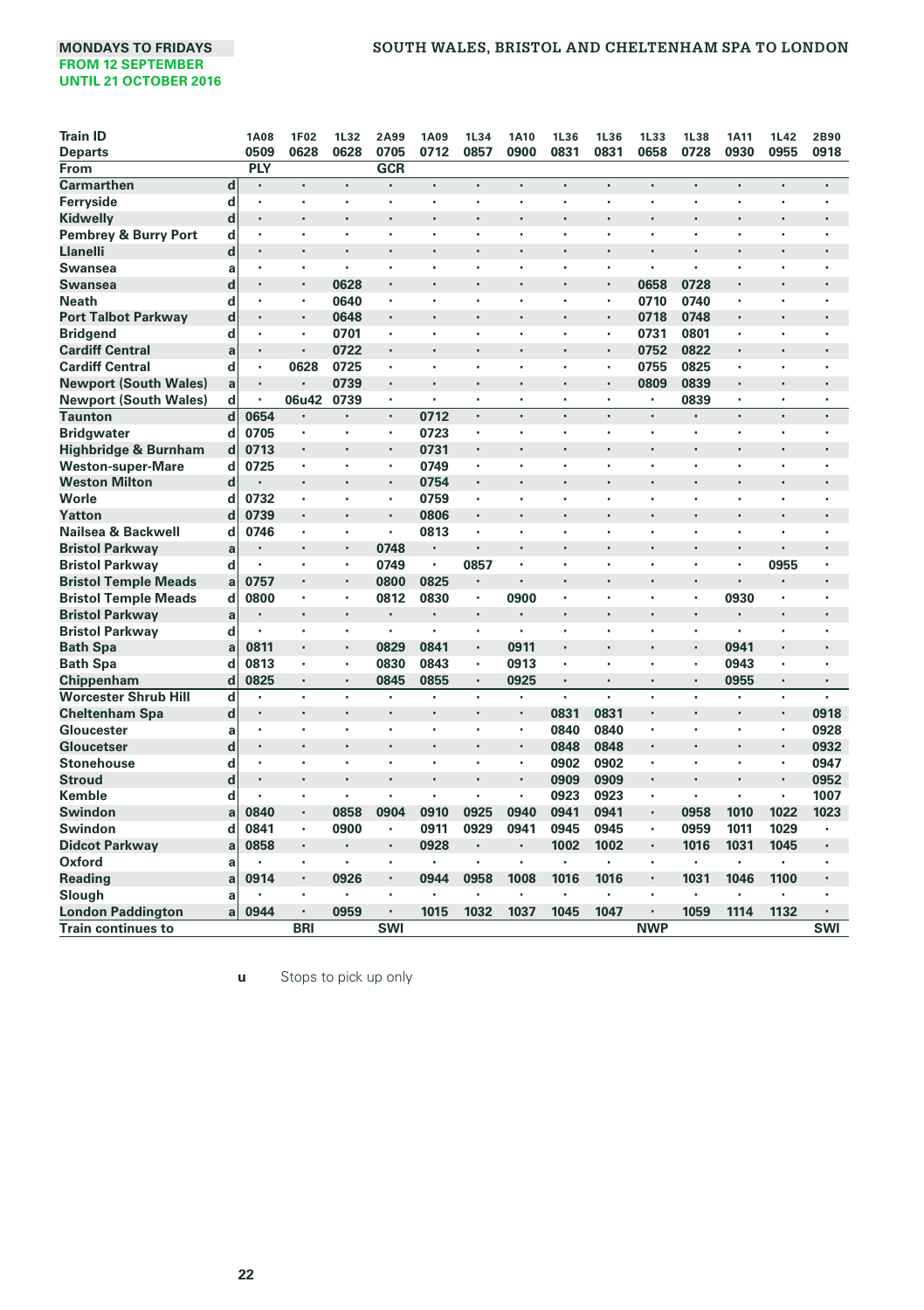MONDAYS TO FRIDAYS
FROM 12 SEPTEMBER
UNTIL 21 OCTOBER 2016

## SOUTH WALES, BRISTOL AND CHELTENHAM SPA TO LONDON

| Train ID | | 1A08 | 1F02 | 1L32 | 2A99 | 1A09 | 1L34 | 1A10 | 1L36 | 1L36 | 1L33 | 1L38 | 1A11 | 1L42 | 2B90 |
|---|---|---|---|---|---|---|---|---|---|---|---|---|---|---|---|
| Departs | | 0509 | 0628 | 0628 | 0705 | 0712 | 0857 | 0900 | 0831 | 0831 | 0658 | 0728 | 0930 | 0955 | 0918 |
| From | | PLY | | | GCR | | | | | | | | | | |
| Carmarthen | d | · | · | · | · | · | · | · | · | · | · | · | · | · | · |
| Ferryside | d | · | · | · | · | · | · | · | · | · | · | · | · | · | · |
| Kidwelly | d | · | · | · | · | · | · | · | · | · | · | · | · | · | · |
| Pembrey & Burry Port | d | · | · | · | · | · | · | · | · | · | · | · | · | · | · |
| Llanelli | d | · | · | · | · | · | · | · | · | · | · | · | · | · | · |
| Swansea | a | · | · | · | · | · | · | · | · | · | · | · | · | · | · |
| Swansea | d | · | · | 0628 | · | · | · | · | · | · | 0658 | 0728 | · | · | · |
| Neath | d | · | · | 0640 | · | · | · | · | · | · | 0710 | 0740 | · | · | · |
| Port Talbot Parkway | d | · | · | 0648 | · | · | · | · | · | · | 0718 | 0748 | · | · | · |
| Bridgend | d | · | · | 0701 | · | · | · | · | · | · | 0731 | 0801 | · | · | · |
| Cardiff Central | a | · | · | 0722 | · | · | · | · | · | · | 0752 | 0822 | · | · | · |
| Cardiff Central | d | · | 0628 | 0725 | · | · | · | · | · | · | 0755 | 0825 | · | · | · |
| Newport (South Wales) | a | · | · | 0739 | · | · | · | · | · | · | 0809 | 0839 | · | · | · |
| Newport (South Wales) | d | · | 06u42 | 0739 | · | · | · | · | · | · | · | 0839 | · | · | · |
| Taunton | d | 0654 | · | · | · | 0712 | · | · | · | · | · | · | · | · | · |
| Bridgwater | d | 0705 | · | · | · | 0723 | · | · | · | · | · | · | · | · | · |
| Highbridge & Burnham | d | 0713 | · | · | · | 0731 | · | · | · | · | · | · | · | · | · |
| Weston-super-Mare | d | 0725 | · | · | · | 0749 | · | · | · | · | · | · | · | · | · |
| Weston Milton | d | · | · | · | · | 0754 | · | · | · | · | · | · | · | · | · |
| Worle | d | 0732 | · | · | · | 0759 | · | · | · | · | · | · | · | · | · |
| Yatton | d | 0739 | · | · | · | 0806 | · | · | · | · | · | · | · | · | · |
| Nailsea & Backwell | d | 0746 | · | · | · | 0813 | · | · | · | · | · | · | · | · | · |
| Bristol Parkway | a | · | · | · | 0748 | · | · | · | · | · | · | · | · | · | · |
| Bristol Parkway | d | · | · | · | 0749 | · | 0857 | · | · | · | · | · | · | 0955 | · |
| Bristol Temple Meads | a | 0757 | · | · | 0800 | 0825 | · | · | · | · | · | · | · | · | · |
| Bristol Temple Meads | d | 0800 | · | · | 0812 | 0830 | · | 0900 | · | · | · | · | 0930 | · | · |
| Bristol Parkway | a | · | · | · | · | · | · | · | · | · | · | · | · | · | · |
| Bristol Parkway | d | · | · | · | · | · | · | · | · | · | · | · | · | · | · |
| Bath Spa | a | 0811 | · | · | 0829 | 0841 | · | 0911 | · | · | · | · | 0941 | · | · |
| Bath Spa | d | 0813 | · | · | 0830 | 0843 | · | 0913 | · | · | · | · | 0943 | · | · |
| Chippenham | d | 0825 | · | · | 0845 | 0855 | · | 0925 | · | · | · | · | 0955 | · | · |
| Worcester Shrub Hill | d | · | · | · | · | · | · | · | · | · | · | · | · | · | · |
| Cheltenham Spa | d | · | · | · | · | · | · | · | 0831 | 0831 | · | · | · | · | 0918 |
| Gloucester | a | · | · | · | · | · | · | · | 0840 | 0840 | · | · | · | · | 0928 |
| Gloucetser | d | · | · | · | · | · | · | · | 0848 | 0848 | · | · | · | · | 0932 |
| Stonehouse | d | · | · | · | · | · | · | · | 0902 | 0902 | · | · | · | · | 0947 |
| Stroud | d | · | · | · | · | · | · | · | 0909 | 0909 | · | · | · | · | 0952 |
| Kemble | d | · | · | · | · | · | · | · | 0923 | 0923 | · | · | · | · | 1007 |
| Swindon | a | 0840 | · | 0858 | 0904 | 0910 | 0925 | 0940 | 0941 | 0941 | · | 0958 | 1010 | 1022 | 1023 |
| Swindon | d | 0841 | · | 0900 | · | 0911 | 0929 | 0941 | 0945 | 0945 | · | 0959 | 1011 | 1029 | · |
| Didcot Parkway | a | 0858 | · | · | · | 0928 | · | · | 1002 | 1002 | · | 1016 | 1031 | 1045 | · |
| Oxford | a | · | · | · | · | · | · | · | · | · | · | · | · | · | · |
| Reading | a | 0914 | · | 0926 | · | 0944 | 0958 | 1008 | 1016 | 1016 | · | 1031 | 1046 | 1100 | · |
| Slough | a | · | · | · | · | · | · | · | · | · | · | · | · | · | · |
| London Paddington | a | 0944 | · | 0959 | · | 1015 | 1032 | 1037 | 1045 | 1047 | · | 1059 | 1114 | 1132 | · |
| Train continues to | | | BRI | | SWI | | | | | | NWP | | | | SWI |

**u** Stops to pick up only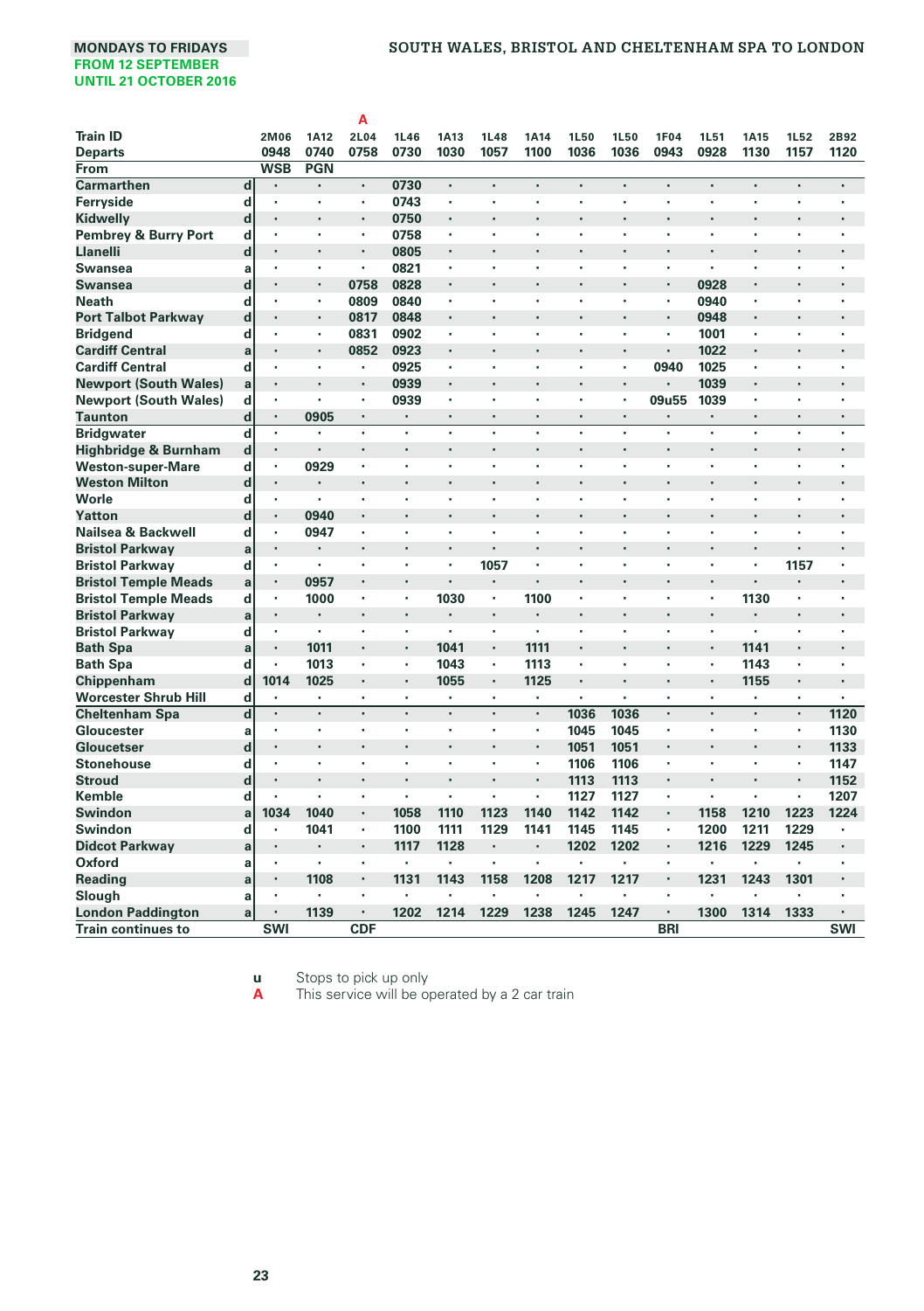MONDAYS TO FRIDAYS
FROM 12 SEPTEMBER
UNTIL 21 OCTOBER 2016

## SOUTH WALES, BRISTOL AND CHELTENHAM SPA TO LONDON

| | | | | A | | | | | | | | | | | |
|---|---|---|---|---|---|---|---|---|---|---|---|---|---|---|---|
| **Train ID** | | 2M06 | 1A12 | 2L04 | 1L46 | 1A13 | 1L48 | 1A14 | 1L50 | 1L50 | 1F04 | 1L51 | 1A15 | 1L52 | 2B92 |
| **Departs** | | 0948 | 0740 | 0758 | 0730 | 1030 | 1057 | 1100 | 1036 | 1036 | 0943 | 0928 | 1130 | 1157 | 1120 |
| **From** | | WSB | PGN | | | | | | | | | | | | |
| Carmarthen | d | · | · | · | 0730 | · | · | · | · | · | · | · | · | · | · |
| Ferryside | d | · | · | · | 0743 | · | · | · | · | · | · | · | · | · | · |
| Kidwelly | d | · | · | · | 0750 | · | · | · | · | · | · | · | · | · | · |
| Pembrey & Burry Port | d | · | · | · | 0758 | · | · | · | · | · | · | · | · | · | · |
| Llanelli | d | · | · | · | 0805 | · | · | · | · | · | · | · | · | · | · |
| Swansea | a | · | · | · | 0821 | · | · | · | · | · | · | · | · | · | · |
| Swansea | d | · | · | 0758 | 0828 | · | · | · | · | · | · | 0928 | · | · | · |
| Neath | d | · | · | 0809 | 0840 | · | · | · | · | · | · | 0940 | · | · | · |
| Port Talbot Parkway | d | · | · | 0817 | 0848 | · | · | · | · | · | · | 0948 | · | · | · |
| Bridgend | d | · | · | 0831 | 0902 | · | · | · | · | · | · | 1001 | · | · | · |
| Cardiff Central | a | · | · | 0852 | 0923 | · | · | · | · | · | · | 1022 | · | · | · |
| Cardiff Central | d | · | · | · | 0925 | · | · | · | · | · | 0940 | 1025 | · | · | · |
| Newport (South Wales) | a | · | · | · | 0939 | · | · | · | · | · | · | 1039 | · | · | · |
| Newport (South Wales) | d | · | · | · | 0939 | · | · | · | · | · | 09u55 | 1039 | · | · | · |
| Taunton | d | · | 0905 | · | · | · | · | · | · | · | · | · | · | · | · |
| Bridgwater | d | · | · | · | · | · | · | · | · | · | · | · | · | · | · |
| Highbridge & Burnham | d | · | · | · | · | · | · | · | · | · | · | · | · | · | · |
| Weston-super-Mare | d | · | 0929 | · | · | · | · | · | · | · | · | · | · | · | · |
| Weston Milton | d | · | · | · | · | · | · | · | · | · | · | · | · | · | · |
| Worle | d | · | · | · | · | · | · | · | · | · | · | · | · | · | · |
| Yatton | d | · | 0940 | · | · | · | · | · | · | · | · | · | · | · | · |
| Nailsea & Backwell | d | · | 0947 | · | · | · | · | · | · | · | · | · | · | · | · |
| Bristol Parkway | a | · | · | · | · | · | · | · | · | · | · | · | · | · | · |
| Bristol Parkway | d | · | · | · | · | · | 1057 | · | · | · | · | · | · | 1157 | · |
| Bristol Temple Meads | a | · | 0957 | · | · | · | · | · | · | · | · | · | · | · | · |
| Bristol Temple Meads | d | · | 1000 | · | · | 1030 | · | 1100 | · | · | · | · | 1130 | · | · |
| Bristol Parkway | a | · | · | · | · | · | · | · | · | · | · | · | · | · | · |
| Bristol Parkway | d | · | · | · | · | · | · | · | · | · | · | · | · | · | · |
| Bath Spa | a | · | 1011 | · | · | 1041 | · | 1111 | · | · | · | · | 1141 | · | · |
| Bath Spa | d | · | 1013 | · | · | 1043 | · | 1113 | · | · | · | · | 1143 | · | · |
| Chippenham | d | 1014 | 1025 | · | · | 1055 | · | 1125 | · | · | · | · | 1155 | · | · |
| Worcester Shrub Hill | d | · | · | · | · | · | · | · | · | · | · | · | · | · | · |
| Cheltenham Spa | d | · | · | · | · | · | · | · | 1036 | 1036 | · | · | · | · | 1120 |
| Gloucester | a | · | · | · | · | · | · | · | 1045 | 1045 | · | · | · | · | 1130 |
| Gloucetser | d | · | · | · | · | · | · | · | 1051 | 1051 | · | · | · | · | 1133 |
| Stonehouse | d | · | · | · | · | · | · | · | 1106 | 1106 | · | · | · | · | 1147 |
| Stroud | d | · | · | · | · | · | · | · | 1113 | 1113 | · | · | · | · | 1152 |
| Kemble | d | · | · | · | · | · | · | · | 1127 | 1127 | · | · | · | · | 1207 |
| Swindon | a | 1034 | 1040 | · | 1058 | 1110 | 1123 | 1140 | 1142 | 1142 | · | 1158 | 1210 | 1223 | 1224 |
| Swindon | d | · | 1041 | · | 1100 | 1111 | 1129 | 1141 | 1145 | 1145 | · | 1200 | 1211 | 1229 | · |
| Didcot Parkway | a | · | · | · | 1117 | 1128 | · | · | 1202 | 1202 | · | 1216 | 1229 | 1245 | · |
| Oxford | a | · | · | · | · | · | · | · | · | · | · | · | · | · | · |
| Reading | a | · | 1108 | · | 1131 | 1143 | 1158 | 1208 | 1217 | 1217 | · | 1231 | 1243 | 1301 | · |
| Slough | a | · | · | · | · | · | · | · | · | · | · | · | · | · | · |
| London Paddington | a | · | 1139 | · | 1202 | 1214 | 1229 | 1238 | 1245 | 1247 | · | 1300 | 1314 | 1333 | · |
| **Train continues to** | | SWI | | CDF | | | | | | | BRI | | | | SWI |

**u** Stops to pick up only
**A** This service will be operated by a 2 car train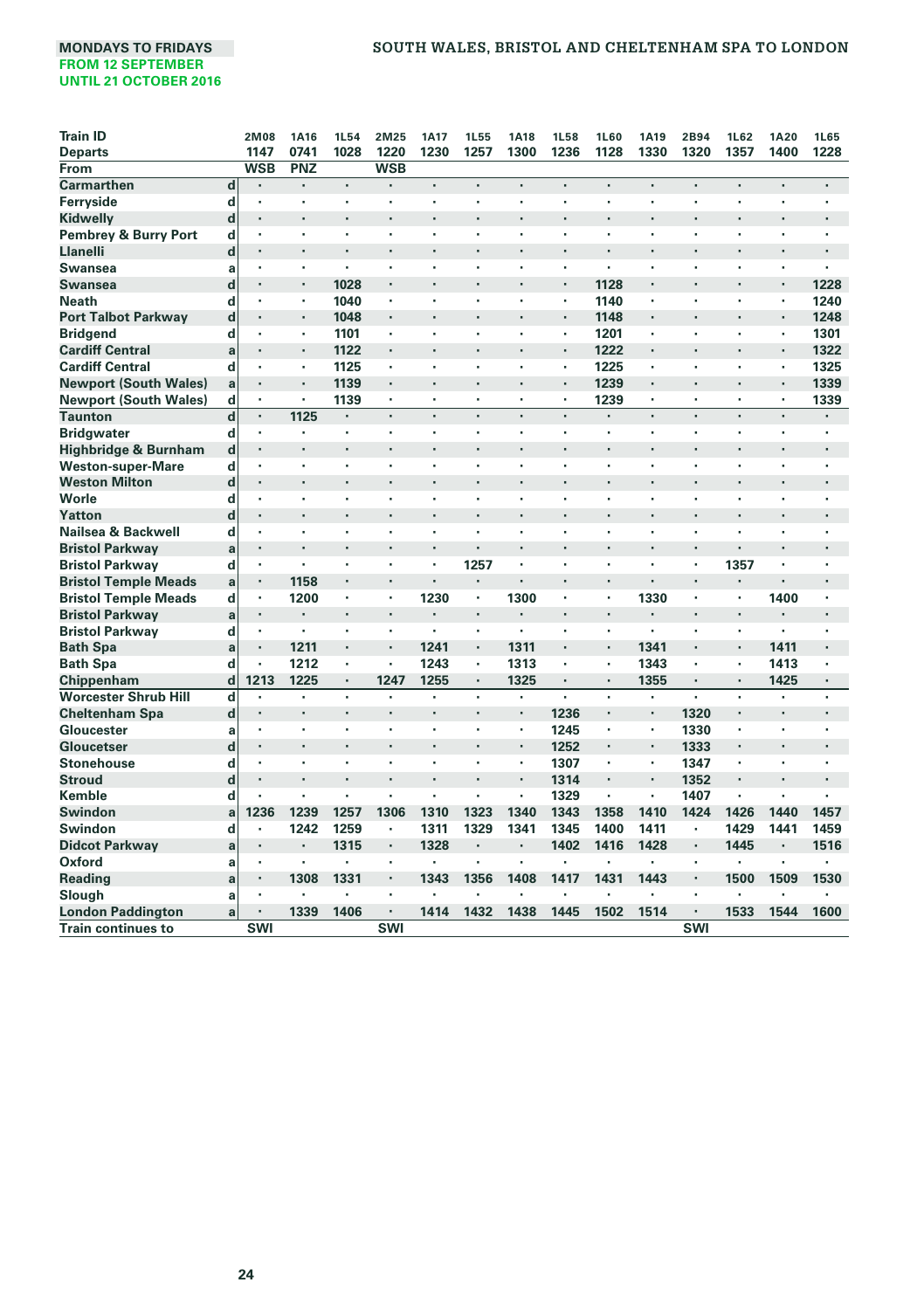MONDAYS TO FRIDAYS
FROM 12 SEPTEMBER
UNTIL 21 OCTOBER 2016

## SOUTH WALES, BRISTOL AND CHELTENHAM SPA TO LONDON

| Train ID | | 2M08 | 1A16 | 1L54 | 2M25 | 1A17 | 1L55 | 1A18 | 1L58 | 1L60 | 1A19 | 2B94 | 1L62 | 1A20 | 1L65 |
|---|---|---|---|---|---|---|---|---|---|---|---|---|---|---|---|
| Departs | | 1147 | 0741 | 1028 | 1220 | 1230 | 1257 | 1300 | 1236 | 1128 | 1330 | 1320 | 1357 | 1400 | 1228 |
| From | | WSB | PNZ | | WSB | | | | | | | | | | |
| Carmarthen | d | · | · | · | · | · | · | · | · | · | · | · | · | · | · |
| Ferryside | d | · | · | · | · | · | · | · | · | · | · | · | · | · | · |
| Kidwelly | d | · | · | · | · | · | · | · | · | · | · | · | · | · | · |
| Pembrey & Burry Port | d | · | · | · | · | · | · | · | · | · | · | · | · | · | · |
| Llanelli | d | · | · | · | · | · | · | · | · | · | · | · | · | · | · |
| Swansea | a | · | · | · | · | · | · | · | · | · | · | · | · | · | · |
| Swansea | d | · | · | 1028 | · | · | · | · | · | 1128 | · | · | · | · | 1228 |
| Neath | d | · | · | 1040 | · | · | · | · | · | 1140 | · | · | · | · | 1240 |
| Port Talbot Parkway | d | · | · | 1048 | · | · | · | · | · | 1148 | · | · | · | · | 1248 |
| Bridgend | d | · | · | 1101 | · | · | · | · | · | 1201 | · | · | · | · | 1301 |
| Cardiff Central | a | · | · | 1122 | · | · | · | · | · | 1222 | · | · | · | · | 1322 |
| Cardiff Central | d | · | · | 1125 | · | · | · | · | · | 1225 | · | · | · | · | 1325 |
| Newport (South Wales) | a | · | · | 1139 | · | · | · | · | · | 1239 | · | · | · | · | 1339 |
| Newport (South Wales) | d | · | · | 1139 | · | · | · | · | · | 1239 | · | · | · | · | 1339 |
| Taunton | d | · | 1125 | · | · | · | · | · | · | · | · | · | · | · | · |
| Bridgwater | d | · | · | · | · | · | · | · | · | · | · | · | · | · | · |
| Highbridge & Burnham | d | · | · | · | · | · | · | · | · | · | · | · | · | · | · |
| Weston-super-Mare | d | · | · | · | · | · | · | · | · | · | · | · | · | · | · |
| Weston Milton | d | · | · | · | · | · | · | · | · | · | · | · | · | · | · |
| Worle | d | · | · | · | · | · | · | · | · | · | · | · | · | · | · |
| Yatton | d | · | · | · | · | · | · | · | · | · | · | · | · | · | · |
| Nailsea & Backwell | d | · | · | · | · | · | · | · | · | · | · | · | · | · | · |
| Bristol Parkway | a | · | · | · | · | · | · | · | · | · | · | · | · | · | · |
| Bristol Parkway | d | · | · | · | · | · | 1257 | · | · | · | · | · | 1357 | · | · |
| Bristol Temple Meads | a | · | 1158 | · | · | · | · | · | · | · | · | · | · | · | · |
| Bristol Temple Meads | d | · | 1200 | · | · | 1230 | · | 1300 | · | · | 1330 | · | · | 1400 | · |
| Bristol Parkway | a | · | · | · | · | · | · | · | · | · | · | · | · | · | · |
| Bristol Parkway | d | · | · | · | · | · | · | · | · | · | · | · | · | · | · |
| Bath Spa | a | · | 1211 | · | · | 1241 | · | 1311 | · | · | 1341 | · | · | 1411 | · |
| Bath Spa | d | · | 1212 | · | · | 1243 | · | 1313 | · | · | 1343 | · | · | 1413 | · |
| Chippenham | d | 1213 | 1225 | · | 1247 | 1255 | · | 1325 | · | · | 1355 | · | · | 1425 | · |
| Worcester Shrub Hill | d | · | · | · | · | · | · | · | · | · | · | · | · | · | · |
| Cheltenham Spa | d | · | · | · | · | · | · | · | 1236 | · | · | 1320 | · | · | · |
| Gloucester | a | · | · | · | · | · | · | · | 1245 | · | · | 1330 | · | · | · |
| Gloucetser | d | · | · | · | · | · | · | · | 1252 | · | · | 1333 | · | · | · |
| Stonehouse | d | · | · | · | · | · | · | · | 1307 | · | · | 1347 | · | · | · |
| Stroud | d | · | · | · | · | · | · | · | 1314 | · | · | 1352 | · | · | · |
| Kemble | d | · | · | · | · | · | · | · | 1329 | · | · | 1407 | · | · | · |
| Swindon | a | 1236 | 1239 | 1257 | 1306 | 1310 | 1323 | 1340 | 1343 | 1358 | 1410 | 1424 | 1426 | 1440 | 1457 |
| Swindon | d | · | 1242 | 1259 | · | 1311 | 1329 | 1341 | 1345 | 1400 | 1411 | · | 1429 | 1441 | 1459 |
| Didcot Parkway | a | · | · | 1315 | · | 1328 | · | · | 1402 | 1416 | 1428 | · | 1445 | · | 1516 |
| Oxford | a | · | · | · | · | · | · | · | · | · | · | · | · | · | · |
| Reading | a | · | 1308 | 1331 | · | 1343 | 1356 | 1408 | 1417 | 1431 | 1443 | · | 1500 | 1509 | 1530 |
| Slough | a | · | · | · | · | · | · | · | · | · | · | · | · | · | · |
| London Paddington | a | · | 1339 | 1406 | · | 1414 | 1432 | 1438 | 1445 | 1502 | 1514 | · | 1533 | 1544 | 1600 |
| Train continues to | | SWI | | | SWI | | | | | | | SWI | | | |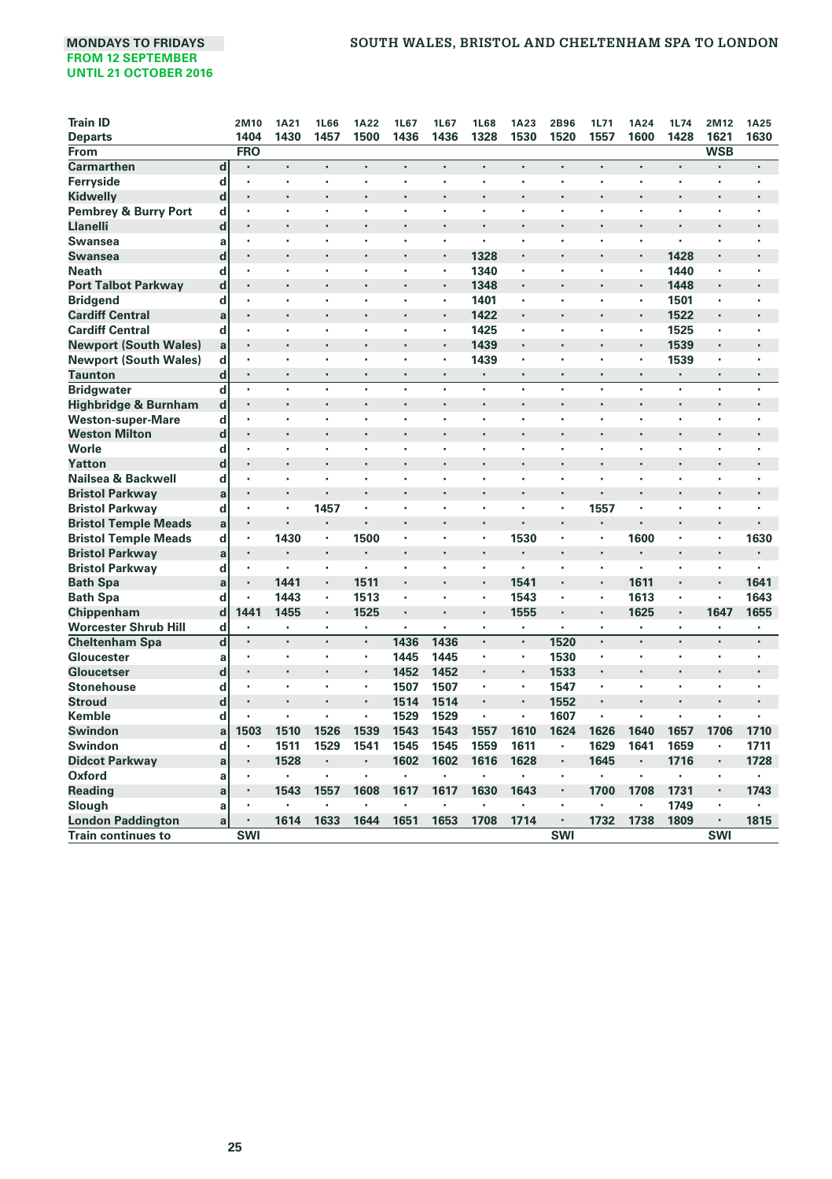**MONDAYS TO FRIDAYS**
**FROM 12 SEPTEMBER**
**UNTIL 21 OCTOBER 2016**

# SOUTH WALES, BRISTOL AND CHELTENHAM SPA TO LONDON

| Train ID | | 2M10 | 1A21 | 1L66 | 1A22 | 1L67 | 1L67 | 1L68 | 1A23 | 2B96 | 1L71 | 1A24 | 1L74 | 2M12 | 1A25 |
|---|---|---|---|---|---|---|---|---|---|---|---|---|---|---|---|
| Departs | | 1404 | 1430 | 1457 | 1500 | 1436 | 1436 | 1328 | 1530 | 1520 | 1557 | 1600 | 1428 | 1621 | 1630 |
| From | | FRO | | | | | | | | | | | | WSB | |
| Carmarthen | d | · | · | · | · | · | · | · | · | · | · | · | · | · | · |
| Ferryside | d | · | · | · | · | · | · | · | · | · | · | · | · | · | · |
| Kidwelly | d | · | · | · | · | · | · | · | · | · | · | · | · | · | · |
| Pembrey & Burry Port | d | · | · | · | · | · | · | · | · | · | · | · | · | · | · |
| Llanelli | d | · | · | · | · | · | · | · | · | · | · | · | · | · | · |
| Swansea | a | · | · | · | · | · | · | · | · | · | · | · | · | · | · |
| Swansea | d | · | · | · | · | · | · | 1328 | · | · | · | · | 1428 | · | · |
| Neath | d | · | · | · | · | · | · | 1340 | · | · | · | · | 1440 | · | · |
| Port Talbot Parkway | d | · | · | · | · | · | · | 1348 | · | · | · | · | 1448 | · | · |
| Bridgend | d | · | · | · | · | · | · | 1401 | · | · | · | · | 1501 | · | · |
| Cardiff Central | a | · | · | · | · | · | · | 1422 | · | · | · | · | 1522 | · | · |
| Cardiff Central | d | · | · | · | · | · | · | 1425 | · | · | · | · | 1525 | · | · |
| Newport (South Wales) | a | · | · | · | · | · | · | 1439 | · | · | · | · | 1539 | · | · |
| Newport (South Wales) | d | · | · | · | · | · | · | 1439 | · | · | · | · | 1539 | · | · |
| Taunton | d | · | · | · | · | · | · | · | · | · | · | · | · | · | · |
| Bridgwater | d | · | · | · | · | · | · | · | · | · | · | · | · | · | · |
| Highbridge & Burnham | d | · | · | · | · | · | · | · | · | · | · | · | · | · | · |
| Weston-super-Mare | d | · | · | · | · | · | · | · | · | · | · | · | · | · | · |
| Weston Milton | d | · | · | · | · | · | · | · | · | · | · | · | · | · | · |
| Worle | d | · | · | · | · | · | · | · | · | · | · | · | · | · | · |
| Yatton | d | · | · | · | · | · | · | · | · | · | · | · | · | · | · |
| Nailsea & Backwell | d | · | · | · | · | · | · | · | · | · | · | · | · | · | · |
| Bristol Parkway | a | · | · | · | · | · | · | · | · | · | · | · | · | · | · |
| Bristol Parkway | d | · | · | 1457 | · | · | · | · | · | · | 1557 | · | · | · | · |
| Bristol Temple Meads | a | · | · | · | · | · | · | · | · | · | · | · | · | · | · |
| Bristol Temple Meads | d | · | 1430 | · | 1500 | · | · | · | 1530 | · | · | 1600 | · | · | 1630 |
| Bristol Parkway | a | · | · | · | · | · | · | · | · | · | · | · | · | · | · |
| Bristol Parkway | d | · | · | · | · | · | · | · | · | · | · | · | · | · | · |
| Bath Spa | a | · | 1441 | · | 1511 | · | · | · | 1541 | · | · | 1611 | · | · | 1641 |
| Bath Spa | d | · | 1443 | · | 1513 | · | · | · | 1543 | · | · | 1613 | · | · | 1643 |
| Chippenham | d | 1441 | 1455 | · | 1525 | · | · | · | 1555 | · | · | 1625 | · | 1647 | 1655 |
| Worcester Shrub Hill | d | · | · | · | · | · | · | · | · | · | · | · | · | · | · |
| Cheltenham Spa | d | · | · | · | · | 1436 | 1436 | · | · | 1520 | · | · | · | · | · |
| Gloucester | a | · | · | · | · | 1445 | 1445 | · | · | 1530 | · | · | · | · | · |
| Gloucetser | d | · | · | · | · | 1452 | 1452 | · | · | 1533 | · | · | · | · | · |
| Stonehouse | d | · | · | · | · | 1507 | 1507 | · | · | 1547 | · | · | · | · | · |
| Stroud | d | · | · | · | · | 1514 | 1514 | · | · | 1552 | · | · | · | · | · |
| Kemble | d | · | · | · | · | 1529 | 1529 | · | · | 1607 | · | · | · | · | · |
| Swindon | a | 1503 | 1510 | 1526 | 1539 | 1543 | 1543 | 1557 | 1610 | 1624 | 1626 | 1640 | 1657 | 1706 | 1710 |
| Swindon | d | · | 1511 | 1529 | 1541 | 1545 | 1545 | 1559 | 1611 | · | 1629 | 1641 | 1659 | · | 1711 |
| Didcot Parkway | a | · | 1528 | · | · | 1602 | 1602 | 1616 | 1628 | · | 1645 | · | 1716 | · | 1728 |
| Oxford | a | · | · | · | · | · | · | · | · | · | · | · | · | · | · |
| Reading | a | · | 1543 | 1557 | 1608 | 1617 | 1617 | 1630 | 1643 | · | 1700 | 1708 | 1731 | · | 1743 |
| Slough | a | · | · | · | · | · | · | · | · | · | · | · | 1749 | · | · |
| London Paddington | a | · | 1614 | 1633 | 1644 | 1651 | 1653 | 1708 | 1714 | · | 1732 | 1738 | 1809 | · | 1815 |
| Train continues to | | SWI | | | | | | | | SWI | | | | SWI | |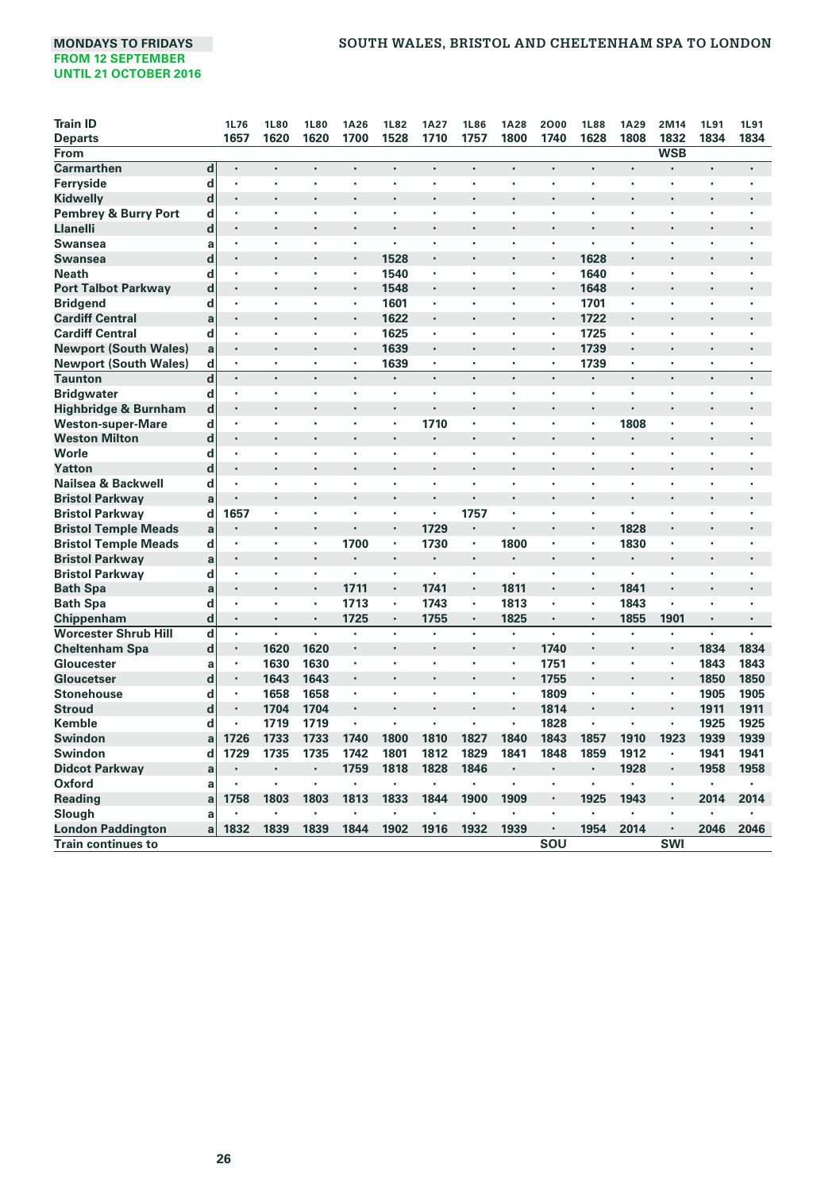MONDAYS TO FRIDAYS
FROM 12 SEPTEMBER
UNTIL 21 OCTOBER 2016

# SOUTH WALES, BRISTOL AND CHELTENHAM SPA TO LONDON

| Train ID | | 1L76 | 1L80 | 1L80 | 1A26 | 1L82 | 1A27 | 1L86 | 1A28 | 2O00 | 1L88 | 1A29 | 2M14 | 1L91 | 1L91 |
|---|---|---|---|---|---|---|---|---|---|---|---|---|---|---|---|
| Departs | | 1657 | 1620 | 1620 | 1700 | 1528 | 1710 | 1757 | 1800 | 1740 | 1628 | 1808 | 1832 | 1834 | 1834 |
| From | | | | | | | | | | | | | WSB | | |
| Carmarthen | d | · | · | · | · | · | · | · | · | · | · | · | · | · | · |
| Ferryside | d | · | · | · | · | · | · | · | · | · | · | · | · | · | · |
| Kidwelly | d | · | · | · | · | · | · | · | · | · | · | · | · | · | · |
| Pembrey & Burry Port | d | · | · | · | · | · | · | · | · | · | · | · | · | · | · |
| Llanelli | d | · | · | · | · | · | · | · | · | · | · | · | · | · | · |
| Swansea | a | · | · | · | · | · | · | · | · | · | · | · | · | · | · |
| Swansea | d | · | · | · | · | 1528 | · | · | · | · | 1628 | · | · | · | · |
| Neath | d | · | · | · | · | 1540 | · | · | · | · | 1640 | · | · | · | · |
| Port Talbot Parkway | d | · | · | · | · | 1548 | · | · | · | · | 1648 | · | · | · | · |
| Bridgend | d | · | · | · | · | 1601 | · | · | · | · | 1701 | · | · | · | · |
| Cardiff Central | a | · | · | · | · | 1622 | · | · | · | · | 1722 | · | · | · | · |
| Cardiff Central | d | · | · | · | · | 1625 | · | · | · | · | 1725 | · | · | · | · |
| Newport (South Wales) | a | · | · | · | · | 1639 | · | · | · | · | 1739 | · | · | · | · |
| Newport (South Wales) | d | · | · | · | · | 1639 | · | · | · | · | 1739 | · | · | · | · |
| Taunton | d | · | · | · | · | · | · | · | · | · | · | · | · | · | · |
| Bridgwater | d | · | · | · | · | · | · | · | · | · | · | · | · | · | · |
| Highbridge & Burnham | d | · | · | · | · | · | · | · | · | · | · | · | · | · | · |
| Weston-super-Mare | d | · | · | · | · | · | 1710 | · | · | · | · | 1808 | · | · | · |
| Weston Milton | d | · | · | · | · | · | · | · | · | · | · | · | · | · | · |
| Worle | d | · | · | · | · | · | · | · | · | · | · | · | · | · | · |
| Yatton | d | · | · | · | · | · | · | · | · | · | · | · | · | · | · |
| Nailsea & Backwell | d | · | · | · | · | · | · | · | · | · | · | · | · | · | · |
| Bristol Parkway | a | · | · | · | · | · | · | · | · | · | · | · | · | · | · |
| Bristol Parkway | d | 1657 | · | · | · | · | · | 1757 | · | · | · | · | · | · | · |
| Bristol Temple Meads | a | · | · | · | · | · | 1729 | · | · | · | · | 1828 | · | · | · |
| Bristol Temple Meads | d | · | · | · | 1700 | · | 1730 | · | 1800 | · | · | 1830 | · | · | · |
| Bristol Parkway | a | · | · | · | · | · | · | · | · | · | · | · | · | · | · |
| Bristol Parkway | d | · | · | · | · | · | · | · | · | · | · | · | · | · | · |
| Bath Spa | a | · | · | · | 1711 | · | 1741 | · | 1811 | · | · | 1841 | · | · | · |
| Bath Spa | d | · | · | · | 1713 | · | 1743 | · | 1813 | · | · | 1843 | · | · | · |
| Chippenham | d | · | · | · | 1725 | · | 1755 | · | 1825 | · | · | 1855 | 1901 | · | · |
| Worcester Shrub Hill | d | · | · | · | · | · | · | · | · | · | · | · | · | · | · |
| Cheltenham Spa | d | · | 1620 | 1620 | · | · | · | · | · | 1740 | · | · | · | 1834 | 1834 |
| Gloucester | a | · | 1630 | 1630 | · | · | · | · | · | 1751 | · | · | · | 1843 | 1843 |
| Gloucetser | d | · | 1643 | 1643 | · | · | · | · | · | 1755 | · | · | · | 1850 | 1850 |
| Stonehouse | d | · | 1658 | 1658 | · | · | · | · | · | 1809 | · | · | · | 1905 | 1905 |
| Stroud | d | · | 1704 | 1704 | · | · | · | · | · | 1814 | · | · | · | 1911 | 1911 |
| Kemble | d | · | 1719 | 1719 | · | · | · | · | · | 1828 | · | · | · | 1925 | 1925 |
| Swindon | a | 1726 | 1733 | 1733 | 1740 | 1800 | 1810 | 1827 | 1840 | 1843 | 1857 | 1910 | 1923 | 1939 | 1939 |
| Swindon | d | 1729 | 1735 | 1735 | 1742 | 1801 | 1812 | 1829 | 1841 | 1848 | 1859 | 1912 | · | 1941 | 1941 |
| Didcot Parkway | a | · | · | · | 1759 | 1818 | 1828 | 1846 | · | · | · | 1928 | · | 1958 | 1958 |
| Oxford | a | · | · | · | · | · | · | · | · | · | · | · | · | · | · |
| Reading | a | 1758 | 1803 | 1803 | 1813 | 1833 | 1844 | 1900 | 1909 | · | 1925 | 1943 | · | 2014 | 2014 |
| Slough | a | · | · | · | · | · | · | · | · | · | · | · | · | · | · |
| London Paddington | a | 1832 | 1839 | 1839 | 1844 | 1902 | 1916 | 1932 | 1939 | · | 1954 | 2014 | · | 2046 | 2046 |
| Train continues to | | | | | | | | | | SOU | | | SWI | | |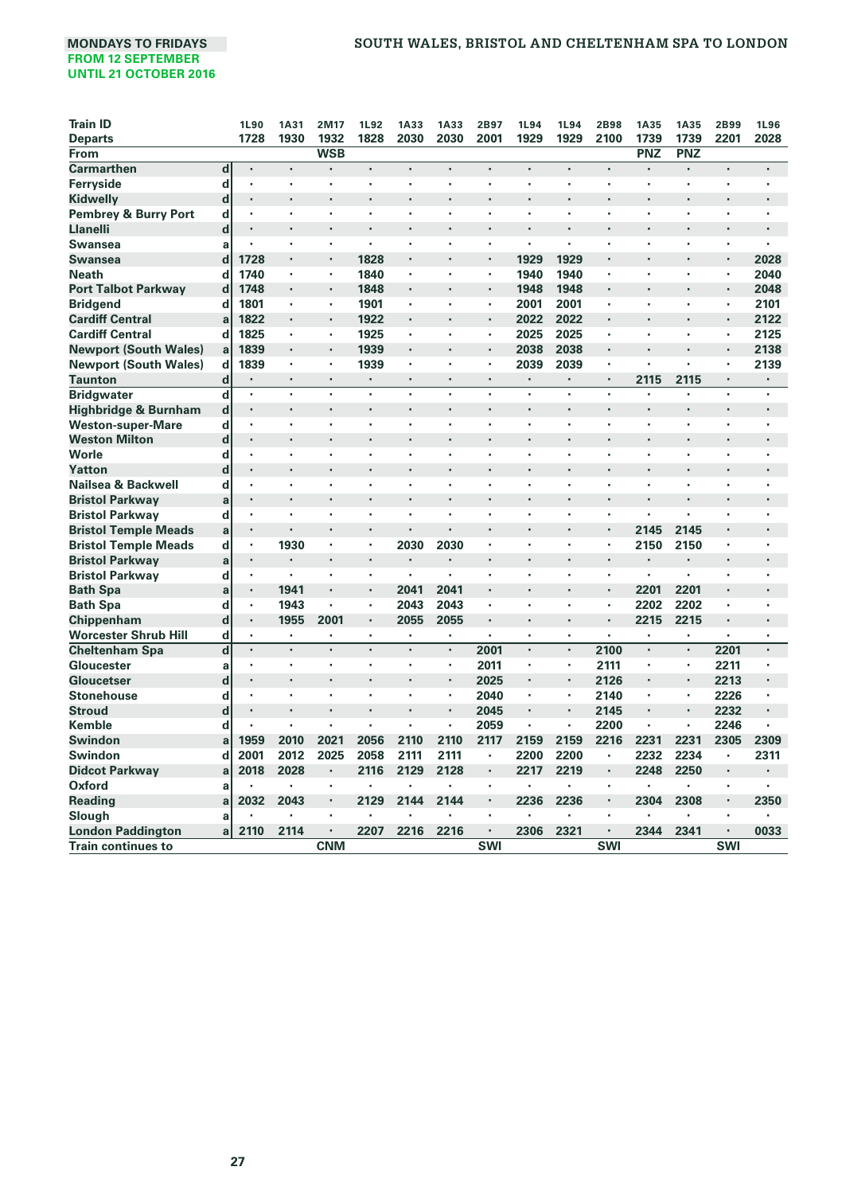MONDAYS TO FRIDAYS
FROM 12 SEPTEMBER
UNTIL 21 OCTOBER 2016

## SOUTH WALES, BRISTOL AND CHELTENHAM SPA TO LONDON

| Train ID | | 1L90 | 1A31 | 2M17 | 1L92 | 1A33 | 1A33 | 2B97 | 1L94 | 1L94 | 2B98 | 1A35 | 1A35 | 2B99 | 1L96 |
|---|---|---|---|---|---|---|---|---|---|---|---|---|---|---|---|
| Departs | | 1728 | 1930 | 1932 | 1828 | 2030 | 2030 | 2001 | 1929 | 1929 | 2100 | 1739 | 1739 | 2201 | 2028 |
| From | | | | WSB | | | | | | | | PNZ | PNZ | | |
| Carmarthen | d | · | · | · | · | · | · | · | · | · | · | · | · | · | · |
| Ferryside | d | · | · | · | · | · | · | · | · | · | · | · | · | · | · |
| Kidwelly | d | · | · | · | · | · | · | · | · | · | · | · | · | · | · |
| Pembrey & Burry Port | d | · | · | · | · | · | · | · | · | · | · | · | · | · | · |
| Llanelli | d | · | · | · | · | · | · | · | · | · | · | · | · | · | · |
| Swansea | a | · | · | · | · | · | · | · | · | · | · | · | · | · | · |
| Swansea | d | 1728 | · | · | 1828 | · | · | · | 1929 | 1929 | · | · | · | · | 2028 |
| Neath | d | 1740 | · | · | 1840 | · | · | · | 1940 | 1940 | · | · | · | · | 2040 |
| Port Talbot Parkway | d | 1748 | · | · | 1848 | · | · | · | 1948 | 1948 | · | · | · | · | 2048 |
| Bridgend | d | 1801 | · | · | 1901 | · | · | · | 2001 | 2001 | · | · | · | · | 2101 |
| Cardiff Central | a | 1822 | · | · | 1922 | · | · | · | 2022 | 2022 | · | · | · | · | 2122 |
| Cardiff Central | d | 1825 | · | · | 1925 | · | · | · | 2025 | 2025 | · | · | · | · | 2125 |
| Newport (South Wales) | a | 1839 | · | · | 1939 | · | · | · | 2038 | 2038 | · | · | · | · | 2138 |
| Newport (South Wales) | d | 1839 | · | · | 1939 | · | · | · | 2039 | 2039 | · | · | · | · | 2139 |
| Taunton | d | · | · | · | · | · | · | · | · | · | · | 2115 | 2115 | · | · |
| Bridgwater | d | · | · | · | · | · | · | · | · | · | · | · | · | · | · |
| Highbridge & Burnham | d | · | · | · | · | · | · | · | · | · | · | · | · | · | · |
| Weston-super-Mare | d | · | · | · | · | · | · | · | · | · | · | · | · | · | · |
| Weston Milton | d | · | · | · | · | · | · | · | · | · | · | · | · | · | · |
| Worle | d | · | · | · | · | · | · | · | · | · | · | · | · | · | · |
| Yatton | d | · | · | · | · | · | · | · | · | · | · | · | · | · | · |
| Nailsea & Backwell | d | · | · | · | · | · | · | · | · | · | · | · | · | · | · |
| Bristol Parkway | a | · | · | · | · | · | · | · | · | · | · | · | · | · | · |
| Bristol Parkway | d | · | · | · | · | · | · | · | · | · | · | · | · | · | · |
| Bristol Temple Meads | a | · | · | · | · | · | · | · | · | · | · | 2145 | 2145 | · | · |
| Bristol Temple Meads | d | · | 1930 | · | · | 2030 | 2030 | · | · | · | · | 2150 | 2150 | · | · |
| Bristol Parkway | a | · | · | · | · | · | · | · | · | · | · | · | · | · | · |
| Bristol Parkway | d | · | · | · | · | · | · | · | · | · | · | · | · | · | · |
| Bath Spa | a | · | 1941 | · | · | 2041 | 2041 | · | · | · | · | 2201 | 2201 | · | · |
| Bath Spa | d | · | 1943 | · | · | 2043 | 2043 | · | · | · | · | 2202 | 2202 | · | · |
| Chippenham | d | · | 1955 | 2001 | · | 2055 | 2055 | · | · | · | · | 2215 | 2215 | · | · |
| Worcester Shrub Hill | d | · | · | · | · | · | · | · | · | · | · | · | · | · | · |
| Cheltenham Spa | d | · | · | · | · | · | · | 2001 | · | · | 2100 | · | · | 2201 | · |
| Gloucester | a | · | · | · | · | · | · | 2011 | · | · | 2111 | · | · | 2211 | · |
| Gloucetser | d | · | · | · | · | · | · | 2025 | · | · | 2126 | · | · | 2213 | · |
| Stonehouse | d | · | · | · | · | · | · | 2040 | · | · | 2140 | · | · | 2226 | · |
| Stroud | d | · | · | · | · | · | · | 2045 | · | · | 2145 | · | · | 2232 | · |
| Kemble | d | · | · | · | · | · | · | 2059 | · | · | 2200 | · | · | 2246 | · |
| Swindon | a | 1959 | 2010 | 2021 | 2056 | 2110 | 2110 | 2117 | 2159 | 2159 | 2216 | 2231 | 2231 | 2305 | 2309 |
| Swindon | d | 2001 | 2012 | 2025 | 2058 | 2111 | 2111 | · | 2200 | 2200 | · | 2232 | 2234 | · | 2311 |
| Didcot Parkway | a | 2018 | 2028 | · | 2116 | 2129 | 2128 | · | 2217 | 2219 | · | 2248 | 2250 | · | · |
| Oxford | a | · | · | · | · | · | · | · | · | · | · | · | · | · | · |
| Reading | a | 2032 | 2043 | · | 2129 | 2144 | 2144 | · | 2236 | 2236 | · | 2304 | 2308 | · | 2350 |
| Slough | a | · | · | · | · | · | · | · | · | · | · | · | · | · | · |
| London Paddington | a | 2110 | 2114 | · | 2207 | 2216 | 2216 | · | 2306 | 2321 | · | 2344 | 2341 | · | 0033 |
| Train continues to | | | | CNM | | | | SWI | | | SWI | | | SWI | |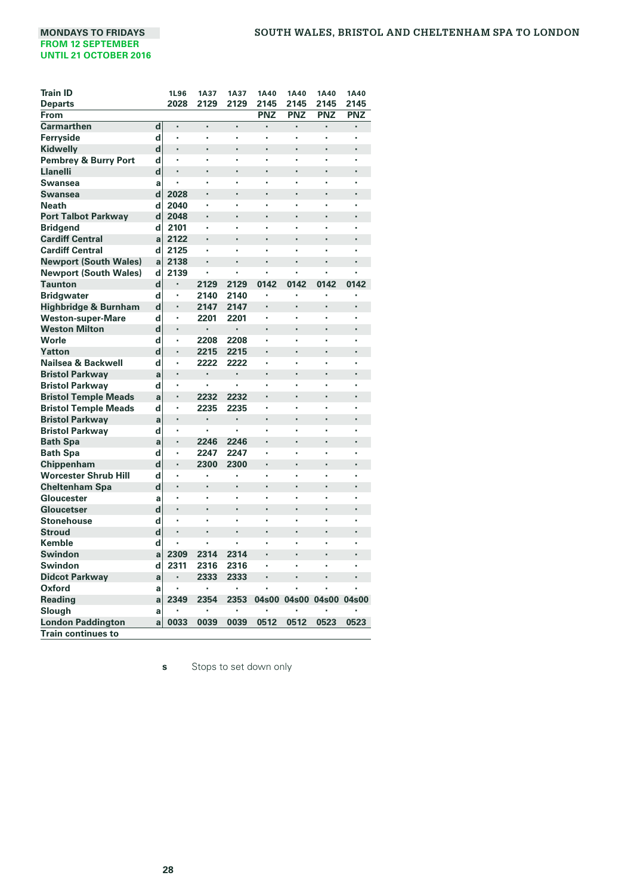MONDAYS TO FRIDAYS
FROM 12 SEPTEMBER
UNTIL 21 OCTOBER 2016

## SOUTH WALES, BRISTOL AND CHELTENHAM SPA TO LONDON

| Train ID | | 1L96 | 1A37 | 1A37 | 1A40 | 1A40 | 1A40 | 1A40 |
|---|---|---|---|---|---|---|---|---|
| Departs | | 2028 | 2129 | 2129 | 2145 | 2145 | 2145 | 2145 |
| From | | | | | PNZ | PNZ | PNZ | PNZ |
| Carmarthen | d | · | · | · | · | · | · | · |
| Ferryside | d | · | · | · | · | · | · | · |
| Kidwelly | d | · | · | · | · | · | · | · |
| Pembrey & Burry Port | d | · | · | · | · | · | · | · |
| Llanelli | d | · | · | · | · | · | · | · |
| Swansea | a | · | · | · | · | · | · | · |
| Swansea | d | 2028 | · | · | · | · | · | · |
| Neath | d | 2040 | · | · | · | · | · | · |
| Port Talbot Parkway | d | 2048 | · | · | · | · | · | · |
| Bridgend | d | 2101 | · | · | · | · | · | · |
| Cardiff Central | a | 2122 | · | · | · | · | · | · |
| Cardiff Central | d | 2125 | · | · | · | · | · | · |
| Newport (South Wales) | a | 2138 | · | · | · | · | · | · |
| Newport (South Wales) | d | 2139 | · | · | · | · | · | · |
| Taunton | d | · | 2129 | 2129 | 0142 | 0142 | 0142 | 0142 |
| Bridgwater | d | · | 2140 | 2140 | · | · | · | · |
| Highbridge & Burnham | d | · | 2147 | 2147 | · | · | · | · |
| Weston-super-Mare | d | · | 2201 | 2201 | · | · | · | · |
| Weston Milton | d | · | · | · | · | · | · | · |
| Worle | d | · | 2208 | 2208 | · | · | · | · |
| Yatton | d | · | 2215 | 2215 | · | · | · | · |
| Nailsea & Backwell | d | · | 2222 | 2222 | · | · | · | · |
| Bristol Parkway | a | · | · | · | · | · | · | · |
| Bristol Parkway | d | · | · | · | · | · | · | · |
| Bristol Temple Meads | a | · | 2232 | 2232 | · | · | · | · |
| Bristol Temple Meads | d | · | 2235 | 2235 | · | · | · | · |
| Bristol Parkway | a | · | · | · | · | · | · | · |
| Bristol Parkway | d | · | · | · | · | · | · | · |
| Bath Spa | a | · | 2246 | 2246 | · | · | · | · |
| Bath Spa | d | · | 2247 | 2247 | · | · | · | · |
| Chippenham | d | · | 2300 | 2300 | · | · | · | · |
| Worcester Shrub Hill | d | · | · | · | · | · | · | · |
| Cheltenham Spa | d | · | · | · | · | · | · | · |
| Gloucester | a | · | · | · | · | · | · | · |
| Gloucester | d | · | · | · | · | · | · | · |
| Stonehouse | d | · | · | · | · | · | · | · |
| Stroud | d | · | · | · | · | · | · | · |
| Kemble | d | · | · | · | · | · | · | · |
| Swindon | a | 2309 | 2314 | 2314 | · | · | · | · |
| Swindon | d | 2311 | 2316 | 2316 | · | · | · | · |
| Didcot Parkway | a | · | 2333 | 2333 | · | · | · | · |
| Oxford | a | · | · | · | · | · | · | · |
| Reading | a | 2349 | 2354 | 2353 | 04s00 | 04s00 | 04s00 | 04s00 |
| Slough | a | · | · | · | · | · | · | · |
| London Paddington | a | 0033 | 0039 | 0039 | 0512 | 0512 | 0523 | 0523 |
| Train continues to | | | | | | | | |

**s** Stops to set down only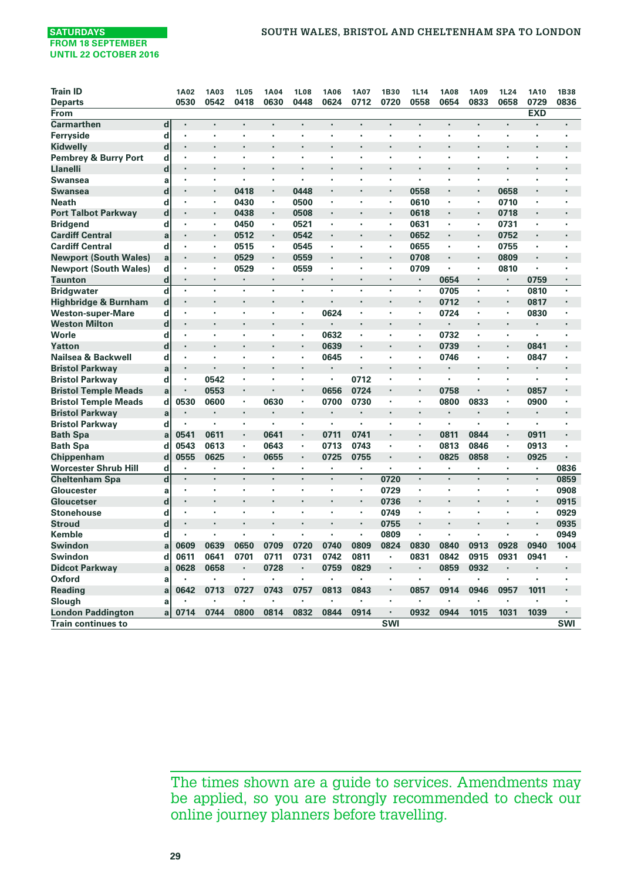SATURDAYS
FROM 18 SEPTEMBER
UNTIL 22 OCTOBER 2016

# SOUTH WALES, BRISTOL AND CHELTENHAM SPA TO LONDON

| Train ID | | 1A02 | 1A03 | 1L05 | 1A04 | 1L08 | 1A06 | 1A07 | 1B30 | 1L14 | 1A08 | 1A09 | 1L24 | 1A10 | 1B38 |
|---|---|---|---|---|---|---|---|---|---|---|---|---|---|---|---|
| Departs | | 0530 | 0542 | 0418 | 0630 | 0448 | 0624 | 0712 | 0720 | 0558 | 0654 | 0833 | 0658 | 0729 | 0836 |
| From | | | | | | | | | | | | | | EXD | |
| Carmarthen | d | · | · | · | · | · | · | · | · | · | · | · | · | · | · |
| Ferryside | d | · | · | · | · | · | · | · | · | · | · | · | · | · | · |
| Kidwelly | d | · | · | · | · | · | · | · | · | · | · | · | · | · | · |
| Pembrey & Burry Port | d | · | · | · | · | · | · | · | · | · | · | · | · | · | · |
| Llanelli | d | · | · | · | · | · | · | · | · | · | · | · | · | · | · |
| Swansea | a | · | · | · | · | · | · | · | · | · | · | · | · | · | · |
| Swansea | d | · | · | 0418 | · | 0448 | · | · | · | 0558 | · | · | 0658 | · | · |
| Neath | d | · | · | 0430 | · | 0500 | · | · | · | 0610 | · | · | 0710 | · | · |
| Port Talbot Parkway | d | · | · | 0438 | · | 0508 | · | · | · | 0618 | · | · | 0718 | · | · |
| Bridgend | d | · | · | 0450 | · | 0521 | · | · | · | 0631 | · | · | 0731 | · | · |
| Cardiff Central | a | · | · | 0512 | · | 0542 | · | · | · | 0652 | · | · | 0752 | · | · |
| Cardiff Central | d | · | · | 0515 | · | 0545 | · | · | · | 0655 | · | · | 0755 | · | · |
| Newport (South Wales) | a | · | · | 0529 | · | 0559 | · | · | · | 0708 | · | · | 0809 | · | · |
| Newport (South Wales) | d | · | · | 0529 | · | 0559 | · | · | · | 0709 | · | · | 0810 | · | · |
| Taunton | d | · | · | · | · | · | · | · | · | · | 0654 | · | · | 0759 | · |
| Bridgwater | d | · | · | · | · | · | · | · | · | · | 0705 | · | · | 0810 | · |
| Highbridge & Burnham | d | · | · | · | · | · | · | · | · | · | 0712 | · | · | 0817 | · |
| Weston-super-Mare | d | · | · | · | · | · | 0624 | · | · | · | 0724 | · | · | 0830 | · |
| Weston Milton | d | · | · | · | · | · | · | · | · | · | · | · | · | · | · |
| Worle | d | · | · | · | · | · | 0632 | · | · | · | 0732 | · | · | · | · |
| Yatton | d | · | · | · | · | · | 0639 | · | · | · | 0739 | · | · | 0841 | · |
| Nailsea & Backwell | d | · | · | · | · | · | 0645 | · | · | · | 0746 | · | · | 0847 | · |
| Bristol Parkway | a | · | · | · | · | · | · | · | · | · | · | · | · | · | · |
| Bristol Parkway | d | · | 0542 | · | · | · | · | 0712 | · | · | · | · | · | · | · |
| Bristol Temple Meads | a | · | 0553 | · | · | · | 0656 | 0724 | · | · | 0758 | · | · | 0857 | · |
| Bristol Temple Meads | d | 0530 | 0600 | · | 0630 | · | 0700 | 0730 | · | · | 0800 | 0833 | · | 0900 | · |
| Bristol Parkway | a | · | · | · | · | · | · | · | · | · | · | · | · | · | · |
| Bristol Parkway | d | · | · | · | · | · | · | · | · | · | · | · | · | · | · |
| Bath Spa | a | 0541 | 0611 | · | 0641 | · | 0711 | 0741 | · | · | 0811 | 0844 | · | 0911 | · |
| Bath Spa | d | 0543 | 0613 | · | 0643 | · | 0713 | 0743 | · | · | 0813 | 0846 | · | 0913 | · |
| Chippenham | d | 0555 | 0625 | · | 0655 | · | 0725 | 0755 | · | · | 0825 | 0858 | · | 0925 | · |
| Worcester Shrub Hill | d | · | · | · | · | · | · | · | · | · | · | · | · | · | 0836 |
| Cheltenham Spa | d | · | · | · | · | · | · | · | 0720 | · | · | · | · | · | 0859 |
| Gloucester | a | · | · | · | · | · | · | · | 0729 | · | · | · | · | · | 0908 |
| Gloucetser | d | · | · | · | · | · | · | · | 0736 | · | · | · | · | · | 0915 |
| Stonehouse | d | · | · | · | · | · | · | · | 0749 | · | · | · | · | · | 0929 |
| Stroud | d | · | · | · | · | · | · | · | 0755 | · | · | · | · | · | 0935 |
| Kemble | d | · | · | · | · | · | · | · | 0809 | · | · | · | · | · | 0949 |
| Swindon | a | 0609 | 0639 | 0650 | 0709 | 0720 | 0740 | 0809 | 0824 | 0830 | 0840 | 0913 | 0928 | 0940 | 1004 |
| Swindon | d | 0611 | 0641 | 0701 | 0711 | 0731 | 0742 | 0811 | · | 0831 | 0842 | 0915 | 0931 | 0941 | · |
| Didcot Parkway | a | 0628 | 0658 | · | 0728 | · | 0759 | 0829 | · | · | 0859 | 0932 | · | · | · |
| Oxford | a | · | · | · | · | · | · | · | · | · | · | · | · | · | · |
| Reading | a | 0642 | 0713 | 0727 | 0743 | 0757 | 0813 | 0843 | · | 0857 | 0914 | 0946 | 0957 | 1011 | · |
| Slough | a | · | · | · | · | · | · | · | · | · | · | · | · | · | · |
| London Paddington | a | 0714 | 0744 | 0800 | 0814 | 0832 | 0844 | 0914 | · | 0932 | 0944 | 1015 | 1031 | 1039 | · |
| Train continues to | | | | | | | | | SWI | | | | | | SWI |

The times shown are a guide to services. Amendments may be applied, so you are strongly recommended to check our online journey planners before travelling.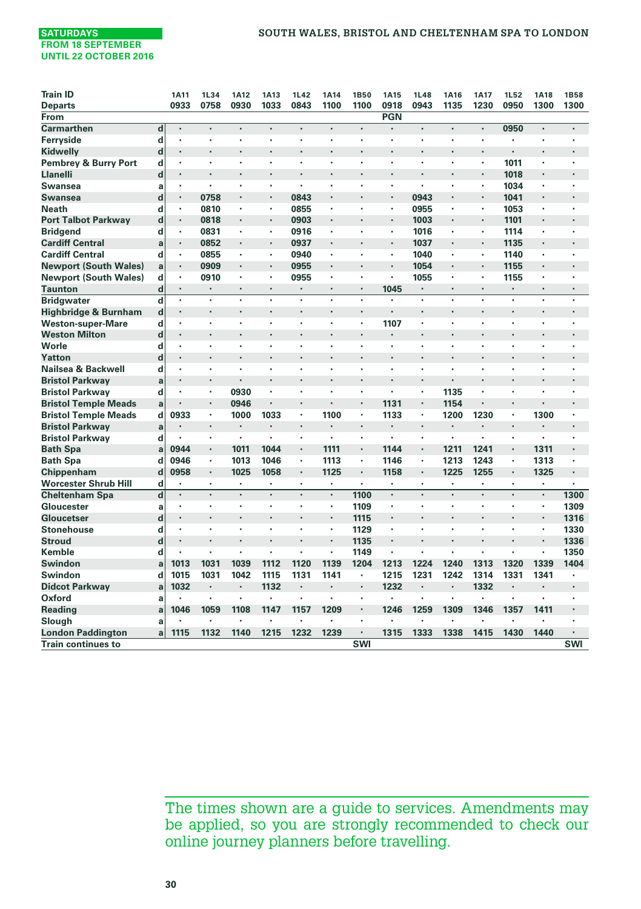SATURDAYS
FROM 18 SEPTEMBER
UNTIL 22 OCTOBER 2016

## SOUTH WALES, BRISTOL AND CHELTENHAM SPA TO LONDON

| Train ID | | 1A11 | 1L34 | 1A12 | 1A13 | 1L42 | 1A14 | 1B50 | 1A15 | 1L48 | 1A16 | 1A17 | 1L52 | 1A18 | 1B58 |
|---|---|---|---|---|---|---|---|---|---|---|---|---|---|---|---|
| Departs | | 0933 | 0758 | 0930 | 1033 | 0843 | 1100 | 1100 | 0918 | 0943 | 1135 | 1230 | 0950 | 1300 | 1300 |
| From | | | | | | | | | PGN | | | | | | |
| Carmarthen | d | · | · | · | · | · | · | · | · | · | · | · | 0950 | · | · |
| Ferryside | d | · | · | · | · | · | · | · | · | · | · | · | · | · | · |
| Kidwelly | d | · | · | · | · | · | · | · | · | · | · | · | · | · | · |
| Pembrey & Burry Port | d | · | · | · | · | · | · | · | · | · | · | · | 1011 | · | · |
| Llanelli | d | · | · | · | · | · | · | · | · | · | · | · | 1018 | · | · |
| Swansea | a | · | · | · | · | · | · | · | · | · | · | · | 1034 | · | · |
| Swansea | d | · | 0758 | · | · | 0843 | · | · | · | 0943 | · | · | 1041 | · | · |
| Neath | d | · | 0810 | · | · | 0855 | · | · | · | 0955 | · | · | 1053 | · | · |
| Port Talbot Parkway | d | · | 0818 | · | · | 0903 | · | · | · | 1003 | · | · | 1101 | · | · |
| Bridgend | d | · | 0831 | · | · | 0916 | · | · | · | 1016 | · | · | 1114 | · | · |
| Cardiff Central | a | · | 0852 | · | · | 0937 | · | · | · | 1037 | · | · | 1135 | · | · |
| Cardiff Central | d | · | 0855 | · | · | 0940 | · | · | · | 1040 | · | · | 1140 | · | · |
| Newport (South Wales) | a | · | 0909 | · | · | 0955 | · | · | · | 1054 | · | · | 1155 | · | · |
| Newport (South Wales) | d | · | 0910 | · | · | 0955 | · | · | · | 1055 | · | · | 1155 | · | · |
| Taunton | d | · | · | · | · | · | · | · | 1045 | · | · | · | · | · | · |
| Bridgwater | d | · | · | · | · | · | · | · | · | · | · | · | · | · | · |
| Highbridge & Burnham | d | · | · | · | · | · | · | · | · | · | · | · | · | · | · |
| Weston-super-Mare | d | · | · | · | · | · | · | · | 1107 | · | · | · | · | · | · |
| Weston Milton | d | · | · | · | · | · | · | · | · | · | · | · | · | · | · |
| Worle | d | · | · | · | · | · | · | · | · | · | · | · | · | · | · |
| Yatton | d | · | · | · | · | · | · | · | · | · | · | · | · | · | · |
| Nailsea & Backwell | d | · | · | · | · | · | · | · | · | · | · | · | · | · | · |
| Bristol Parkway | a | · | · | · | · | · | · | · | · | · | · | · | · | · | · |
| Bristol Parkway | d | · | · | 0930 | · | · | · | · | · | · | 1135 | · | · | · | · |
| Bristol Temple Meads | a | · | · | 0946 | · | · | · | · | 1131 | · | 1154 | · | · | · | · |
| Bristol Temple Meads | d | 0933 | · | 1000 | 1033 | · | 1100 | · | 1133 | · | 1200 | 1230 | · | 1300 | · |
| Bristol Parkway | a | · | · | · | · | · | · | · | · | · | · | · | · | · | · |
| Bristol Parkway | d | · | · | · | · | · | · | · | · | · | · | · | · | · | · |
| Bath Spa | a | 0944 | · | 1011 | 1044 | · | 1111 | · | 1144 | · | 1211 | 1241 | · | 1311 | · |
| Bath Spa | d | 0946 | · | 1013 | 1046 | · | 1113 | · | 1146 | · | 1213 | 1243 | · | 1313 | · |
| Chippenham | d | 0958 | · | 1025 | 1058 | · | 1125 | · | 1158 | · | 1225 | 1255 | · | 1325 | · |
| Worcester Shrub Hill | d | · | · | · | · | · | · | · | · | · | · | · | · | · | · |
| Cheltenham Spa | d | · | · | · | · | · | · | 1100 | · | · | · | · | · | · | 1300 |
| Gloucester | a | · | · | · | · | · | · | 1109 | · | · | · | · | · | · | 1309 |
| Gloucetser | d | · | · | · | · | · | · | 1115 | · | · | · | · | · | · | 1316 |
| Stonehouse | d | · | · | · | · | · | · | 1129 | · | · | · | · | · | · | 1330 |
| Stroud | d | · | · | · | · | · | · | 1135 | · | · | · | · | · | · | 1336 |
| Kemble | d | · | · | · | · | · | · | 1149 | · | · | · | · | · | · | 1350 |
| Swindon | a | 1013 | 1031 | 1039 | 1112 | 1120 | 1139 | 1204 | 1213 | 1224 | 1240 | 1313 | 1320 | 1339 | 1404 |
| Swindon | d | 1015 | 1031 | 1042 | 1115 | 1131 | 1141 | · | 1215 | 1231 | 1242 | 1314 | 1331 | 1341 | · |
| Didcot Parkway | a | 1032 | · | · | 1132 | · | · | · | 1232 | · | · | 1332 | · | · | · |
| Oxford | a | · | · | · | · | · | · | · | · | · | · | · | · | · | · |
| Reading | a | 1046 | 1059 | 1108 | 1147 | 1157 | 1209 | · | 1246 | 1259 | 1309 | 1346 | 1357 | 1411 | · |
| Slough | a | · | · | · | · | · | · | · | · | · | · | · | · | · | · |
| London Paddington | a | 1115 | 1132 | 1140 | 1215 | 1232 | 1239 | · | 1315 | 1333 | 1338 | 1415 | 1430 | 1440 | · |
| Train continues to | | | | | | | | SWI | | | | | | | SWI |

The times shown are a guide to services. Amendments may be applied, so you are strongly recommended to check our online journey planners before travelling.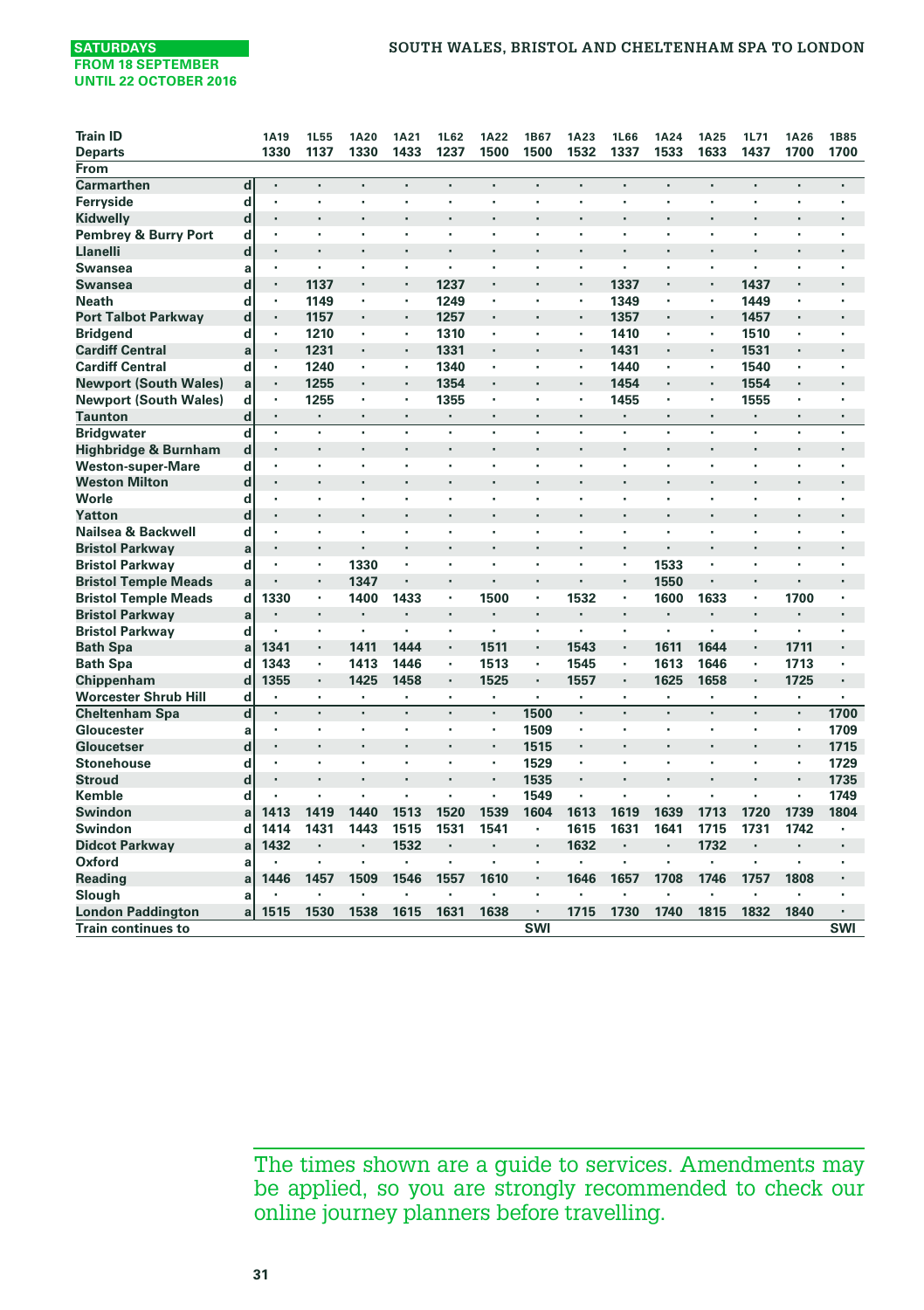SATURDAYS
FROM 18 SEPTEMBER
UNTIL 22 OCTOBER 2016

## SOUTH WALES, BRISTOL AND CHELTENHAM SPA TO LONDON

| Train ID | | 1A19 | 1L55 | 1A20 | 1A21 | 1L62 | 1A22 | 1B67 | 1A23 | 1L66 | 1A24 | 1A25 | 1L71 | 1A26 | 1B85 |
|---|---|---|---|---|---|---|---|---|---|---|---|---|---|---|---|
| Departs | | 1330 | 1137 | 1330 | 1433 | 1237 | 1500 | 1500 | 1532 | 1337 | 1533 | 1633 | 1437 | 1700 | 1700 |
| From | | | | | | | | | | | | | | | |
| Carmarthen | d | · | · | · | · | · | · | · | · | · | · | · | · | · | · |
| Ferryside | d | · | · | · | · | · | · | · | · | · | · | · | · | · | · |
| Kidwelly | d | · | · | · | · | · | · | · | · | · | · | · | · | · | · |
| Pembrey & Burry Port | d | · | · | · | · | · | · | · | · | · | · | · | · | · | · |
| Llanelli | d | · | · | · | · | · | · | · | · | · | · | · | · | · | · |
| Swansea | a | · | · | · | · | · | · | · | · | · | · | · | · | · | · |
| Swansea | d | · | 1137 | · | · | 1237 | · | · | · | 1337 | · | · | 1437 | · | · |
| Neath | d | · | 1149 | · | · | 1249 | · | · | · | 1349 | · | · | 1449 | · | · |
| Port Talbot Parkway | d | · | 1157 | · | · | 1257 | · | · | · | 1357 | · | · | 1457 | · | · |
| Bridgend | d | · | 1210 | · | · | 1310 | · | · | · | 1410 | · | · | 1510 | · | · |
| Cardiff Central | a | · | 1231 | · | · | 1331 | · | · | · | 1431 | · | · | 1531 | · | · |
| Cardiff Central | d | · | 1240 | · | · | 1340 | · | · | · | 1440 | · | · | 1540 | · | · |
| Newport (South Wales) | a | · | 1255 | · | · | 1354 | · | · | · | 1454 | · | · | 1554 | · | · |
| Newport (South Wales) | d | · | 1255 | · | · | 1355 | · | · | · | 1455 | · | · | 1555 | · | · |
| Taunton | d | · | · | · | · | · | · | · | · | · | · | · | · | · | · |
| Bridgwater | d | · | · | · | · | · | · | · | · | · | · | · | · | · | · |
| Highbridge & Burnham | d | · | · | · | · | · | · | · | · | · | · | · | · | · | · |
| Weston-super-Mare | d | · | · | · | · | · | · | · | · | · | · | · | · | · | · |
| Weston Milton | d | · | · | · | · | · | · | · | · | · | · | · | · | · | · |
| Worle | d | · | · | · | · | · | · | · | · | · | · | · | · | · | · |
| Yatton | d | · | · | · | · | · | · | · | · | · | · | · | · | · | · |
| Nailsea & Backwell | d | · | · | · | · | · | · | · | · | · | · | · | · | · | · |
| Bristol Parkway | a | · | · | · | · | · | · | · | · | · | · | · | · | · | · |
| Bristol Parkway | d | · | · | 1330 | · | · | · | · | · | · | 1533 | · | · | · | · |
| Bristol Temple Meads | a | · | · | 1347 | · | · | · | · | · | · | 1550 | · | · | · | · |
| Bristol Temple Meads | d | 1330 | · | 1400 | 1433 | · | 1500 | · | 1532 | · | 1600 | 1633 | · | 1700 | · |
| Bristol Parkway | a | · | · | · | · | · | · | · | · | · | · | · | · | · | · |
| Bristol Parkway | d | · | · | · | · | · | · | · | · | · | · | · | · | · | · |
| Bath Spa | a | 1341 | · | 1411 | 1444 | · | 1511 | · | 1543 | · | 1611 | 1644 | · | 1711 | · |
| Bath Spa | d | 1343 | · | 1413 | 1446 | · | 1513 | · | 1545 | · | 1613 | 1646 | · | 1713 | · |
| Chippenham | d | 1355 | · | 1425 | 1458 | · | 1525 | · | 1557 | · | 1625 | 1658 | · | 1725 | · |
| Worcester Shrub Hill | d | · | · | · | · | · | · | · | · | · | · | · | · | · | · |
| Cheltenham Spa | d | · | · | · | · | · | · | 1500 | · | · | · | · | · | · | 1700 |
| Gloucester | a | · | · | · | · | · | · | 1509 | · | · | · | · | · | · | 1709 |
| Gloucetser | d | · | · | · | · | · | · | 1515 | · | · | · | · | · | · | 1715 |
| Stonehouse | d | · | · | · | · | · | · | 1529 | · | · | · | · | · | · | 1729 |
| Stroud | d | · | · | · | · | · | · | 1535 | · | · | · | · | · | · | 1735 |
| Kemble | d | · | · | · | · | · | · | 1549 | · | · | · | · | · | · | 1749 |
| Swindon | a | 1413 | 1419 | 1440 | 1513 | 1520 | 1539 | 1604 | 1613 | 1619 | 1639 | 1713 | 1720 | 1739 | 1804 |
| Swindon | d | 1414 | 1431 | 1443 | 1515 | 1531 | 1541 | · | 1615 | 1631 | 1641 | 1715 | 1731 | 1742 | · |
| Didcot Parkway | a | 1432 | · | · | 1532 | · | · | · | 1632 | · | · | 1732 | · | · | · |
| Oxford | a | · | · | · | · | · | · | · | · | · | · | · | · | · | · |
| Reading | a | 1446 | 1457 | 1509 | 1546 | 1557 | 1610 | · | 1646 | 1657 | 1708 | 1746 | 1757 | 1808 | · |
| Slough | a | · | · | · | · | · | · | · | · | · | · | · | · | · | · |
| London Paddington | a | 1515 | 1530 | 1538 | 1615 | 1631 | 1638 | · | 1715 | 1730 | 1740 | 1815 | 1832 | 1840 | · |
| Train continues to | | | | | | | | SWI | | | | | | | SWI |

The times shown are a guide to services. Amendments may be applied, so you are strongly recommended to check our online journey planners before travelling.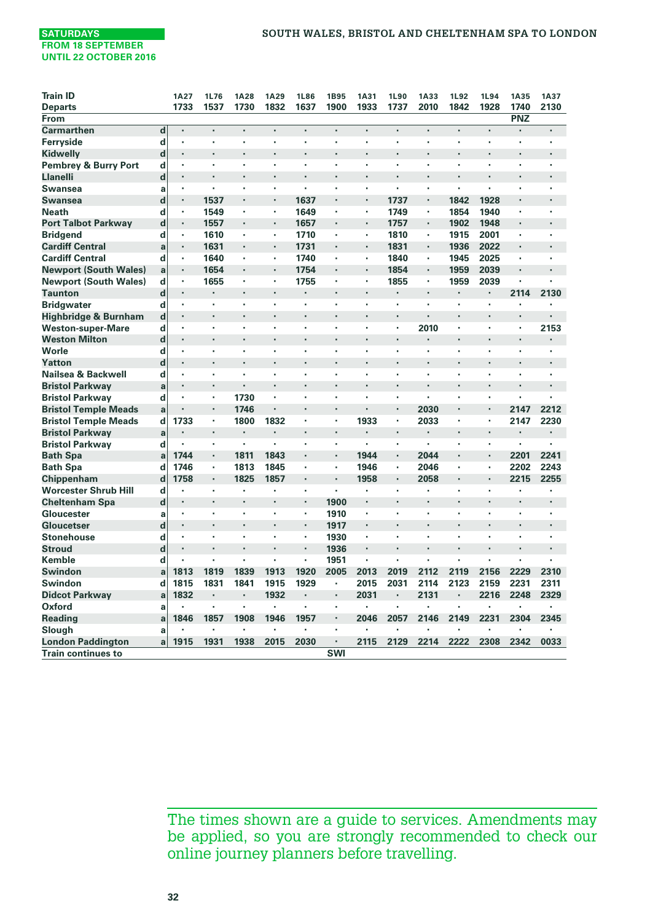SATURDAYS
FROM 18 SEPTEMBER
UNTIL 22 OCTOBER 2016

## SOUTH WALES, BRISTOL AND CHELTENHAM SPA TO LONDON

| Train ID | | 1A27 | 1L76 | 1A28 | 1A29 | 1L86 | 1B95 | 1A31 | 1L90 | 1A33 | 1L92 | 1L94 | 1A35 | 1A37 |
|---|---|---|---|---|---|---|---|---|---|---|---|---|---|---|
| Departs | | 1733 | 1537 | 1730 | 1832 | 1637 | 1900 | 1933 | 1737 | 2010 | 1842 | 1928 | 1740 | 2130 |
| From | | | | | | | | | | | | | PNZ | |
| Carmarthen | d | · | · | · | · | · | · | · | · | · | · | · | · | · |
| Ferryside | d | · | · | · | · | · | · | · | · | · | · | · | · | · |
| Kidwelly | d | · | · | · | · | · | · | · | · | · | · | · | · | · |
| Pembrey & Burry Port | d | · | · | · | · | · | · | · | · | · | · | · | · | · |
| Llanelli | d | · | · | · | · | · | · | · | · | · | · | · | · | · |
| Swansea | a | · | · | · | · | · | · | · | · | · | · | · | · | · |
| Swansea | d | · | 1537 | · | · | 1637 | · | · | 1737 | · | 1842 | 1928 | · | · |
| Neath | d | · | 1549 | · | · | 1649 | · | · | 1749 | · | 1854 | 1940 | · | · |
| Port Talbot Parkway | d | · | 1557 | · | · | 1657 | · | · | 1757 | · | 1902 | 1948 | · | · |
| Bridgend | d | · | 1610 | · | · | 1710 | · | · | 1810 | · | 1915 | 2001 | · | · |
| Cardiff Central | a | · | 1631 | · | · | 1731 | · | · | 1831 | · | 1936 | 2022 | · | · |
| Cardiff Central | d | · | 1640 | · | · | 1740 | · | · | 1840 | · | 1945 | 2025 | · | · |
| Newport (South Wales) | a | · | 1654 | · | · | 1754 | · | · | 1854 | · | 1959 | 2039 | · | · |
| Newport (South Wales) | d | · | 1655 | · | · | 1755 | · | · | 1855 | · | 1959 | 2039 | · | · |
| Taunton | d | · | · | · | · | · | · | · | · | · | · | · | 2114 | 2130 |
| Bridgwater | d | · | · | · | · | · | · | · | · | · | · | · | · | · |
| Highbridge & Burnham | d | · | · | · | · | · | · | · | · | · | · | · | · | · |
| Weston-super-Mare | d | · | · | · | · | · | · | · | · | 2010 | · | · | · | 2153 |
| Weston Milton | d | · | · | · | · | · | · | · | · | · | · | · | · | · |
| Worle | d | · | · | · | · | · | · | · | · | · | · | · | · | · |
| Yatton | d | · | · | · | · | · | · | · | · | · | · | · | · | · |
| Nailsea & Backwell | d | · | · | · | · | · | · | · | · | · | · | · | · | · |
| Bristol Parkway | a | · | · | · | · | · | · | · | · | · | · | · | · | · |
| Bristol Parkway | d | · | · | 1730 | · | · | · | · | · | · | · | · | · | · |
| Bristol Temple Meads | a | · | · | 1746 | · | · | · | · | · | 2030 | · | · | 2147 | 2212 |
| Bristol Temple Meads | d | 1733 | · | 1800 | 1832 | · | · | 1933 | · | 2033 | · | · | 2147 | 2230 |
| Bristol Parkway | a | · | · | · | · | · | · | · | · | · | · | · | · | · |
| Bristol Parkway | d | · | · | · | · | · | · | · | · | · | · | · | · | · |
| Bath Spa | a | 1744 | · | 1811 | 1843 | · | · | 1944 | · | 2044 | · | · | 2201 | 2241 |
| Bath Spa | d | 1746 | · | 1813 | 1845 | · | · | 1946 | · | 2046 | · | · | 2202 | 2243 |
| Chippenham | d | 1758 | · | 1825 | 1857 | · | · | 1958 | · | 2058 | · | · | 2215 | 2255 |
| Worcester Shrub Hill | d | · | · | · | · | · | · | · | · | · | · | · | · | · |
| Cheltenham Spa | d | · | · | · | · | · | 1900 | · | · | · | · | · | · | · |
| Gloucester | a | · | · | · | · | · | 1910 | · | · | · | · | · | · | · |
| Gloucetser | d | · | · | · | · | · | 1917 | · | · | · | · | · | · | · |
| Stonehouse | d | · | · | · | · | · | 1930 | · | · | · | · | · | · | · |
| Stroud | d | · | · | · | · | · | 1936 | · | · | · | · | · | · | · |
| Kemble | d | · | · | · | · | · | 1951 | · | · | · | · | · | · | · |
| Swindon | a | 1813 | 1819 | 1839 | 1913 | 1920 | 2005 | 2013 | 2019 | 2112 | 2119 | 2156 | 2229 | 2310 |
| Swindon | d | 1815 | 1831 | 1841 | 1915 | 1929 | · | 2015 | 2031 | 2114 | 2123 | 2159 | 2231 | 2311 |
| Didcot Parkway | a | 1832 | · | · | 1932 | · | · | 2031 | · | 2131 | · | 2216 | 2248 | 2329 |
| Oxford | a | · | · | · | · | · | · | · | · | · | · | · | · | · |
| Reading | a | 1846 | 1857 | 1908 | 1946 | 1957 | · | 2046 | 2057 | 2146 | 2149 | 2231 | 2304 | 2345 |
| Slough | a | · | · | · | · | · | · | · | · | · | · | · | · | · |
| London Paddington | a | 1915 | 1931 | 1938 | 2015 | 2030 | · | 2115 | 2129 | 2214 | 2222 | 2308 | 2342 | 0033 |
| Train continues to | | | | | | | SWI | | | | | | | |

The times shown are a guide to services. Amendments may be applied, so you are strongly recommended to check our online journey planners before travelling.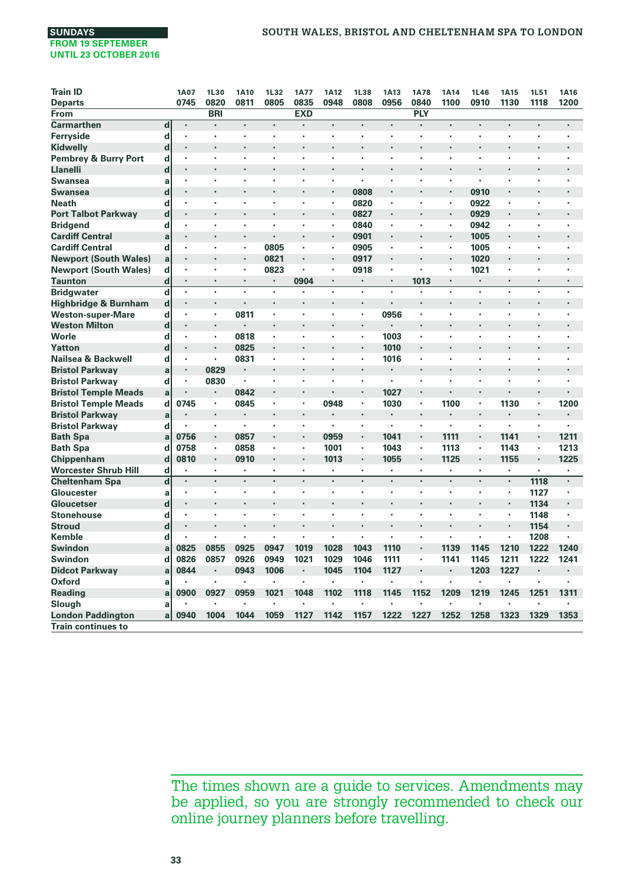**SUNDAYS**
**FROM 19 SEPTEMBER UNTIL 23 OCTOBER 2016**

## SOUTH WALES, BRISTOL AND CHELTENHAM SPA TO LONDON

| Train ID | | 1A07 | 1L30 | 1A10 | 1L32 | 1A77 | 1A12 | 1L38 | 1A13 | 1A78 | 1A14 | 1L46 | 1A15 | 1L51 | 1A16 |
|---|---|---|---|---|---|---|---|---|---|---|---|---|---|---|---|
| Departs | | 0745 | 0820 | 0811 | 0805 | 0835 | 0948 | 0808 | 0956 | 0840 | 1100 | 0910 | 1130 | 1118 | 1200 |
| From | | | BRI | | | EXD | | | | PLY | | | | | |
| Carmarthen | d | · | · | · | · | · | · | · | · | · | · | · | · | · | · |
| Ferryside | d | · | · | · | · | · | · | · | · | · | · | · | · | · | · |
| Kidwelly | d | · | · | · | · | · | · | · | · | · | · | · | · | · | · |
| Pembrey & Burry Port | d | · | · | · | · | · | · | · | · | · | · | · | · | · | · |
| Llanelli | d | · | · | · | · | · | · | · | · | · | · | · | · | · | · |
| Swansea | a | · | · | · | · | · | · | · | · | · | · | · | · | · | · |
| Swansea | d | · | · | · | · | · | · | 0808 | · | · | · | 0910 | · | · | · |
| Neath | d | · | · | · | · | · | · | 0820 | · | · | · | 0922 | · | · | · |
| Port Talbot Parkway | d | · | · | · | · | · | · | 0827 | · | · | · | 0929 | · | · | · |
| Bridgend | d | · | · | · | · | · | · | 0840 | · | · | · | 0942 | · | · | · |
| Cardiff Central | a | · | · | · | · | · | · | 0901 | · | · | · | 1005 | · | · | · |
| Cardiff Central | d | · | · | · | 0805 | · | · | 0905 | · | · | · | 1005 | · | · | · |
| Newport (South Wales) | a | · | · | · | 0821 | · | · | 0917 | · | · | · | 1020 | · | · | · |
| Newport (South Wales) | d | · | · | · | 0823 | · | · | 0918 | · | · | · | 1021 | · | · | · |
| Taunton | d | · | · | · | · | 0904 | · | · | · | 1013 | · | · | · | · | · |
| Bridgwater | d | · | · | · | · | · | · | · | · | · | · | · | · | · | · |
| Highbridge & Burnham | d | · | · | · | · | · | · | · | · | · | · | · | · | · | · |
| Weston-super-Mare | d | · | · | 0811 | · | · | · | · | 0956 | · | · | · | · | · | · |
| Weston Milton | d | · | · | · | · | · | · | · | · | · | · | · | · | · | · |
| Worle | d | · | · | 0818 | · | · | · | · | 1003 | · | · | · | · | · | · |
| Yatton | d | · | · | 0825 | · | · | · | · | 1010 | · | · | · | · | · | · |
| Nailsea & Backwell | d | · | · | 0831 | · | · | · | · | 1016 | · | · | · | · | · | · |
| Bristol Parkway | a | · | 0829 | · | · | · | · | · | · | · | · | · | · | · | · |
| Bristol Parkway | d | · | 0830 | · | · | · | · | · | · | · | · | · | · | · | · |
| Bristol Temple Meads | a | · | · | 0842 | · | · | · | · | 1027 | · | · | · | · | · | · |
| Bristol Temple Meads | d | 0745 | · | 0845 | · | · | 0948 | · | 1030 | · | 1100 | · | 1130 | · | 1200 |
| Bristol Parkway | a | · | · | · | · | · | · | · | · | · | · | · | · | · | · |
| Bristol Parkway | d | · | · | · | · | · | · | · | · | · | · | · | · | · | · |
| Bath Spa | a | 0756 | · | 0857 | · | · | 0959 | · | 1041 | · | 1111 | · | 1141 | · | 1211 |
| Bath Spa | d | 0758 | · | 0858 | · | · | 1001 | · | 1043 | · | 1113 | · | 1143 | · | 1213 |
| Chippenham | d | 0810 | · | 0910 | · | · | 1013 | · | 1055 | · | 1125 | · | 1155 | · | 1225 |
| Worcester Shrub Hill | d | · | · | · | · | · | · | · | · | · | · | · | · | · | · |
| Cheltenham Spa | d | · | · | · | · | · | · | · | · | · | · | · | · | 1118 | · |
| Gloucester | a | · | · | · | · | · | · | · | · | · | · | · | · | 1127 | · |
| Gloucetser | d | · | · | · | · | · | · | · | · | · | · | · | · | 1134 | · |
| Stonehouse | d | · | · | · | · | · | · | · | · | · | · | · | · | 1148 | · |
| Stroud | d | · | · | · | · | · | · | · | · | · | · | · | · | 1154 | · |
| Kemble | d | · | · | · | · | · | · | · | · | · | · | · | · | 1208 | · |
| Swindon | a | 0825 | 0855 | 0925 | 0947 | 1019 | 1028 | 1043 | 1110 | · | 1139 | 1145 | 1210 | 1222 | 1240 |
| Swindon | d | 0826 | 0857 | 0926 | 0949 | 1021 | 1029 | 1046 | 1111 | · | 1141 | 1145 | 1211 | 1222 | 1241 |
| Didcot Parkway | a | 0844 | · | 0943 | 1006 | · | 1045 | 1104 | 1127 | · | · | 1203 | 1227 | · | · |
| Oxford | a | · | · | · | · | · | · | · | · | · | · | · | · | · | · |
| Reading | a | 0900 | 0927 | 0959 | 1021 | 1048 | 1102 | 1118 | 1145 | 1152 | 1209 | 1219 | 1245 | 1251 | 1311 |
| Slough | a | · | · | · | · | · | · | · | · | · | · | · | · | · | · |
| London Paddington | a | 0940 | 1004 | 1044 | 1059 | 1127 | 1142 | 1157 | 1222 | 1227 | 1252 | 1258 | 1323 | 1329 | 1353 |
| Train continues to | | | | | | | | | | | | | | | |

The times shown are a guide to services. Amendments may be applied, so you are strongly recommended to check our online journey planners before travelling.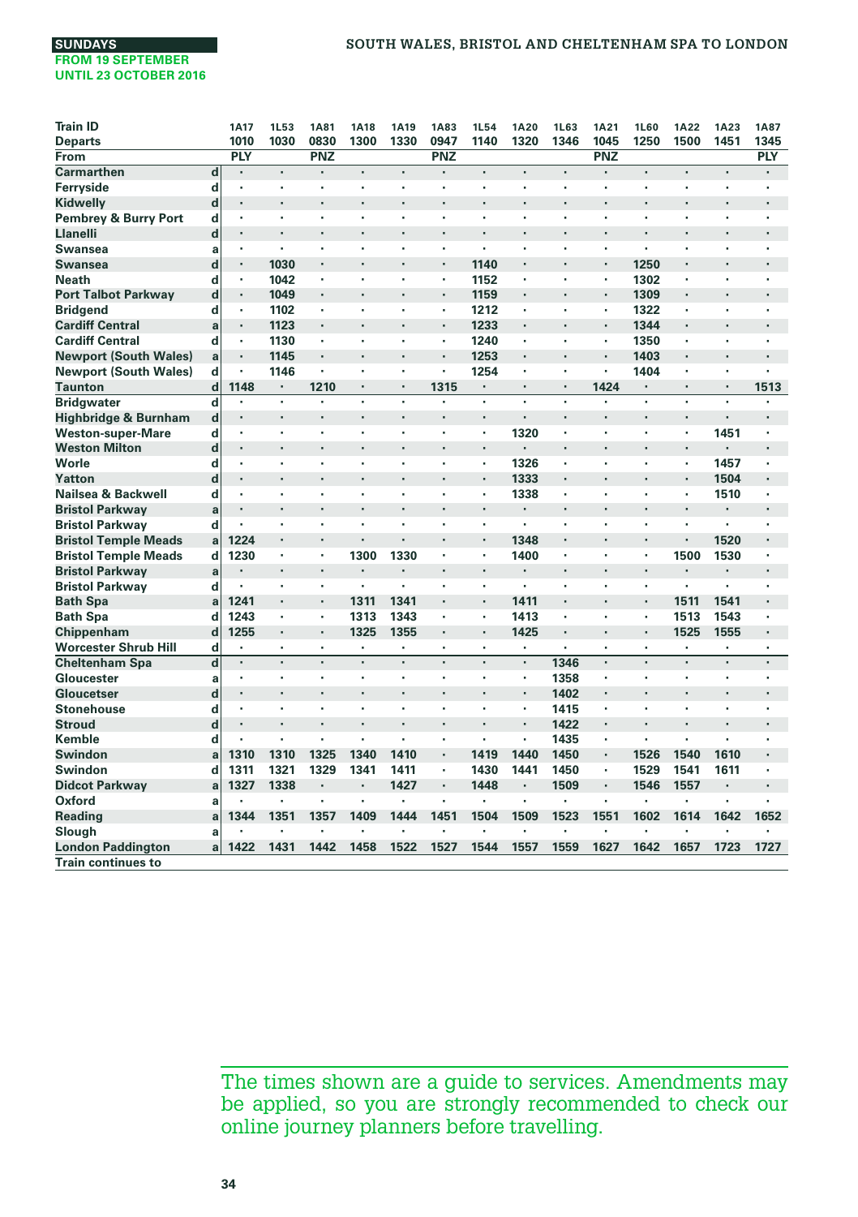**SUNDAYS**
**FROM 19 SEPTEMBER UNTIL 23 OCTOBER 2016**

## SOUTH WALES, BRISTOL AND CHELTENHAM SPA TO LONDON

| Train ID | | 1A17 | 1L53 | 1A81 | 1A18 | 1A19 | 1A83 | 1L54 | 1A20 | 1L63 | 1A21 | 1L60 | 1A22 | 1A23 | 1A87 |
|---|---|---|---|---|---|---|---|---|---|---|---|---|---|---|---|
| Departs | | 1010 | 1030 | 0830 | 1300 | 1330 | 0947 | 1140 | 1320 | 1346 | 1045 | 1250 | 1500 | 1451 | 1345 |
| From | | PLY | | PNZ | | | PNZ | | | | PNZ | | | | PLY |
| Carmarthen | d | · | · | · | · | · | · | · | · | · | · | · | · | · | · |
| Ferryside | d | · | · | · | · | · | · | · | · | · | · | · | · | · | · |
| Kidwelly | d | · | · | · | · | · | · | · | · | · | · | · | · | · | · |
| Pembrey & Burry Port | d | · | · | · | · | · | · | · | · | · | · | · | · | · | · |
| Llanelli | d | · | · | · | · | · | · | · | · | · | · | · | · | · | · |
| Swansea | a | · | · | · | · | · | · | · | · | · | · | · | · | · | · |
| Swansea | d | · | 1030 | · | · | · | · | 1140 | · | · | · | 1250 | · | · | · |
| Neath | d | · | 1042 | · | · | · | · | 1152 | · | · | · | 1302 | · | · | · |
| Port Talbot Parkway | d | · | 1049 | · | · | · | · | 1159 | · | · | · | 1309 | · | · | · |
| Bridgend | d | · | 1102 | · | · | · | · | 1212 | · | · | · | 1322 | · | · | · |
| Cardiff Central | a | · | 1123 | · | · | · | · | 1233 | · | · | · | 1344 | · | · | · |
| Cardiff Central | d | · | 1130 | · | · | · | · | 1240 | · | · | · | 1350 | · | · | · |
| Newport (South Wales) | a | · | 1145 | · | · | · | · | 1253 | · | · | · | 1403 | · | · | · |
| Newport (South Wales) | d | · | 1146 | · | · | · | · | 1254 | · | · | · | 1404 | · | · | · |
| Taunton | d | 1148 | · | 1210 | · | · | 1315 | · | · | · | 1424 | · | · | · | 1513 |
| Bridgwater | d | · | · | · | · | · | · | · | · | · | · | · | · | · | · |
| Highbridge & Burnham | d | · | · | · | · | · | · | · | · | · | · | · | · | · | · |
| Weston-super-Mare | d | · | · | · | · | · | · | · | 1320 | · | · | · | · | 1451 | · |
| Weston Milton | d | · | · | · | · | · | · | · | · | · | · | · | · | · | · |
| Worle | d | · | · | · | · | · | · | · | 1326 | · | · | · | · | 1457 | · |
| Yatton | d | · | · | · | · | · | · | · | 1333 | · | · | · | · | 1504 | · |
| Nailsea & Backwell | d | · | · | · | · | · | · | · | 1338 | · | · | · | · | 1510 | · |
| Bristol Parkway | a | · | · | · | · | · | · | · | · | · | · | · | · | · | · |
| Bristol Parkway | d | · | · | · | · | · | · | · | · | · | · | · | · | · | · |
| Bristol Temple Meads | a | 1224 | · | · | · | · | · | · | 1348 | · | · | · | · | 1520 | · |
| Bristol Temple Meads | d | 1230 | · | · | 1300 | 1330 | · | · | 1400 | · | · | · | 1500 | 1530 | · |
| Bristol Parkway | a | · | · | · | · | · | · | · | · | · | · | · | · | · | · |
| Bristol Parkway | d | · | · | · | · | · | · | · | · | · | · | · | · | · | · |
| Bath Spa | a | 1241 | · | · | 1311 | 1341 | · | · | 1411 | · | · | · | 1511 | 1541 | · |
| Bath Spa | d | 1243 | · | · | 1313 | 1343 | · | · | 1413 | · | · | · | 1513 | 1543 | · |
| Chippenham | d | 1255 | · | · | 1325 | 1355 | · | · | 1425 | · | · | · | 1525 | 1555 | · |
| Worcester Shrub Hill | d | · | · | · | · | · | · | · | · | · | · | · | · | · | · |
| Cheltenham Spa | d | · | · | · | · | · | · | · | · | 1346 | · | · | · | · | · |
| Gloucester | a | · | · | · | · | · | · | · | · | 1358 | · | · | · | · | · |
| Gloucetser | d | · | · | · | · | · | · | · | · | 1402 | · | · | · | · | · |
| Stonehouse | d | · | · | · | · | · | · | · | · | 1415 | · | · | · | · | · |
| Stroud | d | · | · | · | · | · | · | · | · | 1422 | · | · | · | · | · |
| Kemble | d | · | · | · | · | · | · | · | · | 1435 | · | · | · | · | · |
| Swindon | a | 1310 | 1310 | 1325 | 1340 | 1410 | · | 1419 | 1440 | 1450 | · | 1526 | 1540 | 1610 | · |
| Swindon | d | 1311 | 1321 | 1329 | 1341 | 1411 | · | 1430 | 1441 | 1450 | · | 1529 | 1541 | 1611 | · |
| Didcot Parkway | a | 1327 | 1338 | · | · | 1427 | · | 1448 | · | 1509 | · | 1546 | 1557 | · | · |
| Oxford | a | · | · | · | · | · | · | · | · | · | · | · | · | · | · |
| Reading | a | 1344 | 1351 | 1357 | 1409 | 1444 | 1451 | 1504 | 1509 | 1523 | 1551 | 1602 | 1614 | 1642 | 1652 |
| Slough | a | · | · | · | · | · | · | · | · | · | · | · | · | · | · |
| London Paddington | a | 1422 | 1431 | 1442 | 1458 | 1522 | 1527 | 1544 | 1557 | 1559 | 1627 | 1642 | 1657 | 1723 | 1727 |
| Train continues to | | | | | | | | | | | | | | | |

The times shown are a guide to services. Amendments may be applied, so you are strongly recommended to check our online journey planners before travelling.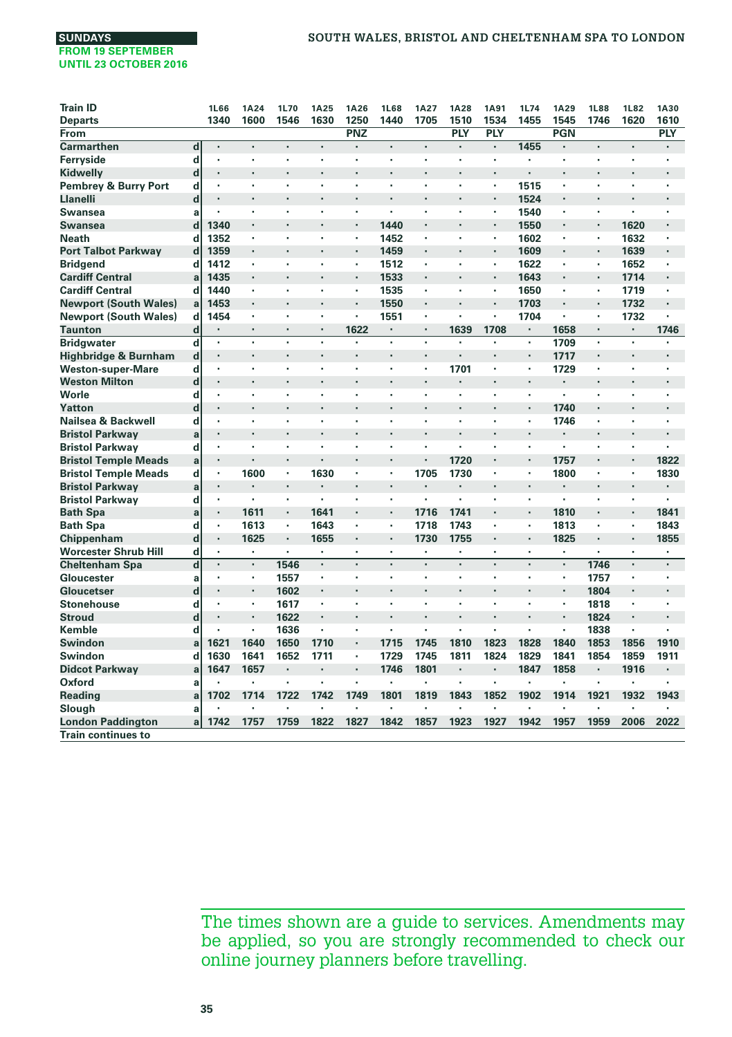**SUNDAYS**
**FROM 19 SEPTEMBER UNTIL 23 OCTOBER 2016**

## SOUTH WALES, BRISTOL AND CHELTENHAM SPA TO LONDON

| Train ID | | 1L66 | 1A24 | 1L70 | 1A25 | 1A26 | 1L68 | 1A27 | 1A28 | 1A91 | 1L74 | 1A29 | 1L88 | 1L82 | 1A30 |
|---|---|---|---|---|---|---|---|---|---|---|---|---|---|---|---|
| Departs | | 1340 | 1600 | 1546 | 1630 | 1250 | 1440 | 1705 | 1510 | 1534 | 1455 | 1545 | 1746 | 1620 | 1610 |
| From | | | | | | PNZ | | | PLY | PLY | | PGN | | | PLY |
| Carmarthen | d | · | · | · | · | · | · | · | · | · | 1455 | · | · | · | · |
| Ferryside | d | · | · | · | · | · | · | · | · | · | · | · | · | · | · |
| Kidwelly | d | · | · | · | · | · | · | · | · | · | · | · | · | · | · |
| Pembrey & Burry Port | d | · | · | · | · | · | · | · | · | · | 1515 | · | · | · | · |
| Llanelli | d | · | · | · | · | · | · | · | · | · | 1524 | · | · | · | · |
| Swansea | a | · | · | · | · | · | · | · | · | · | 1540 | · | · | · | · |
| Swansea | d | 1340 | · | · | · | · | 1440 | · | · | · | 1550 | · | · | 1620 | · |
| Neath | d | 1352 | · | · | · | · | 1452 | · | · | · | 1602 | · | · | 1632 | · |
| Port Talbot Parkway | d | 1359 | · | · | · | · | 1459 | · | · | · | 1609 | · | · | 1639 | · |
| Bridgend | d | 1412 | · | · | · | · | 1512 | · | · | · | 1622 | · | · | 1652 | · |
| Cardiff Central | a | 1435 | · | · | · | · | 1533 | · | · | · | 1643 | · | · | 1714 | · |
| Cardiff Central | d | 1440 | · | · | · | · | 1535 | · | · | · | 1650 | · | · | 1719 | · |
| Newport (South Wales) | a | 1453 | · | · | · | · | 1550 | · | · | · | 1703 | · | · | 1732 | · |
| Newport (South Wales) | d | 1454 | · | · | · | · | 1551 | · | · | · | 1704 | · | · | 1732 | · |
| Taunton | d | · | · | · | · | 1622 | · | · | 1639 | 1708 | · | 1658 | · | · | 1746 |
| Bridgwater | d | · | · | · | · | · | · | · | · | · | · | 1709 | · | · | · |
| Highbridge & Burnham | d | · | · | · | · | · | · | · | · | · | · | 1717 | · | · | · |
| Weston-super-Mare | d | · | · | · | · | · | · | · | 1701 | · | · | 1729 | · | · | · |
| Weston Milton | d | · | · | · | · | · | · | · | · | · | · | · | · | · | · |
| Worle | d | · | · | · | · | · | · | · | · | · | · | · | · | · | · |
| Yatton | d | · | · | · | · | · | · | · | · | · | · | 1740 | · | · | · |
| Nailsea & Backwell | d | · | · | · | · | · | · | · | · | · | · | 1746 | · | · | · |
| Bristol Parkway | a | · | · | · | · | · | · | · | · | · | · | · | · | · | · |
| Bristol Parkway | d | · | · | · | · | · | · | · | · | · | · | · | · | · | · |
| Bristol Temple Meads | a | · | · | · | · | · | · | · | 1720 | · | · | 1757 | · | · | 1822 |
| Bristol Temple Meads | d | · | 1600 | · | 1630 | · | · | 1705 | 1730 | · | · | 1800 | · | · | 1830 |
| Bristol Parkway | a | · | · | · | · | · | · | · | · | · | · | · | · | · | · |
| Bristol Parkway | d | · | · | · | · | · | · | · | · | · | · | · | · | · | · |
| Bath Spa | a | · | 1611 | · | 1641 | · | · | 1716 | 1741 | · | · | 1810 | · | · | 1841 |
| Bath Spa | d | · | 1613 | · | 1643 | · | · | 1718 | 1743 | · | · | 1813 | · | · | 1843 |
| Chippenham | d | · | 1625 | · | 1655 | · | · | 1730 | 1755 | · | · | 1825 | · | · | 1855 |
| Worcester Shrub Hill | d | · | · | · | · | · | · | · | · | · | · | · | · | · | · |
| Cheltenham Spa | d | · | · | 1546 | · | · | · | · | · | · | · | · | 1746 | · | · |
| Gloucester | a | · | · | 1557 | · | · | · | · | · | · | · | · | 1757 | · | · |
| Gloucetser | d | · | · | 1602 | · | · | · | · | · | · | · | · | 1804 | · | · |
| Stonehouse | d | · | · | 1617 | · | · | · | · | · | · | · | · | 1818 | · | · |
| Stroud | d | · | · | 1622 | · | · | · | · | · | · | · | · | 1824 | · | · |
| Kemble | d | · | · | 1636 | · | · | · | · | · | · | · | · | 1838 | · | · |
| Swindon | a | 1621 | 1640 | 1650 | 1710 | · | 1715 | 1745 | 1810 | 1823 | 1828 | 1840 | 1853 | 1856 | 1910 |
| Swindon | d | 1630 | 1641 | 1652 | 1711 | · | 1729 | 1745 | 1811 | 1824 | 1829 | 1841 | 1854 | 1859 | 1911 |
| Didcot Parkway | a | 1647 | 1657 | · | · | · | 1746 | 1801 | · | · | 1847 | 1858 | · | 1916 | · |
| Oxford | a | · | · | · | · | · | · | · | · | · | · | · | · | · | · |
| Reading | a | 1702 | 1714 | 1722 | 1742 | 1749 | 1801 | 1819 | 1843 | 1852 | 1902 | 1914 | 1921 | 1932 | 1943 |
| Slough | a | · | · | · | · | · | · | · | · | · | · | · | · | · | · |
| London Paddington | a | 1742 | 1757 | 1759 | 1822 | 1827 | 1842 | 1857 | 1923 | 1927 | 1942 | 1957 | 1959 | 2006 | 2022 |
| Train continues to | | | | | | | | | | | | | | | |

The times shown are a guide to services. Amendments may be applied, so you are strongly recommended to check our online journey planners before travelling.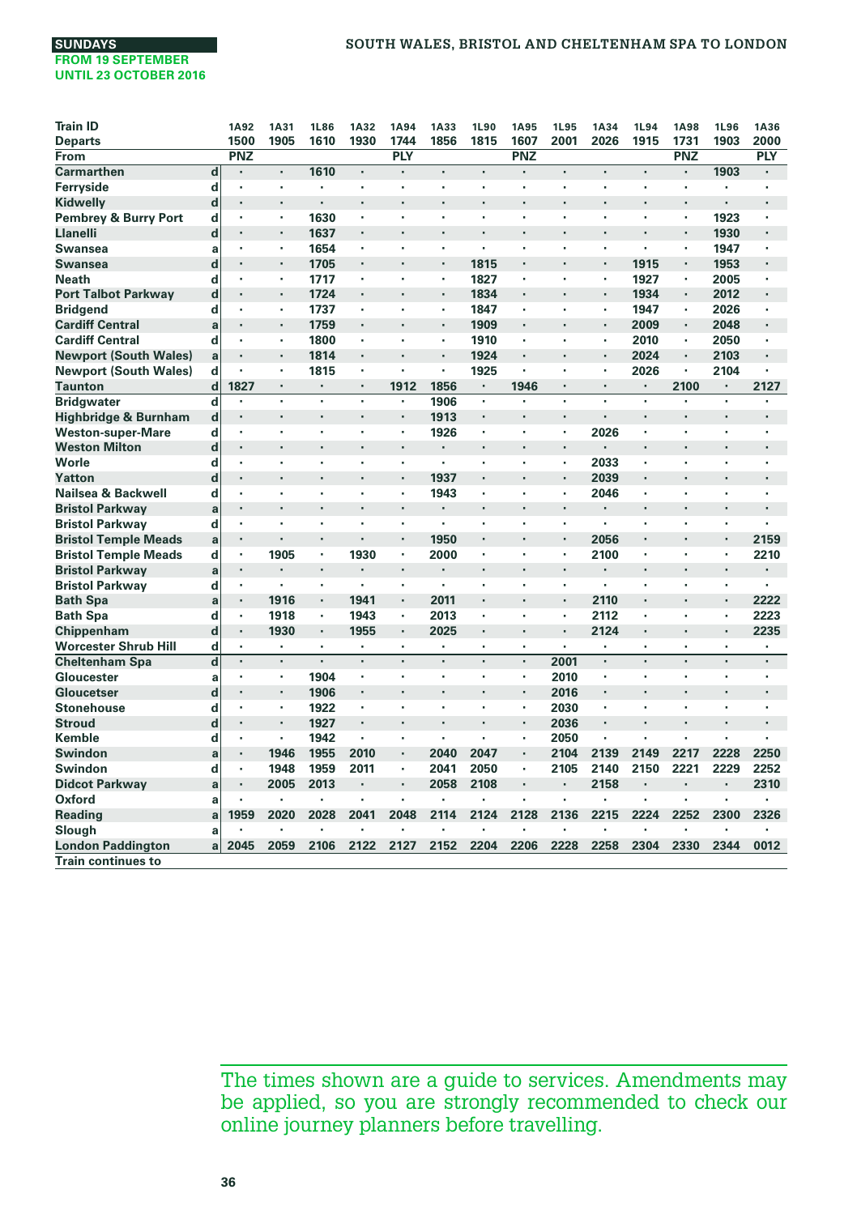**SUNDAYS**
**FROM 19 SEPTEMBER UNTIL 23 OCTOBER 2016**

## SOUTH WALES, BRISTOL AND CHELTENHAM SPA TO LONDON

| Train ID | | 1A92 | 1A31 | 1L86 | 1A32 | 1A94 | 1A33 | 1L90 | 1A95 | 1L95 | 1A34 | 1L94 | 1A98 | 1L96 | 1A36 |
|---|---|---|---|---|---|---|---|---|---|---|---|---|---|---|---|
| Departs | | 1500 | 1905 | 1610 | 1930 | 1744 | 1856 | 1815 | 1607 | 2001 | 2026 | 1915 | 1731 | 1903 | 2000 |
| From | | PNZ | | | | PLY | | | PNZ | | | | PNZ | | PLY |
| Carmarthen | d | · | · | 1610 | · | · | · | · | · | · | · | · | · | 1903 | · |
| Ferryside | d | · | · | · | · | · | · | · | · | · | · | · | · | · | · |
| Kidwelly | d | · | · | · | · | · | · | · | · | · | · | · | · | · | · |
| Pembrey & Burry Port | d | · | · | 1630 | · | · | · | · | · | · | · | · | · | 1923 | · |
| Llanelli | d | · | · | 1637 | · | · | · | · | · | · | · | · | · | 1930 | · |
| Swansea | a | · | · | 1654 | · | · | · | · | · | · | · | · | · | 1947 | · |
| Swansea | d | · | · | 1705 | · | · | · | 1815 | · | · | · | 1915 | · | 1953 | · |
| Neath | d | · | · | 1717 | · | · | · | 1827 | · | · | · | 1927 | · | 2005 | · |
| Port Talbot Parkway | d | · | · | 1724 | · | · | · | 1834 | · | · | · | 1934 | · | 2012 | · |
| Bridgend | d | · | · | 1737 | · | · | · | 1847 | · | · | · | 1947 | · | 2026 | · |
| Cardiff Central | a | · | · | 1759 | · | · | · | 1909 | · | · | · | 2009 | · | 2048 | · |
| Cardiff Central | d | · | · | 1800 | · | · | · | 1910 | · | · | · | 2010 | · | 2050 | · |
| Newport (South Wales) | a | · | · | 1814 | · | · | · | 1924 | · | · | · | 2024 | · | 2103 | · |
| Newport (South Wales) | d | · | · | 1815 | · | · | · | 1925 | · | · | · | 2026 | · | 2104 | · |
| Taunton | d | 1827 | · | · | · | 1912 | 1856 | · | 1946 | · | · | · | 2100 | · | 2127 |
| Bridgwater | d | · | · | · | · | · | 1906 | · | · | · | · | · | · | · | · |
| Highbridge & Burnham | d | · | · | · | · | · | 1913 | · | · | · | · | · | · | · | · |
| Weston-super-Mare | d | · | · | · | · | · | 1926 | · | · | · | 2026 | · | · | · | · |
| Weston Milton | d | · | · | · | · | · | · | · | · | · | · | · | · | · | · |
| Worle | d | · | · | · | · | · | · | · | · | · | 2033 | · | · | · | · |
| Yatton | d | · | · | · | · | · | 1937 | · | · | · | 2039 | · | · | · | · |
| Nailsea & Backwell | d | · | · | · | · | · | 1943 | · | · | · | 2046 | · | · | · | · |
| Bristol Parkway | a | · | · | · | · | · | · | · | · | · | · | · | · | · | · |
| Bristol Parkway | d | · | · | · | · | · | · | · | · | · | · | · | · | · | · |
| Bristol Temple Meads | a | · | · | · | · | · | 1950 | · | · | · | 2056 | · | · | · | 2159 |
| Bristol Temple Meads | d | · | 1905 | · | 1930 | · | 2000 | · | · | · | 2100 | · | · | · | 2210 |
| Bristol Parkway | a | · | · | · | · | · | · | · | · | · | · | · | · | · | · |
| Bristol Parkway | d | · | · | · | · | · | · | · | · | · | · | · | · | · | · |
| Bath Spa | a | · | 1916 | · | 1941 | · | 2011 | · | · | · | 2110 | · | · | · | 2222 |
| Bath Spa | d | · | 1918 | · | 1943 | · | 2013 | · | · | · | 2112 | · | · | · | 2223 |
| Chippenham | d | · | 1930 | · | 1955 | · | 2025 | · | · | · | 2124 | · | · | · | 2235 |
| Worcester Shrub Hill | d | · | · | · | · | · | · | · | · | · | · | · | · | · | · |
| Cheltenham Spa | d | · | · | · | · | · | · | · | · | 2001 | · | · | · | · | · |
| Gloucester | a | · | · | 1904 | · | · | · | · | · | 2010 | · | · | · | · | · |
| Gloucetser | d | · | · | 1906 | · | · | · | · | · | 2016 | · | · | · | · | · |
| Stonehouse | d | · | · | 1922 | · | · | · | · | · | 2030 | · | · | · | · | · |
| Stroud | d | · | · | 1927 | · | · | · | · | · | 2036 | · | · | · | · | · |
| Kemble | d | · | · | 1942 | · | · | · | · | · | 2050 | · | · | · | · | · |
| Swindon | a | · | 1946 | 1955 | 2010 | · | 2040 | 2047 | · | 2104 | 2139 | 2149 | 2217 | 2228 | 2250 |
| Swindon | d | · | 1948 | 1959 | 2011 | · | 2041 | 2050 | · | 2105 | 2140 | 2150 | 2221 | 2229 | 2252 |
| Didcot Parkway | a | · | 2005 | 2013 | · | · | 2058 | 2108 | · | · | 2158 | · | · | · | 2310 |
| Oxford | a | · | · | · | · | · | · | · | · | · | · | · | · | · | · |
| Reading | a | 1959 | 2020 | 2028 | 2041 | 2048 | 2114 | 2124 | 2128 | 2136 | 2215 | 2224 | 2252 | 2300 | 2326 |
| Slough | a | · | · | · | · | · | · | · | · | · | · | · | · | · | · |
| London Paddington | a | 2045 | 2059 | 2106 | 2122 | 2127 | 2152 | 2204 | 2206 | 2228 | 2258 | 2304 | 2330 | 2344 | 0012 |
| Train continues to | | | | | | | | | | | | | | | |

The times shown are a guide to services. Amendments may be applied, so you are strongly recommended to check our online journey planners before travelling.